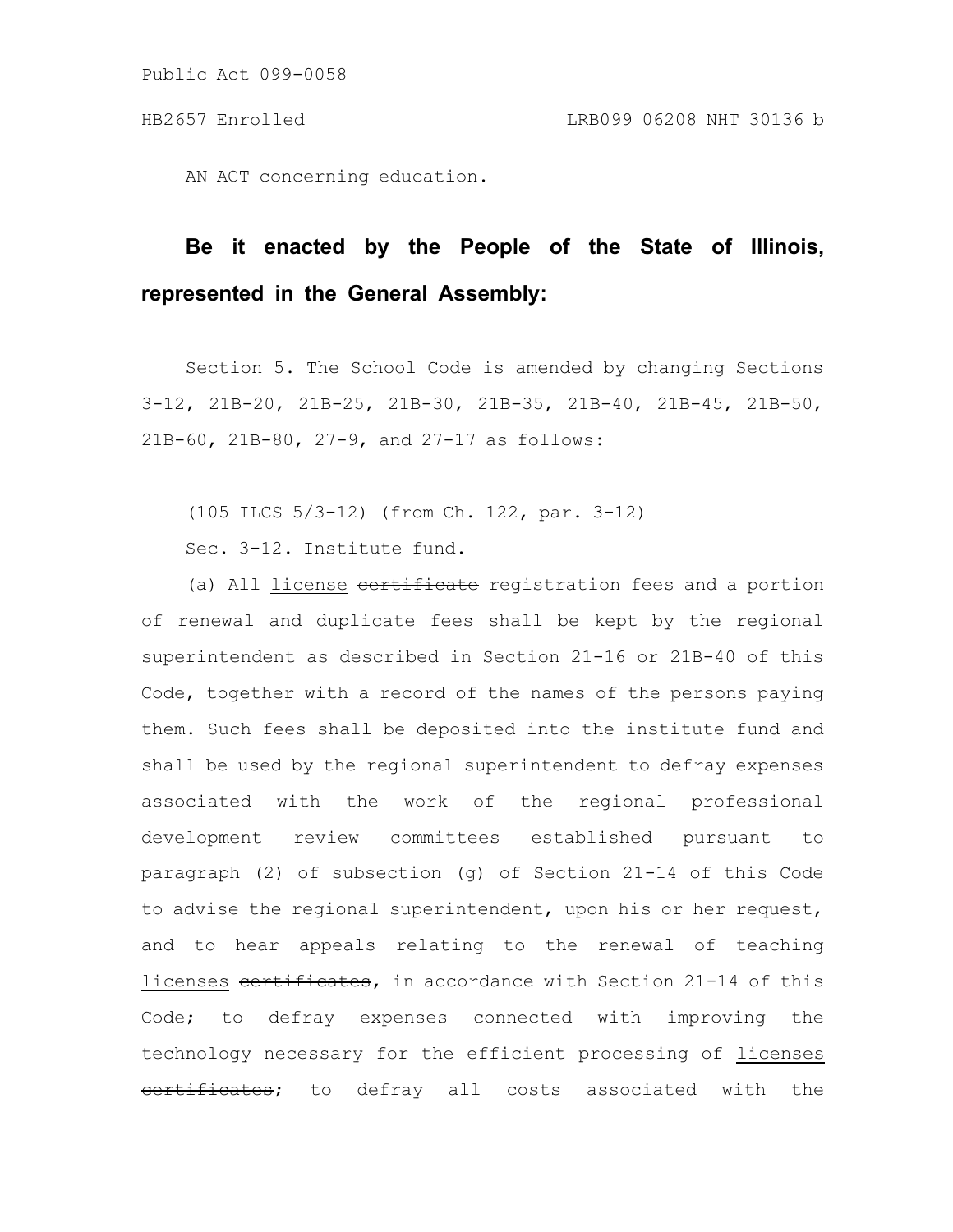AN ACT concerning education.

**Be it enacted by the People of the State of Illinois, represented in the General Assembly:**

Section 5. The School Code is amended by changing Sections 3-12, 21B-20, 21B-25, 21B-30, 21B-35, 21B-40, 21B-45, 21B-50, 21B-60, 21B-80, 27-9, and 27-17 as follows:

(105 ILCS 5/3-12) (from Ch. 122, par. 3-12)

Sec. 3-12. Institute fund.

(a) All <u>license</u> ~~certificate~~ registration fees and a portion of renewal and duplicate fees shall be kept by the regional superintendent as described in Section 21-16 or 21B-40 of this Code, together with a record of the names of the persons paying them. Such fees shall be deposited into the institute fund and shall be used by the regional superintendent to defray expenses associated with the work of the regional professional development review committees established pursuant to paragraph (2) of subsection (g) of Section 21-14 of this Code to advise the regional superintendent, upon his or her request, and to hear appeals relating to the renewal of teaching <u>licenses</u> ~~certificates~~, in accordance with Section 21-14 of this Code; to defray expenses connected with improving the technology necessary for the efficient processing of <u>licenses</u> ~~certificates~~; to defray all costs associated with the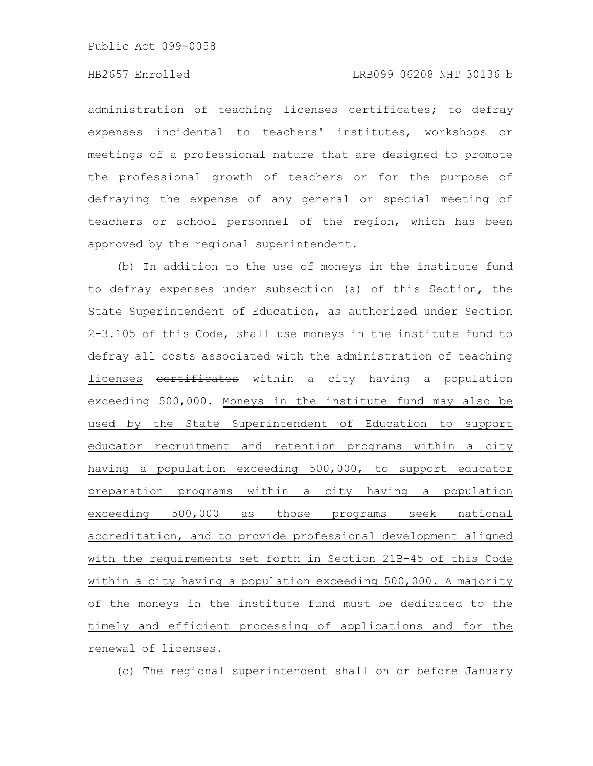administration of teaching licenses ~~certificates~~; to defray expenses incidental to teachers' institutes, workshops or meetings of a professional nature that are designed to promote the professional growth of teachers or for the purpose of defraying the expense of any general or special meeting of teachers or school personnel of the region, which has been approved by the regional superintendent.

(b) In addition to the use of moneys in the institute fund to defray expenses under subsection (a) of this Section, the State Superintendent of Education, as authorized under Section 2-3.105 of this Code, shall use moneys in the institute fund to defray all costs associated with the administration of teaching licenses ~~certificates~~ within a city having a population exceeding 500,000. Moneys in the institute fund may also be used by the State Superintendent of Education to support educator recruitment and retention programs within a city having a population exceeding 500,000, to support educator preparation programs within a city having a population exceeding 500,000 as those programs seek national accreditation, and to provide professional development aligned with the requirements set forth in Section 21B-45 of this Code within a city having a population exceeding 500,000. A majority of the moneys in the institute fund must be dedicated to the timely and efficient processing of applications and for the renewal of licenses.

(c) The regional superintendent shall on or before January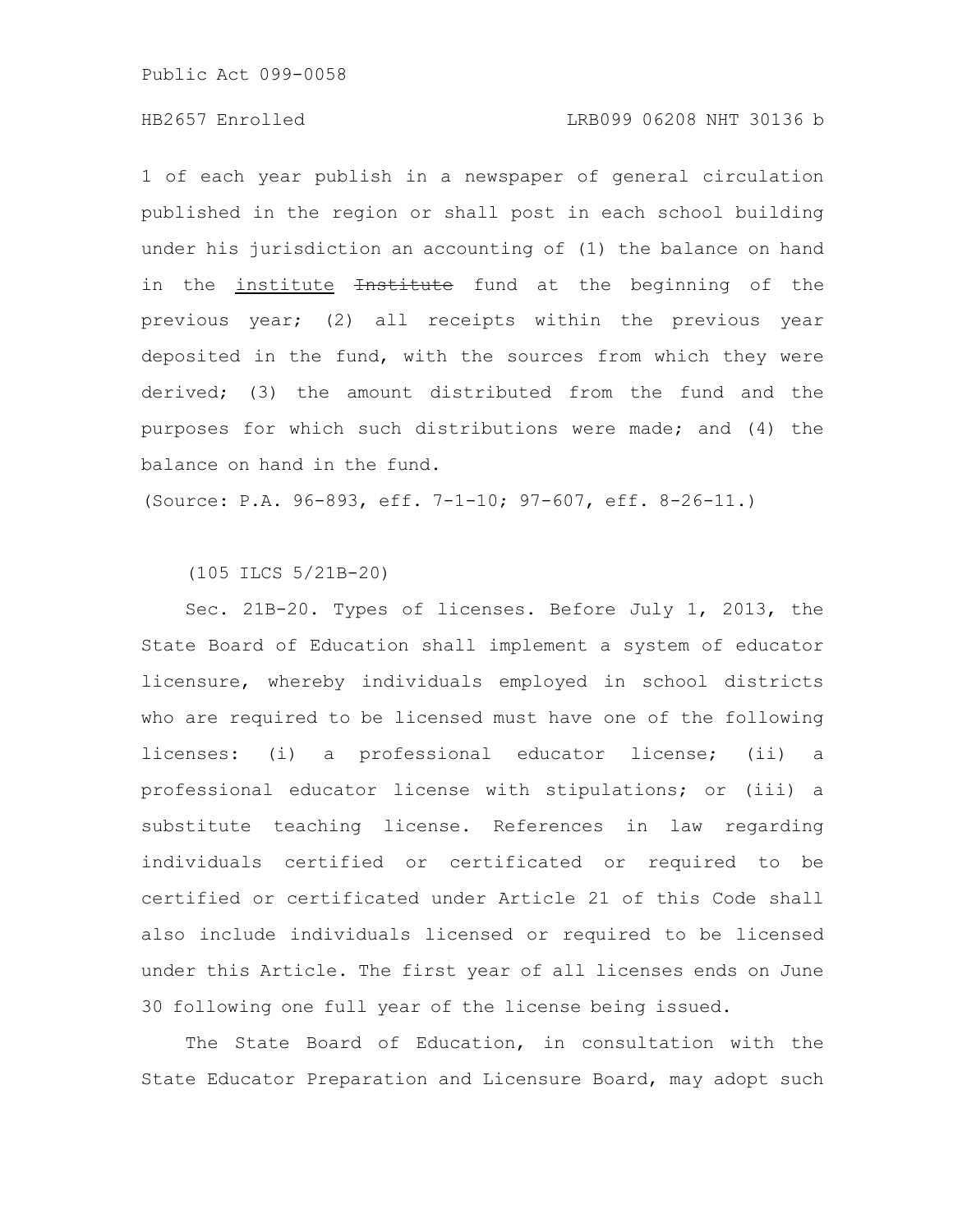1 of each year publish in a newspaper of general circulation published in the region or shall post in each school building under his jurisdiction an accounting of (1) the balance on hand in the <u>institute</u> ~~Institute~~ fund at the beginning of the previous year; (2) all receipts within the previous year deposited in the fund, with the sources from which they were derived; (3) the amount distributed from the fund and the purposes for which such distributions were made; and (4) the balance on hand in the fund.

(Source: P.A. 96-893, eff. 7-1-10; 97-607, eff. 8-26-11.)

(105 ILCS 5/21B-20)

Sec. 21B-20. Types of licenses. Before July 1, 2013, the State Board of Education shall implement a system of educator licensure, whereby individuals employed in school districts who are required to be licensed must have one of the following licenses: (i) a professional educator license; (ii) a professional educator license with stipulations; or (iii) a substitute teaching license. References in law regarding individuals certified or certificated or required to be certified or certificated under Article 21 of this Code shall also include individuals licensed or required to be licensed under this Article. The first year of all licenses ends on June 30 following one full year of the license being issued.

The State Board of Education, in consultation with the State Educator Preparation and Licensure Board, may adopt such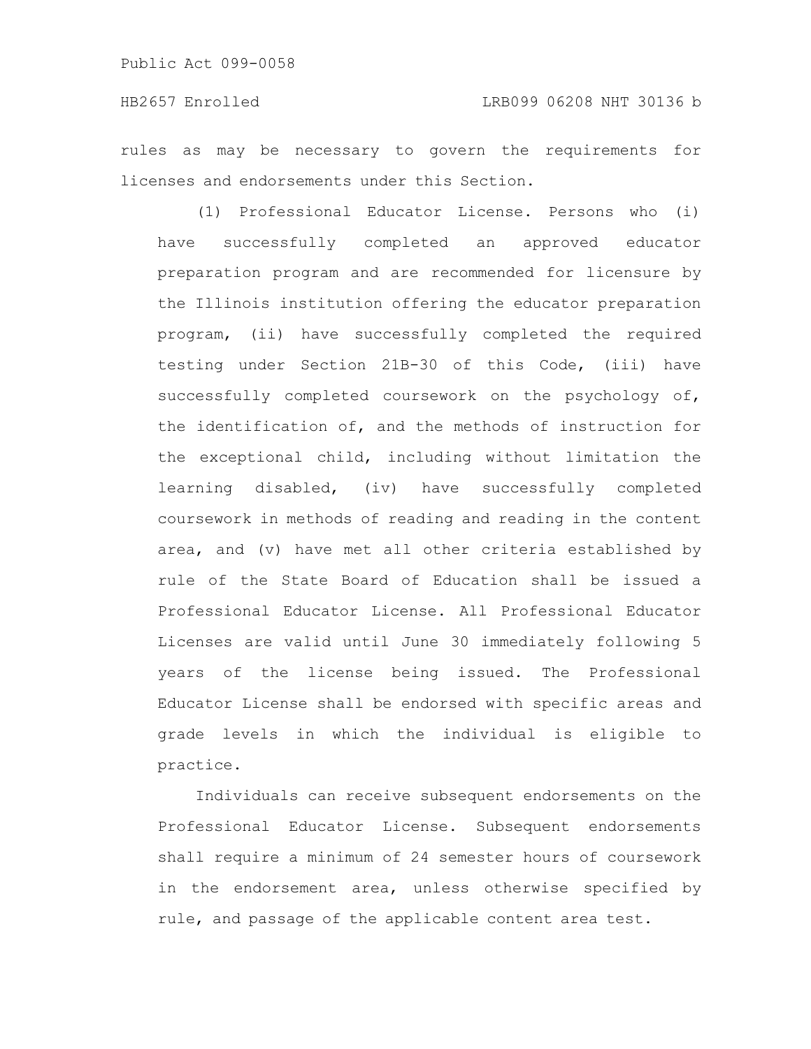rules as may be necessary to govern the requirements for licenses and endorsements under this Section.

(1) Professional Educator License. Persons who (i) have successfully completed an approved educator preparation program and are recommended for licensure by the Illinois institution offering the educator preparation program, (ii) have successfully completed the required testing under Section 21B-30 of this Code, (iii) have successfully completed coursework on the psychology of, the identification of, and the methods of instruction for the exceptional child, including without limitation the learning disabled, (iv) have successfully completed coursework in methods of reading and reading in the content area, and (v) have met all other criteria established by rule of the State Board of Education shall be issued a Professional Educator License. All Professional Educator Licenses are valid until June 30 immediately following 5 years of the license being issued. The Professional Educator License shall be endorsed with specific areas and grade levels in which the individual is eligible to practice.

Individuals can receive subsequent endorsements on the Professional Educator License. Subsequent endorsements shall require a minimum of 24 semester hours of coursework in the endorsement area, unless otherwise specified by rule, and passage of the applicable content area test.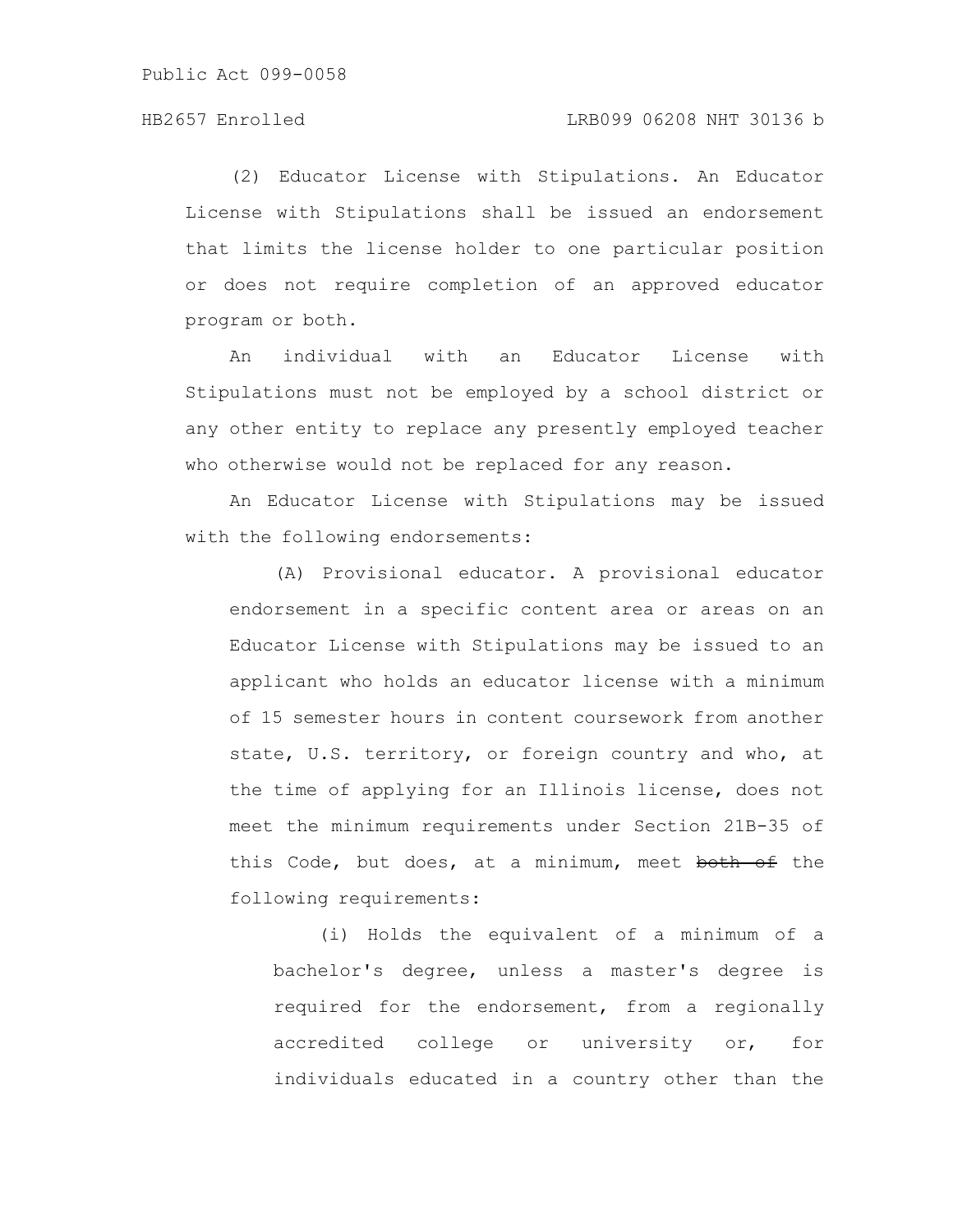(2) Educator License with Stipulations. An Educator License with Stipulations shall be issued an endorsement that limits the license holder to one particular position or does not require completion of an approved educator program or both.

An individual with an Educator License with Stipulations must not be employed by a school district or any other entity to replace any presently employed teacher who otherwise would not be replaced for any reason.

An Educator License with Stipulations may be issued with the following endorsements:

(A) Provisional educator. A provisional educator endorsement in a specific content area or areas on an Educator License with Stipulations may be issued to an applicant who holds an educator license with a minimum of 15 semester hours in content coursework from another state, U.S. territory, or foreign country and who, at the time of applying for an Illinois license, does not meet the minimum requirements under Section 21B-35 of this Code, but does, at a minimum, meet ~~both of~~ the following requirements:

(i) Holds the equivalent of a minimum of a bachelor's degree, unless a master's degree is required for the endorsement, from a regionally accredited college or university or, for individuals educated in a country other than the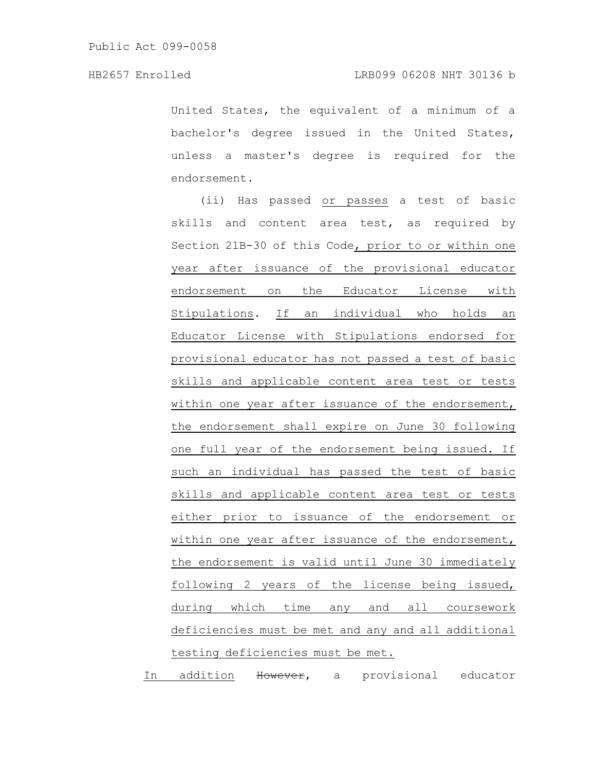United States, the equivalent of a minimum of a bachelor's degree issued in the United States, unless a master's degree is required for the endorsement.

(ii) Has passed or passes a test of basic skills and content area test, as required by Section 21B-30 of this Code, prior to or within one year after issuance of the provisional educator endorsement on the Educator License with Stipulations. If an individual who holds an Educator License with Stipulations endorsed for provisional educator has not passed a test of basic skills and applicable content area test or tests within one year after issuance of the endorsement, the endorsement shall expire on June 30 following one full year of the endorsement being issued. If such an individual has passed the test of basic skills and applicable content area test or tests either prior to issuance of the endorsement or within one year after issuance of the endorsement, the endorsement is valid until June 30 immediately following 2 years of the license being issued, during which time any and all coursework deficiencies must be met and any and all additional testing deficiencies must be met.

In addition ~~However~~, a provisional educator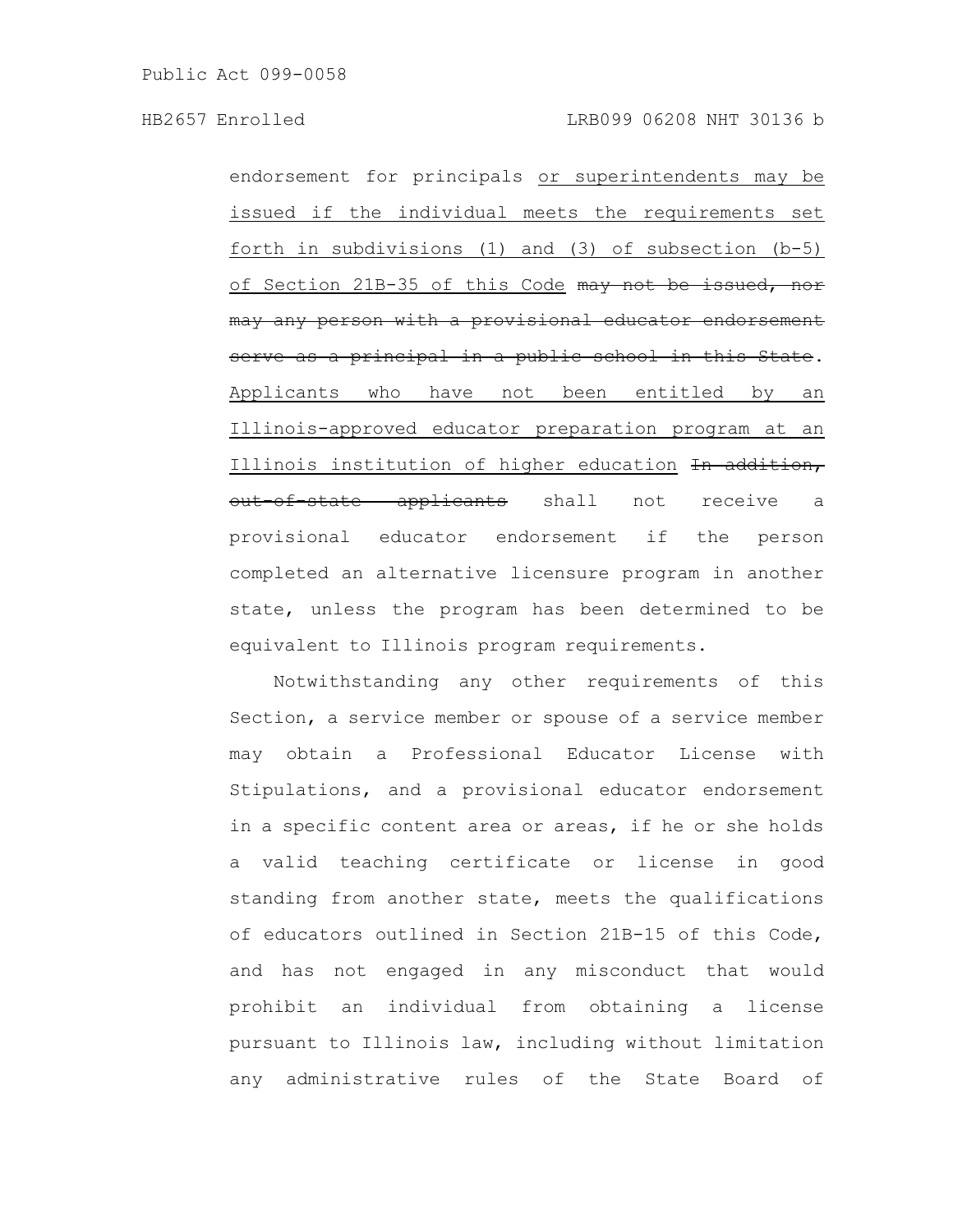endorsement for principals or superintendents may be issued if the individual meets the requirements set forth in subdivisions (1) and (3) of subsection (b-5) of Section 21B-35 of this Code ~~may not be issued, nor may any person with a provisional educator endorsement serve as a principal in a public school in this State~~. Applicants who have not been entitled by an Illinois-approved educator preparation program at an Illinois institution of higher education ~~In addition, out-of-state applicants~~ shall not receive a provisional educator endorsement if the person completed an alternative licensure program in another state, unless the program has been determined to be equivalent to Illinois program requirements.

Notwithstanding any other requirements of this Section, a service member or spouse of a service member may obtain a Professional Educator License with Stipulations, and a provisional educator endorsement in a specific content area or areas, if he or she holds a valid teaching certificate or license in good standing from another state, meets the qualifications of educators outlined in Section 21B-15 of this Code, and has not engaged in any misconduct that would prohibit an individual from obtaining a license pursuant to Illinois law, including without limitation any administrative rules of the State Board of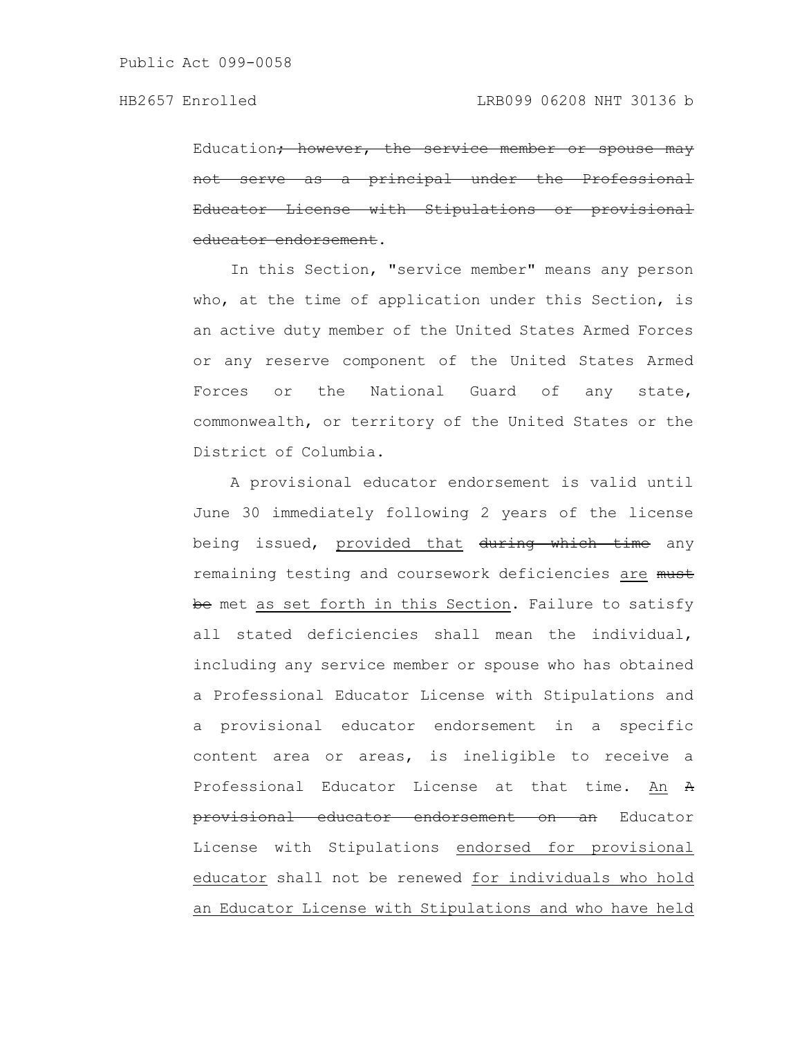Education~~; however, the service member or spouse may not serve as a principal under the Professional Educator License with Stipulations or provisional educator endorsement~~.

In this Section, "service member" means any person who, at the time of application under this Section, is an active duty member of the United States Armed Forces or any reserve component of the United States Armed Forces or the National Guard of any state, commonwealth, or territory of the United States or the District of Columbia.

A provisional educator endorsement is valid until June 30 immediately following 2 years of the license being issued, <u>provided that</u> ~~during which time~~ any remaining testing and coursework deficiencies <u>are</u> ~~must be~~ met <u>as set forth in this Section</u>. Failure to satisfy all stated deficiencies shall mean the individual, including any service member or spouse who has obtained a Professional Educator License with Stipulations and a provisional educator endorsement in a specific content area or areas, is ineligible to receive a Professional Educator License at that time. <u>An</u> ~~A provisional educator endorsement on an~~ Educator License with Stipulations <u>endorsed for provisional educator</u> shall not be renewed <u>for individuals who hold an Educator License with Stipulations and who have held</u>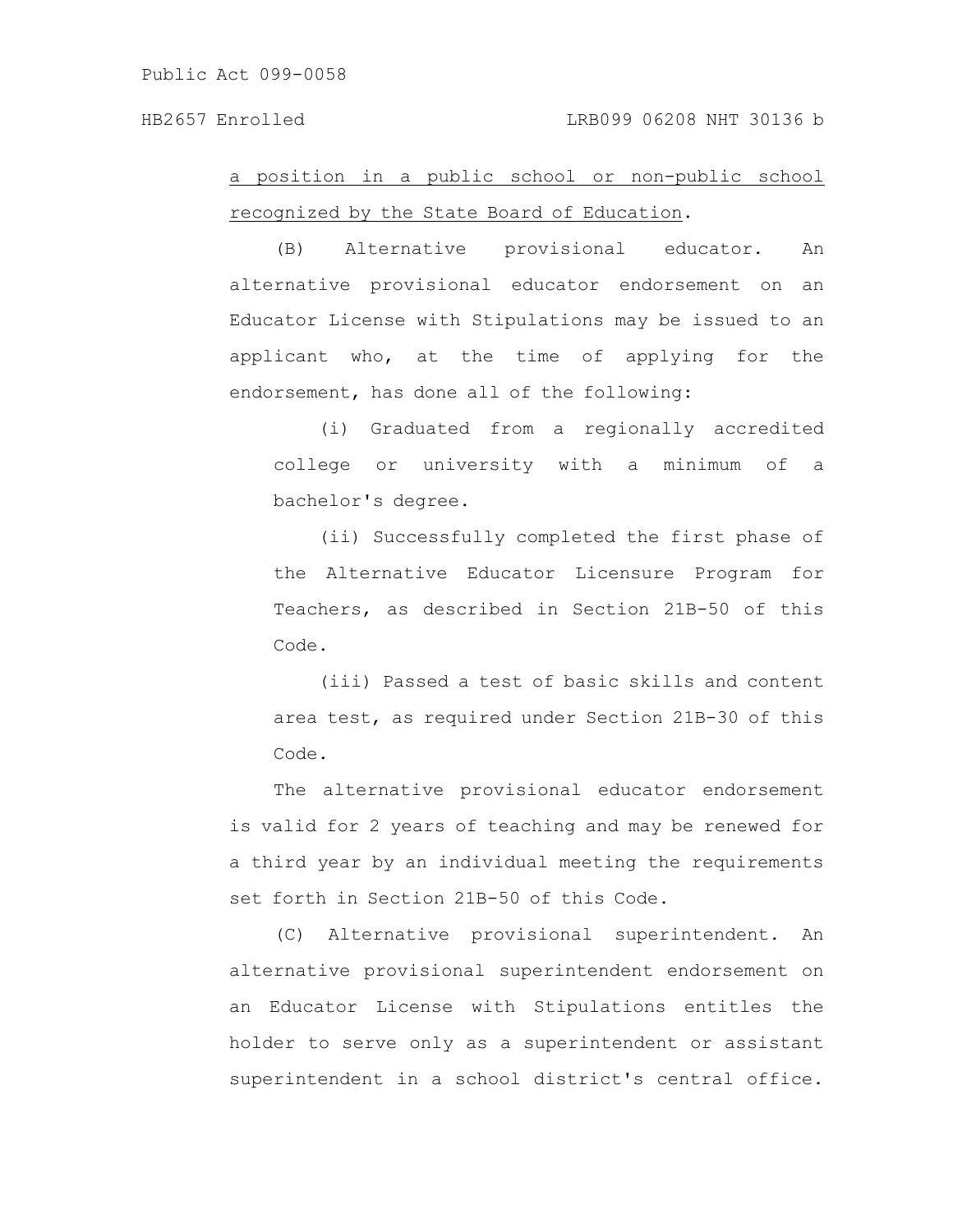a position in a public school or non-public school recognized by the State Board of Education.

(B) Alternative provisional educator. An alternative provisional educator endorsement on an Educator License with Stipulations may be issued to an applicant who, at the time of applying for the endorsement, has done all of the following:

(i) Graduated from a regionally accredited college or university with a minimum of a bachelor's degree.

(ii) Successfully completed the first phase of the Alternative Educator Licensure Program for Teachers, as described in Section 21B-50 of this Code.

(iii) Passed a test of basic skills and content area test, as required under Section 21B-30 of this Code.

The alternative provisional educator endorsement is valid for 2 years of teaching and may be renewed for a third year by an individual meeting the requirements set forth in Section 21B-50 of this Code.

(C) Alternative provisional superintendent. An alternative provisional superintendent endorsement on an Educator License with Stipulations entitles the holder to serve only as a superintendent or assistant superintendent in a school district's central office.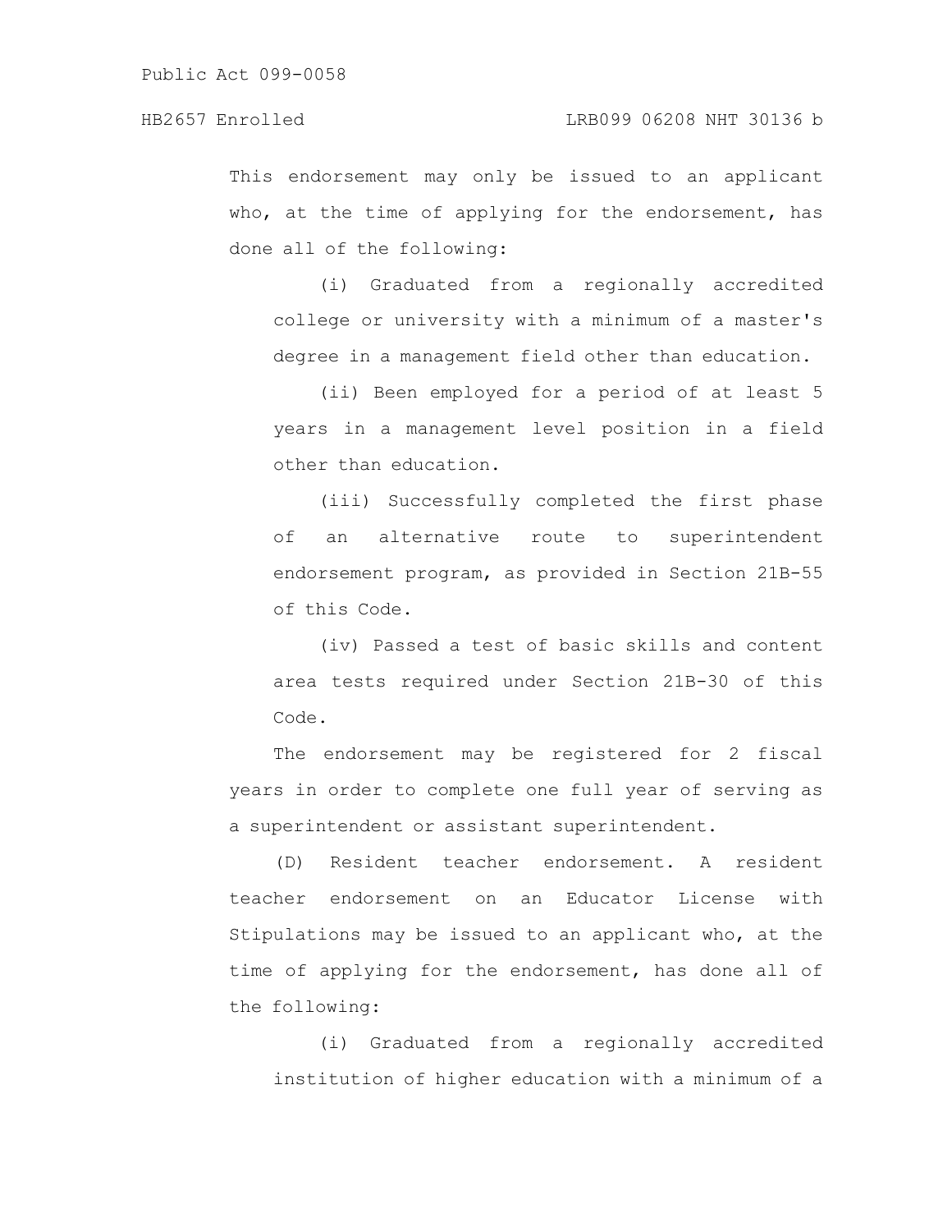This endorsement may only be issued to an applicant who, at the time of applying for the endorsement, has done all of the following:

(i) Graduated from a regionally accredited college or university with a minimum of a master's degree in a management field other than education.

(ii) Been employed for a period of at least 5 years in a management level position in a field other than education.

(iii) Successfully completed the first phase of an alternative route to superintendent endorsement program, as provided in Section 21B-55 of this Code.

(iv) Passed a test of basic skills and content area tests required under Section 21B-30 of this Code.

The endorsement may be registered for 2 fiscal years in order to complete one full year of serving as a superintendent or assistant superintendent.

(D) Resident teacher endorsement. A resident teacher endorsement on an Educator License with Stipulations may be issued to an applicant who, at the time of applying for the endorsement, has done all of the following:

(i) Graduated from a regionally accredited institution of higher education with a minimum of a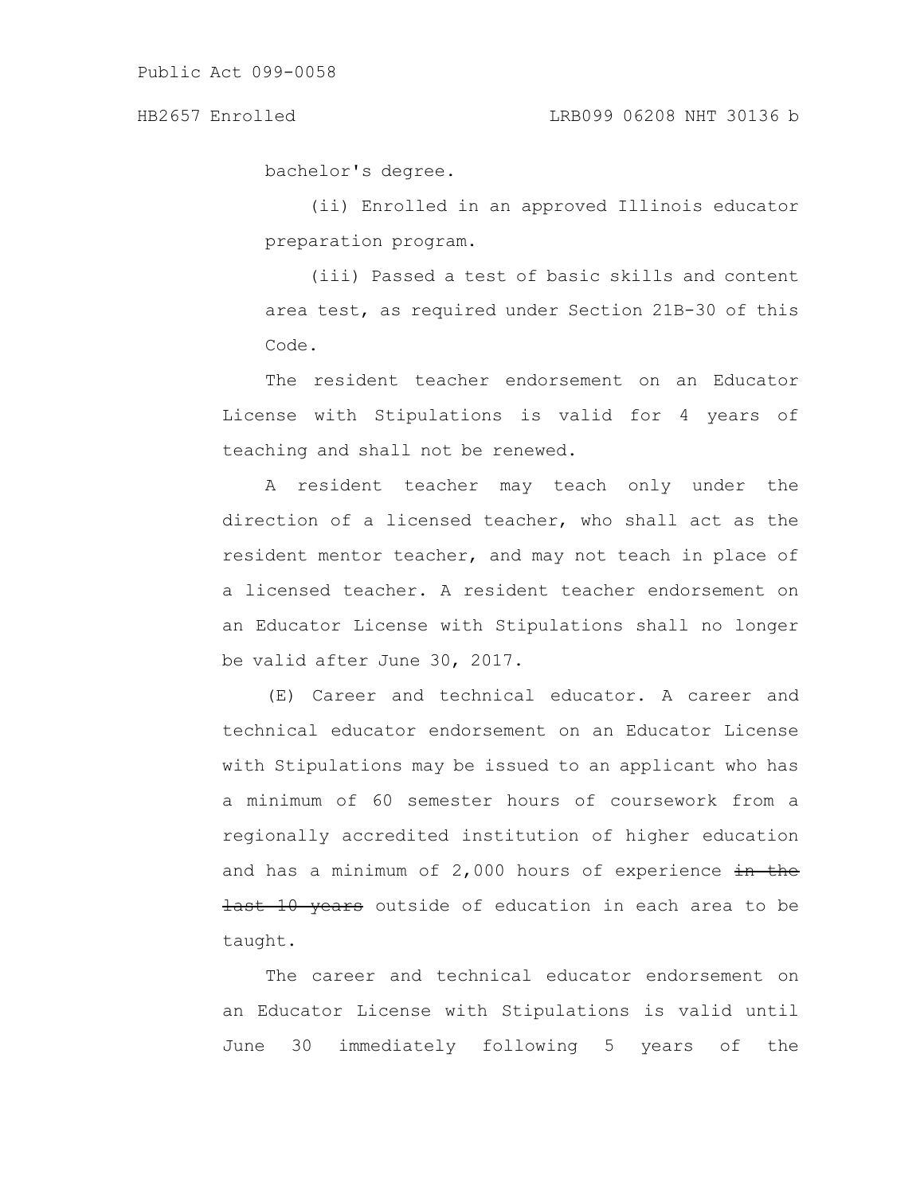bachelor's degree.

(ii) Enrolled in an approved Illinois educator preparation program.

(iii) Passed a test of basic skills and content area test, as required under Section 21B-30 of this Code.

The resident teacher endorsement on an Educator License with Stipulations is valid for 4 years of teaching and shall not be renewed.

A resident teacher may teach only under the direction of a licensed teacher, who shall act as the resident mentor teacher, and may not teach in place of a licensed teacher. A resident teacher endorsement on an Educator License with Stipulations shall no longer be valid after June 30, 2017.

(E) Career and technical educator. A career and technical educator endorsement on an Educator License with Stipulations may be issued to an applicant who has a minimum of 60 semester hours of coursework from a regionally accredited institution of higher education and has a minimum of 2,000 hours of experience ~~in the last 10 years~~ outside of education in each area to be taught.

The career and technical educator endorsement on an Educator License with Stipulations is valid until June 30 immediately following 5 years of the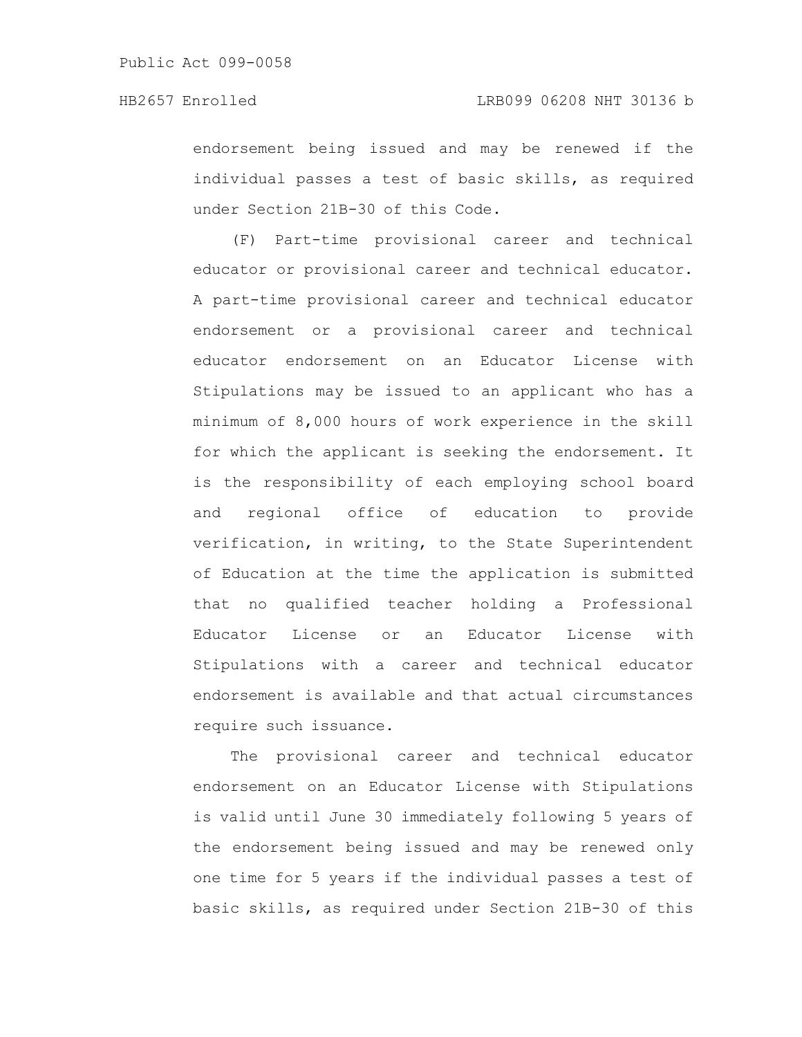endorsement being issued and may be renewed if the individual passes a test of basic skills, as required under Section 21B-30 of this Code.

(F) Part-time provisional career and technical educator or provisional career and technical educator. A part-time provisional career and technical educator endorsement or a provisional career and technical educator endorsement on an Educator License with Stipulations may be issued to an applicant who has a minimum of 8,000 hours of work experience in the skill for which the applicant is seeking the endorsement. It is the responsibility of each employing school board and regional office of education to provide verification, in writing, to the State Superintendent of Education at the time the application is submitted that no qualified teacher holding a Professional Educator License or an Educator License with Stipulations with a career and technical educator endorsement is available and that actual circumstances require such issuance.

The provisional career and technical educator endorsement on an Educator License with Stipulations is valid until June 30 immediately following 5 years of the endorsement being issued and may be renewed only one time for 5 years if the individual passes a test of basic skills, as required under Section 21B-30 of this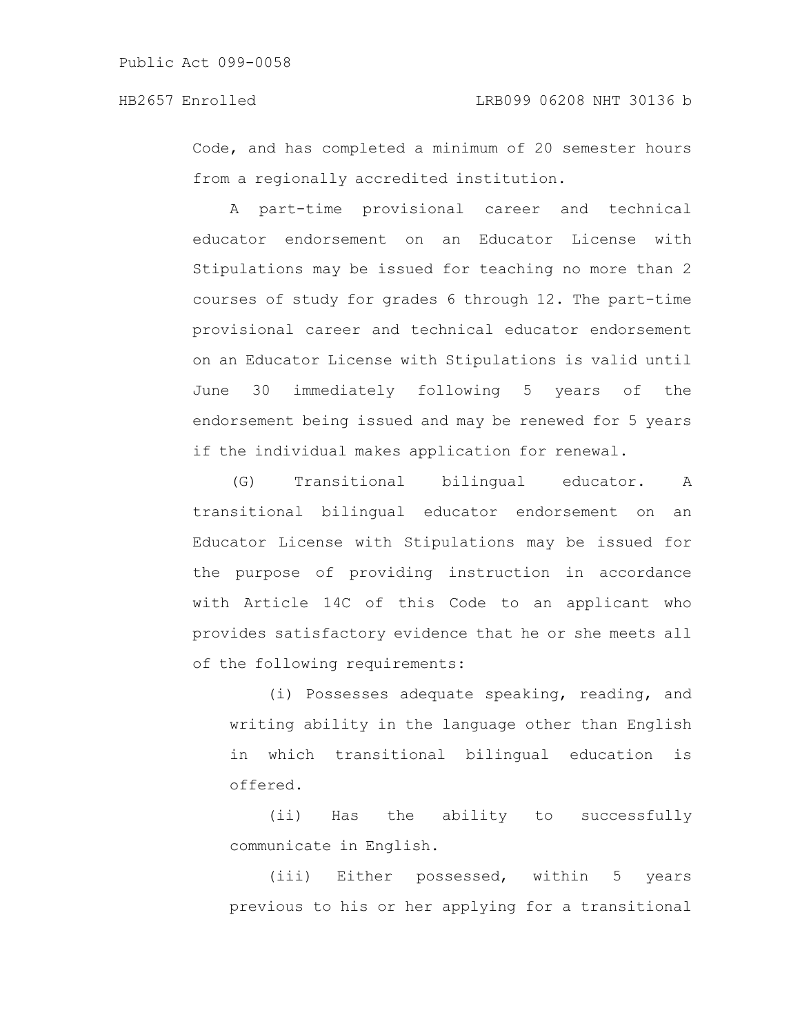Code, and has completed a minimum of 20 semester hours from a regionally accredited institution.

A part-time provisional career and technical educator endorsement on an Educator License with Stipulations may be issued for teaching no more than 2 courses of study for grades 6 through 12. The part-time provisional career and technical educator endorsement on an Educator License with Stipulations is valid until June 30 immediately following 5 years of the endorsement being issued and may be renewed for 5 years if the individual makes application for renewal.

(G) Transitional bilingual educator. A transitional bilingual educator endorsement on an Educator License with Stipulations may be issued for the purpose of providing instruction in accordance with Article 14C of this Code to an applicant who provides satisfactory evidence that he or she meets all of the following requirements:

(i) Possesses adequate speaking, reading, and writing ability in the language other than English in which transitional bilingual education is offered.

(ii) Has the ability to successfully communicate in English.

(iii) Either possessed, within 5 years previous to his or her applying for a transitional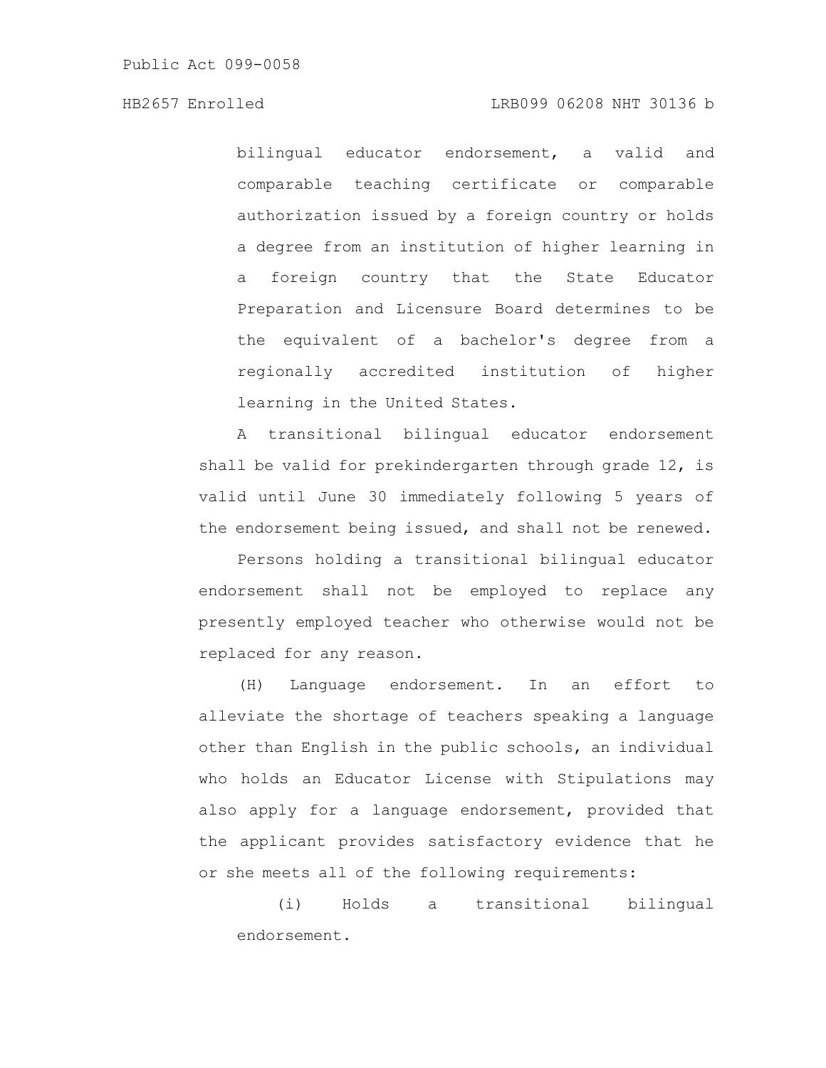bilingual educator endorsement, a valid and comparable teaching certificate or comparable authorization issued by a foreign country or holds a degree from an institution of higher learning in a foreign country that the State Educator Preparation and Licensure Board determines to be the equivalent of a bachelor's degree from a regionally accredited institution of higher learning in the United States.

A transitional bilingual educator endorsement shall be valid for prekindergarten through grade 12, is valid until June 30 immediately following 5 years of the endorsement being issued, and shall not be renewed.

Persons holding a transitional bilingual educator endorsement shall not be employed to replace any presently employed teacher who otherwise would not be replaced for any reason.

(H) Language endorsement. In an effort to alleviate the shortage of teachers speaking a language other than English in the public schools, an individual who holds an Educator License with Stipulations may also apply for a language endorsement, provided that the applicant provides satisfactory evidence that he or she meets all of the following requirements:

(i) Holds a transitional bilingual endorsement.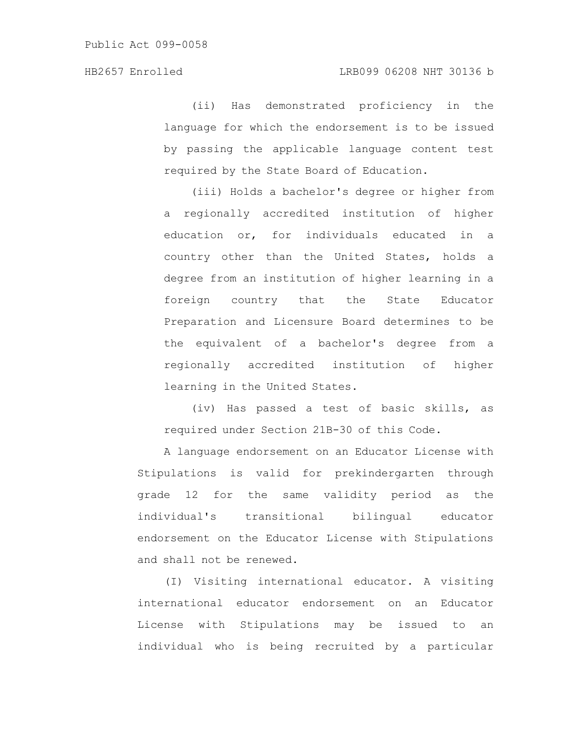(ii) Has demonstrated proficiency in the language for which the endorsement is to be issued by passing the applicable language content test required by the State Board of Education.

(iii) Holds a bachelor's degree or higher from a regionally accredited institution of higher education or, for individuals educated in a country other than the United States, holds a degree from an institution of higher learning in a foreign country that the State Educator Preparation and Licensure Board determines to be the equivalent of a bachelor's degree from a regionally accredited institution of higher learning in the United States.

(iv) Has passed a test of basic skills, as required under Section 21B-30 of this Code.

A language endorsement on an Educator License with Stipulations is valid for prekindergarten through grade 12 for the same validity period as the individual's transitional bilingual educator endorsement on the Educator License with Stipulations and shall not be renewed.

(I) Visiting international educator. A visiting international educator endorsement on an Educator License with Stipulations may be issued to an individual who is being recruited by a particular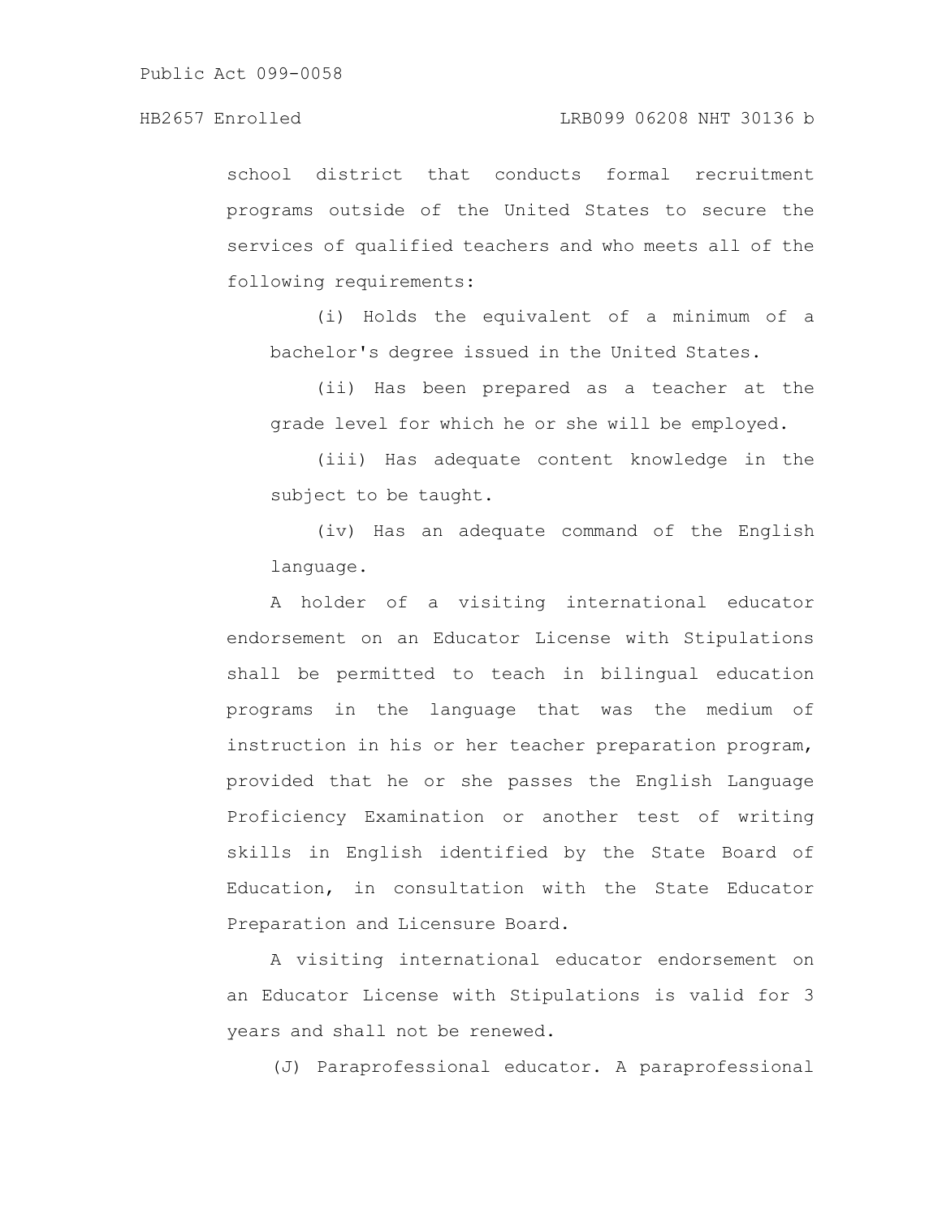school district that conducts formal recruitment programs outside of the United States to secure the services of qualified teachers and who meets all of the following requirements:

(i) Holds the equivalent of a minimum of a bachelor's degree issued in the United States.

(ii) Has been prepared as a teacher at the grade level for which he or she will be employed.

(iii) Has adequate content knowledge in the subject to be taught.

(iv) Has an adequate command of the English language.

A holder of a visiting international educator endorsement on an Educator License with Stipulations shall be permitted to teach in bilingual education programs in the language that was the medium of instruction in his or her teacher preparation program, provided that he or she passes the English Language Proficiency Examination or another test of writing skills in English identified by the State Board of Education, in consultation with the State Educator Preparation and Licensure Board.

A visiting international educator endorsement on an Educator License with Stipulations is valid for 3 years and shall not be renewed.

(J) Paraprofessional educator. A paraprofessional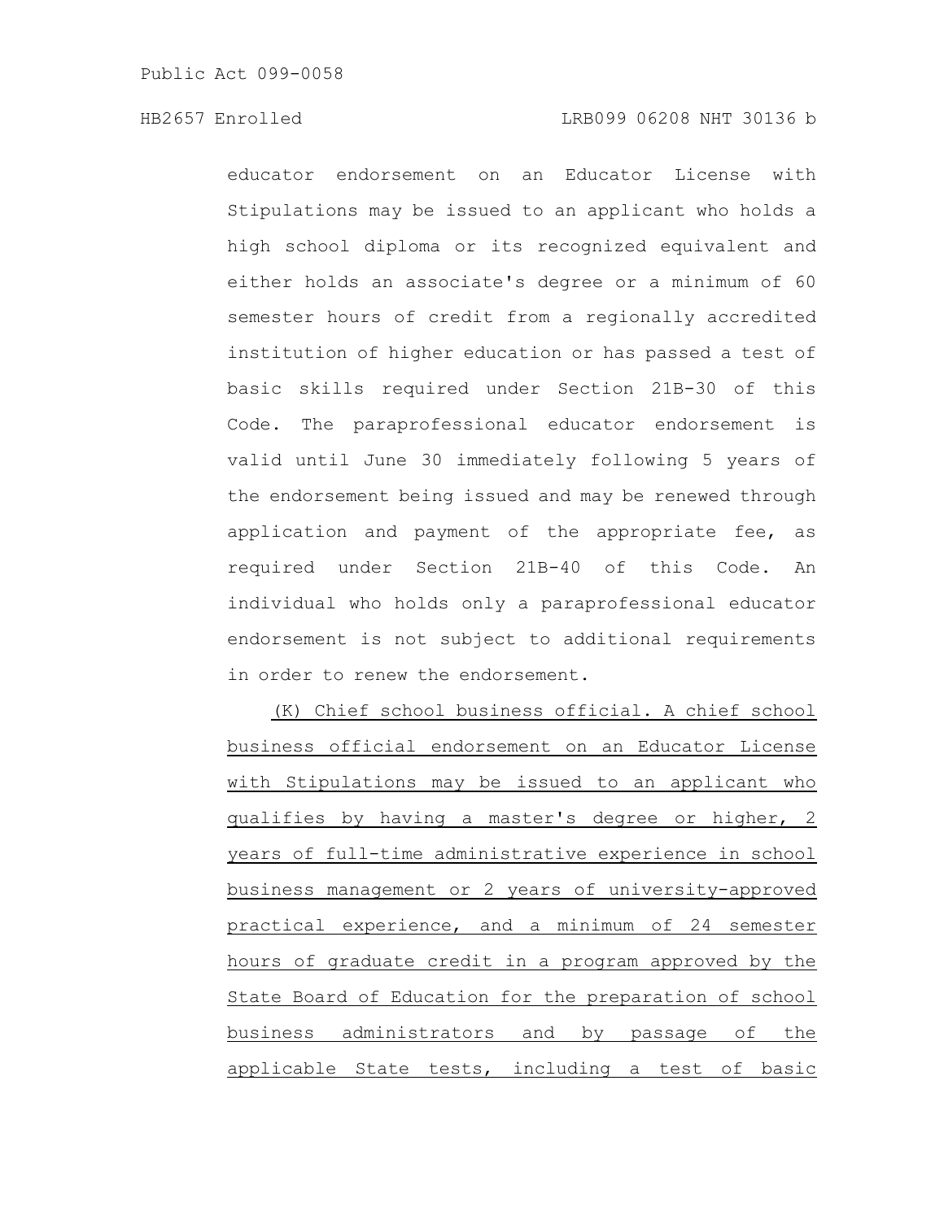educator endorsement on an Educator License with Stipulations may be issued to an applicant who holds a high school diploma or its recognized equivalent and either holds an associate's degree or a minimum of 60 semester hours of credit from a regionally accredited institution of higher education or has passed a test of basic skills required under Section 21B-30 of this Code. The paraprofessional educator endorsement is valid until June 30 immediately following 5 years of the endorsement being issued and may be renewed through application and payment of the appropriate fee, as required under Section 21B-40 of this Code. An individual who holds only a paraprofessional educator endorsement is not subject to additional requirements in order to renew the endorsement.

(K) Chief school business official. A chief school business official endorsement on an Educator License with Stipulations may be issued to an applicant who qualifies by having a master's degree or higher, 2 years of full-time administrative experience in school business management or 2 years of university-approved practical experience, and a minimum of 24 semester hours of graduate credit in a program approved by the State Board of Education for the preparation of school business administrators and by passage of the applicable State tests, including a test of basic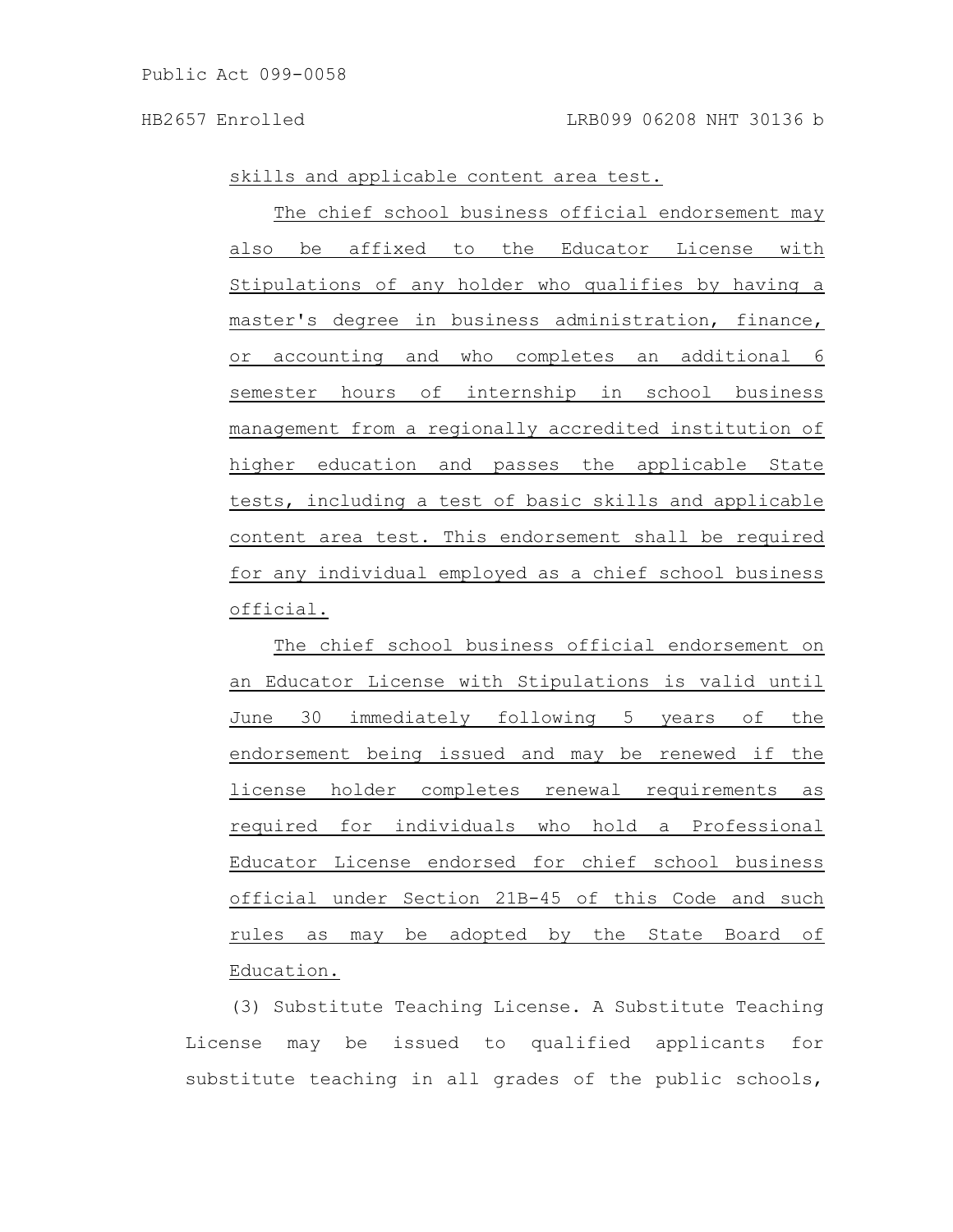skills and applicable content area test.

The chief school business official endorsement may also be affixed to the Educator License with Stipulations of any holder who qualifies by having a master's degree in business administration, finance, or accounting and who completes an additional 6 semester hours of internship in school business management from a regionally accredited institution of higher education and passes the applicable State tests, including a test of basic skills and applicable content area test. This endorsement shall be required for any individual employed as a chief school business official.

The chief school business official endorsement on an Educator License with Stipulations is valid until June 30 immediately following 5 years of the endorsement being issued and may be renewed if the license holder completes renewal requirements as required for individuals who hold a Professional Educator License endorsed for chief school business official under Section 21B-45 of this Code and such rules as may be adopted by the State Board of Education.

(3) Substitute Teaching License. A Substitute Teaching License may be issued to qualified applicants for substitute teaching in all grades of the public schools,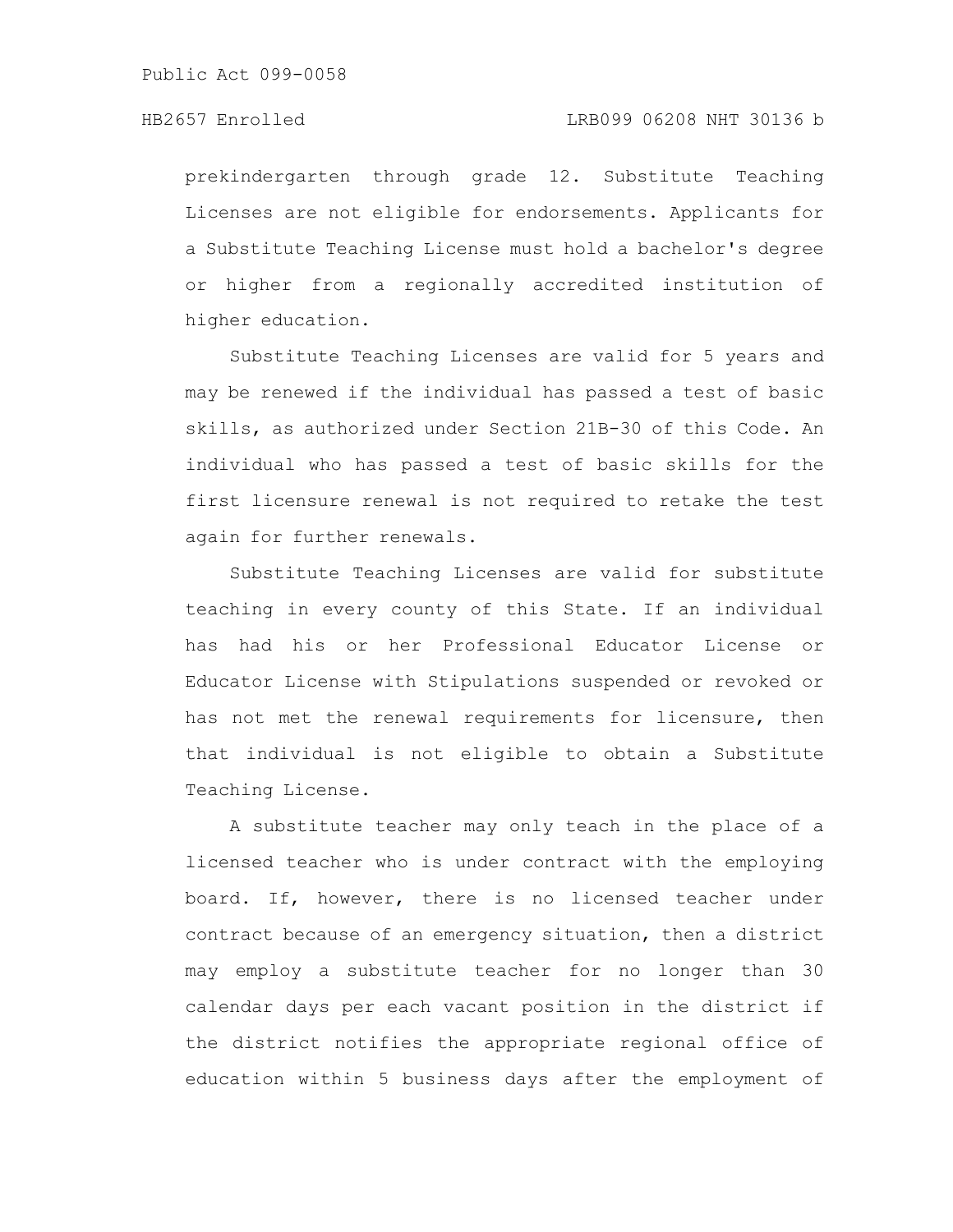prekindergarten through grade 12. Substitute Teaching Licenses are not eligible for endorsements. Applicants for a Substitute Teaching License must hold a bachelor's degree or higher from a regionally accredited institution of higher education.

Substitute Teaching Licenses are valid for 5 years and may be renewed if the individual has passed a test of basic skills, as authorized under Section 21B-30 of this Code. An individual who has passed a test of basic skills for the first licensure renewal is not required to retake the test again for further renewals.

Substitute Teaching Licenses are valid for substitute teaching in every county of this State. If an individual has had his or her Professional Educator License or Educator License with Stipulations suspended or revoked or has not met the renewal requirements for licensure, then that individual is not eligible to obtain a Substitute Teaching License.

A substitute teacher may only teach in the place of a licensed teacher who is under contract with the employing board. If, however, there is no licensed teacher under contract because of an emergency situation, then a district may employ a substitute teacher for no longer than 30 calendar days per each vacant position in the district if the district notifies the appropriate regional office of education within 5 business days after the employment of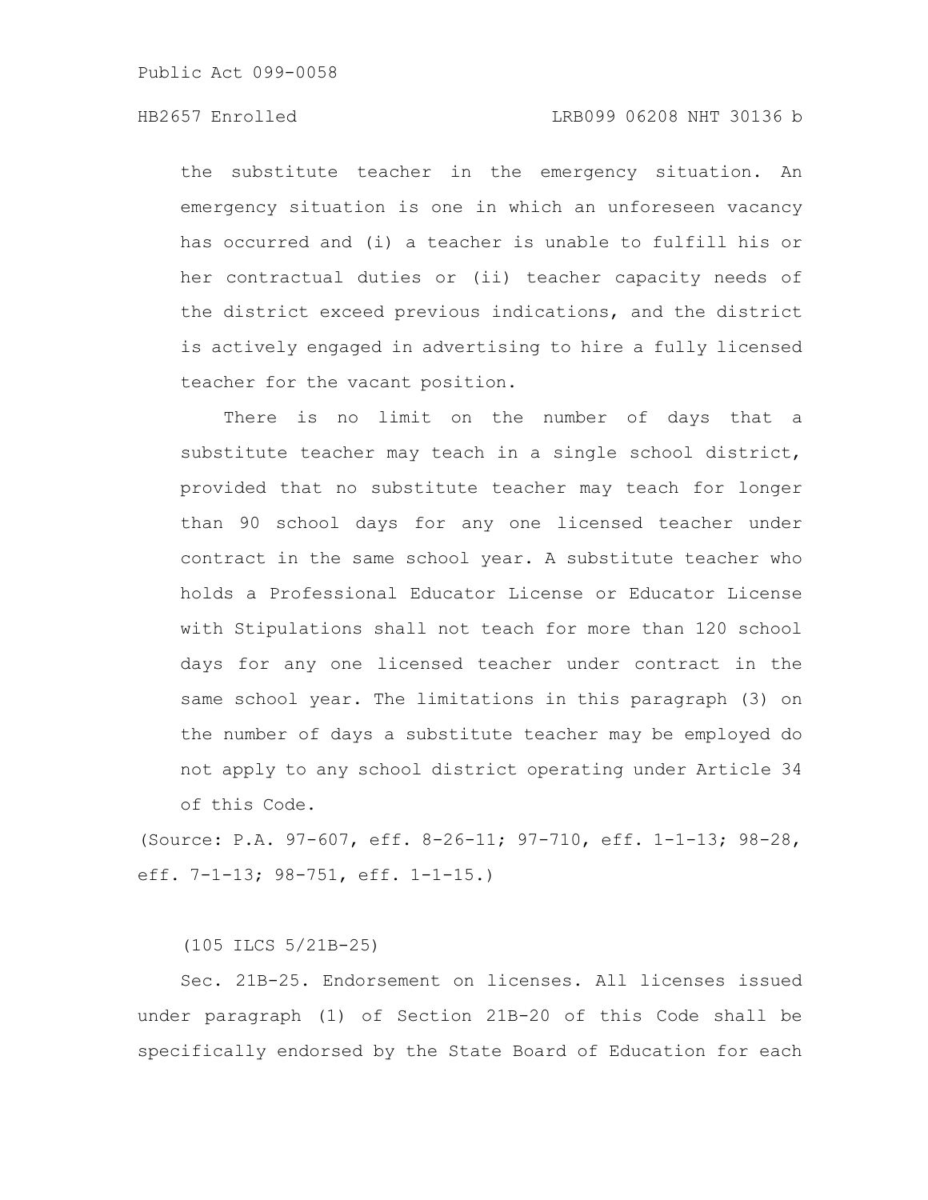the substitute teacher in the emergency situation. An emergency situation is one in which an unforeseen vacancy has occurred and (i) a teacher is unable to fulfill his or her contractual duties or (ii) teacher capacity needs of the district exceed previous indications, and the district is actively engaged in advertising to hire a fully licensed teacher for the vacant position.

There is no limit on the number of days that a substitute teacher may teach in a single school district, provided that no substitute teacher may teach for longer than 90 school days for any one licensed teacher under contract in the same school year. A substitute teacher who holds a Professional Educator License or Educator License with Stipulations shall not teach for more than 120 school days for any one licensed teacher under contract in the same school year. The limitations in this paragraph (3) on the number of days a substitute teacher may be employed do not apply to any school district operating under Article 34 of this Code.

(Source: P.A. 97-607, eff. 8-26-11; 97-710, eff. 1-1-13; 98-28, eff. 7-1-13; 98-751, eff. 1-1-15.)

(105 ILCS 5/21B-25)

Sec. 21B-25. Endorsement on licenses. All licenses issued under paragraph (1) of Section 21B-20 of this Code shall be specifically endorsed by the State Board of Education for each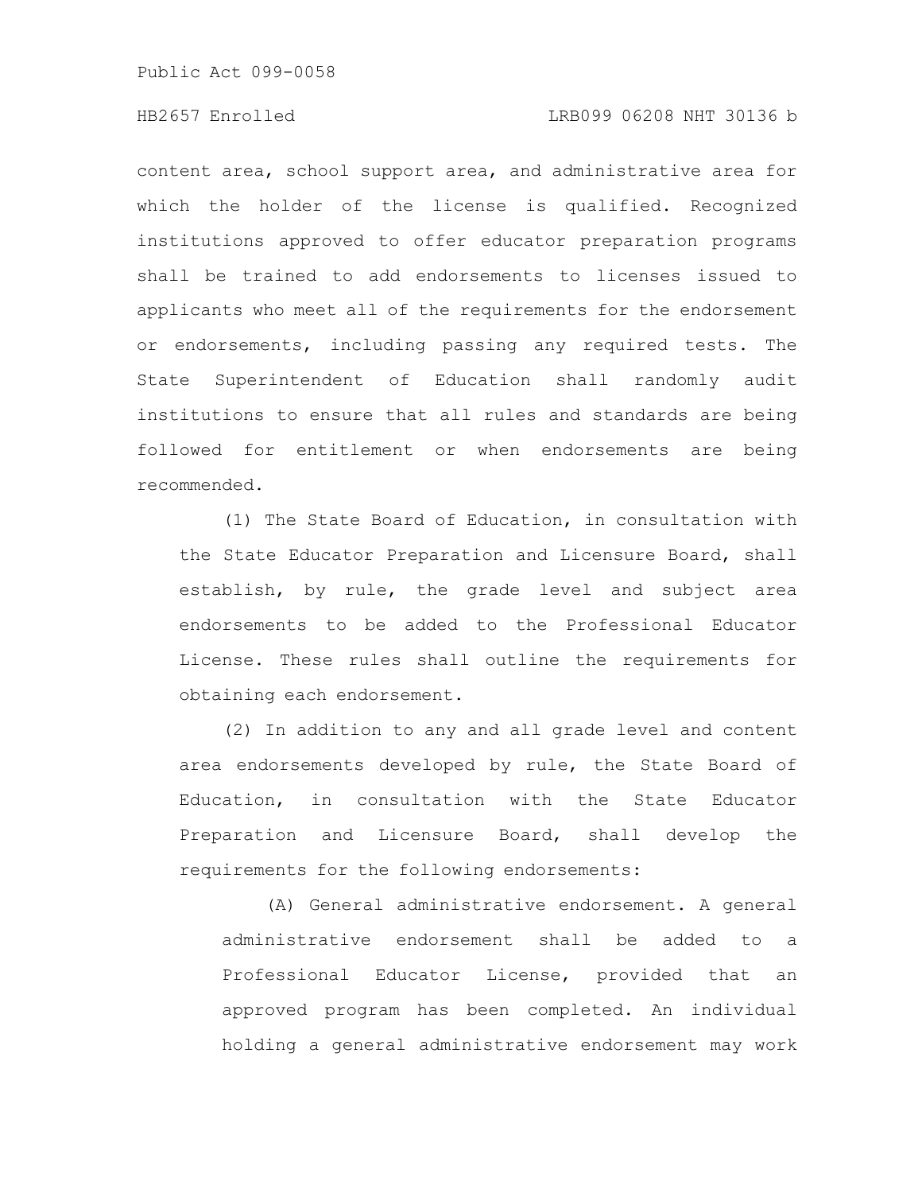content area, school support area, and administrative area for which the holder of the license is qualified. Recognized institutions approved to offer educator preparation programs shall be trained to add endorsements to licenses issued to applicants who meet all of the requirements for the endorsement or endorsements, including passing any required tests. The State Superintendent of Education shall randomly audit institutions to ensure that all rules and standards are being followed for entitlement or when endorsements are being recommended.

(1) The State Board of Education, in consultation with the State Educator Preparation and Licensure Board, shall establish, by rule, the grade level and subject area endorsements to be added to the Professional Educator License. These rules shall outline the requirements for obtaining each endorsement.

(2) In addition to any and all grade level and content area endorsements developed by rule, the State Board of Education, in consultation with the State Educator Preparation and Licensure Board, shall develop the requirements for the following endorsements:

(A) General administrative endorsement. A general administrative endorsement shall be added to a Professional Educator License, provided that an approved program has been completed. An individual holding a general administrative endorsement may work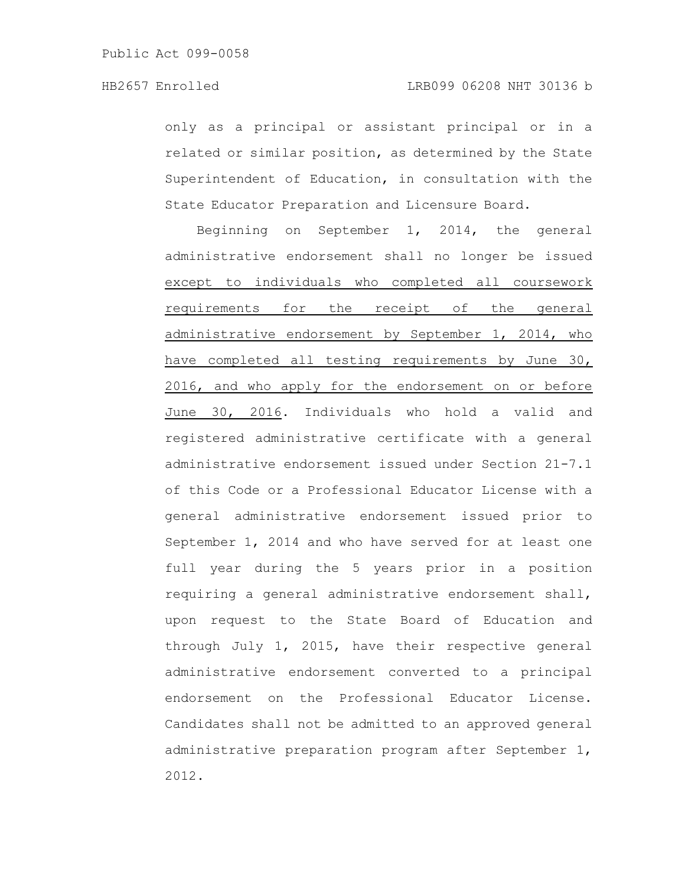only as a principal or assistant principal or in a related or similar position, as determined by the State Superintendent of Education, in consultation with the State Educator Preparation and Licensure Board.

Beginning on September 1, 2014, the general administrative endorsement shall no longer be issued <u>except to individuals who completed all coursework requirements for the receipt of the general administrative endorsement by September 1, 2014, who have completed all testing requirements by June 30, 2016, and who apply for the endorsement on or before June 30, 2016</u>. Individuals who hold a valid and registered administrative certificate with a general administrative endorsement issued under Section 21-7.1 of this Code or a Professional Educator License with a general administrative endorsement issued prior to September 1, 2014 and who have served for at least one full year during the 5 years prior in a position requiring a general administrative endorsement shall, upon request to the State Board of Education and through July 1, 2015, have their respective general administrative endorsement converted to a principal endorsement on the Professional Educator License. Candidates shall not be admitted to an approved general administrative preparation program after September 1, 2012.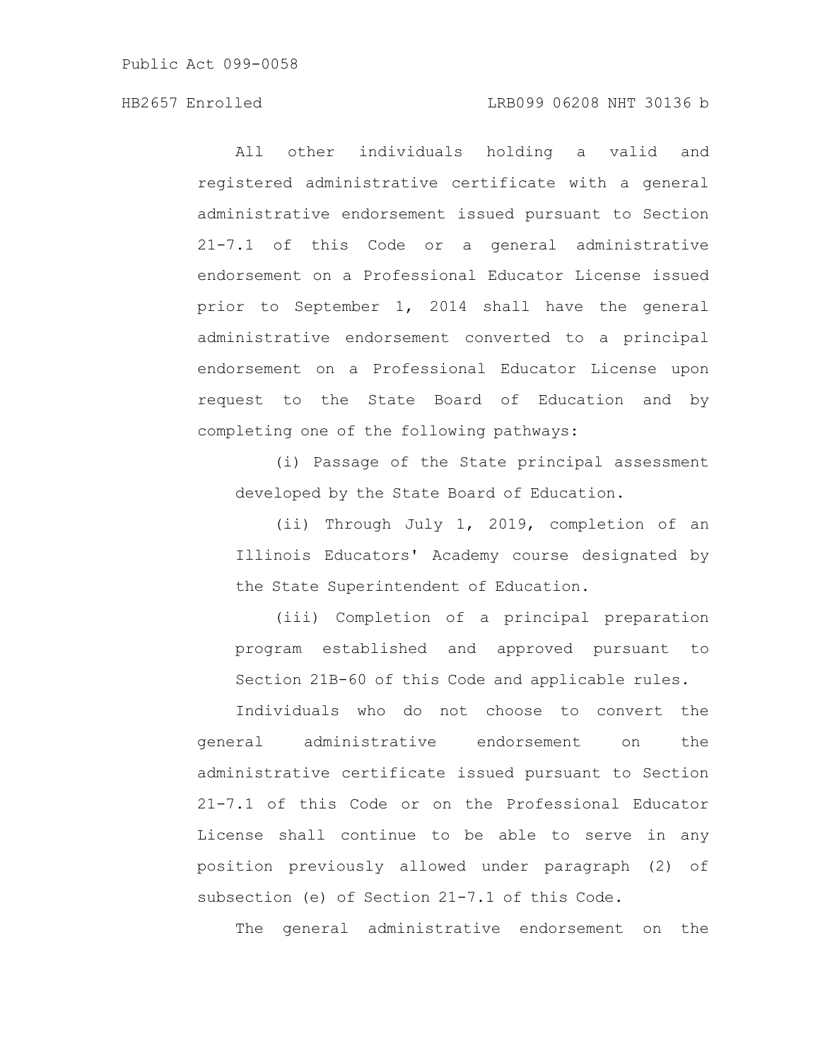All other individuals holding a valid and registered administrative certificate with a general administrative endorsement issued pursuant to Section 21-7.1 of this Code or a general administrative endorsement on a Professional Educator License issued prior to September 1, 2014 shall have the general administrative endorsement converted to a principal endorsement on a Professional Educator License upon request to the State Board of Education and by completing one of the following pathways:

(i) Passage of the State principal assessment developed by the State Board of Education.

(ii) Through July 1, 2019, completion of an Illinois Educators' Academy course designated by the State Superintendent of Education.

(iii) Completion of a principal preparation program established and approved pursuant to Section 21B-60 of this Code and applicable rules.

Individuals who do not choose to convert the general administrative endorsement on the administrative certificate issued pursuant to Section 21-7.1 of this Code or on the Professional Educator License shall continue to be able to serve in any position previously allowed under paragraph (2) of subsection (e) of Section 21-7.1 of this Code.

The general administrative endorsement on the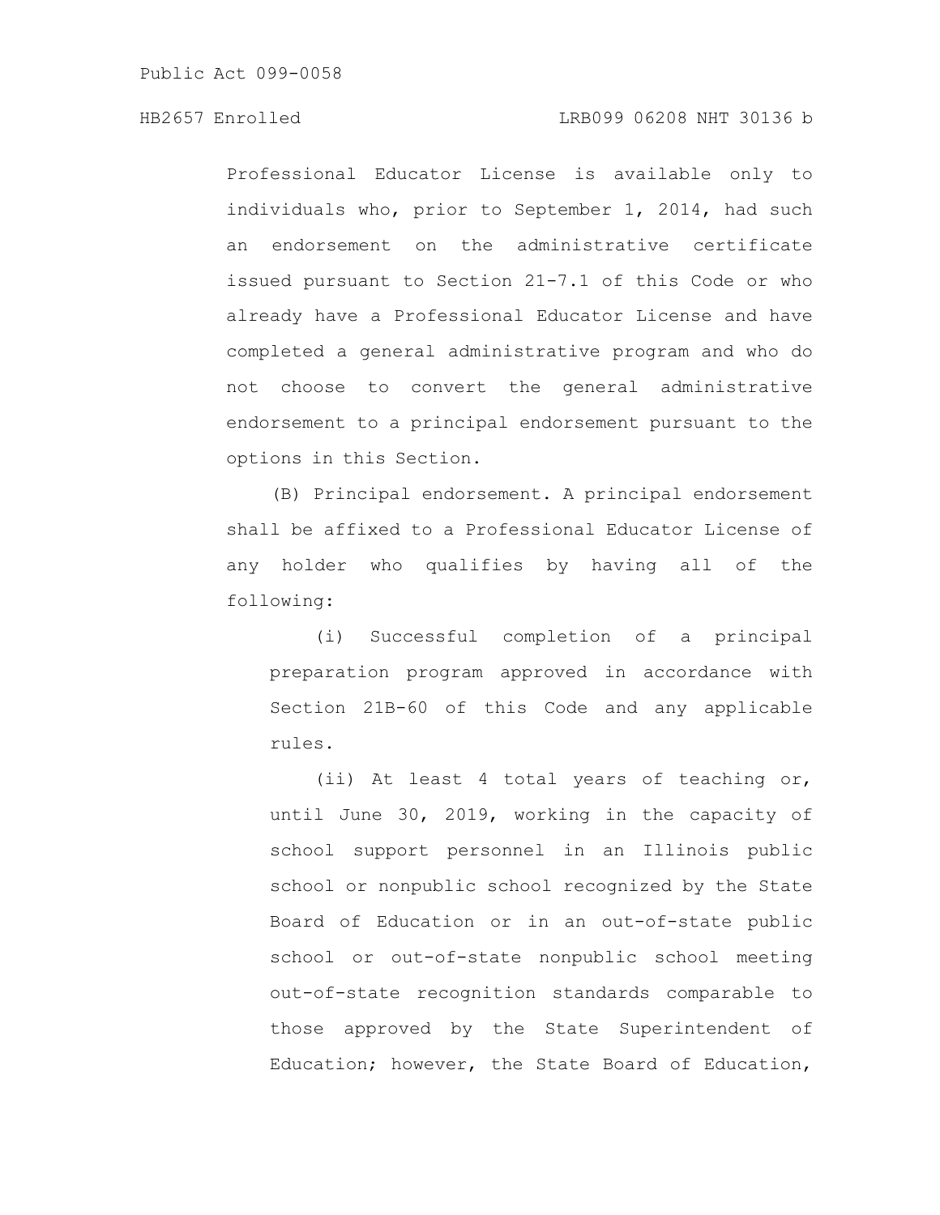Professional Educator License is available only to individuals who, prior to September 1, 2014, had such an endorsement on the administrative certificate issued pursuant to Section 21-7.1 of this Code or who already have a Professional Educator License and have completed a general administrative program and who do not choose to convert the general administrative endorsement to a principal endorsement pursuant to the options in this Section.

(B) Principal endorsement. A principal endorsement shall be affixed to a Professional Educator License of any holder who qualifies by having all of the following:

(i) Successful completion of a principal preparation program approved in accordance with Section 21B-60 of this Code and any applicable rules.

(ii) At least 4 total years of teaching or, until June 30, 2019, working in the capacity of school support personnel in an Illinois public school or nonpublic school recognized by the State Board of Education or in an out-of-state public school or out-of-state nonpublic school meeting out-of-state recognition standards comparable to those approved by the State Superintendent of Education; however, the State Board of Education,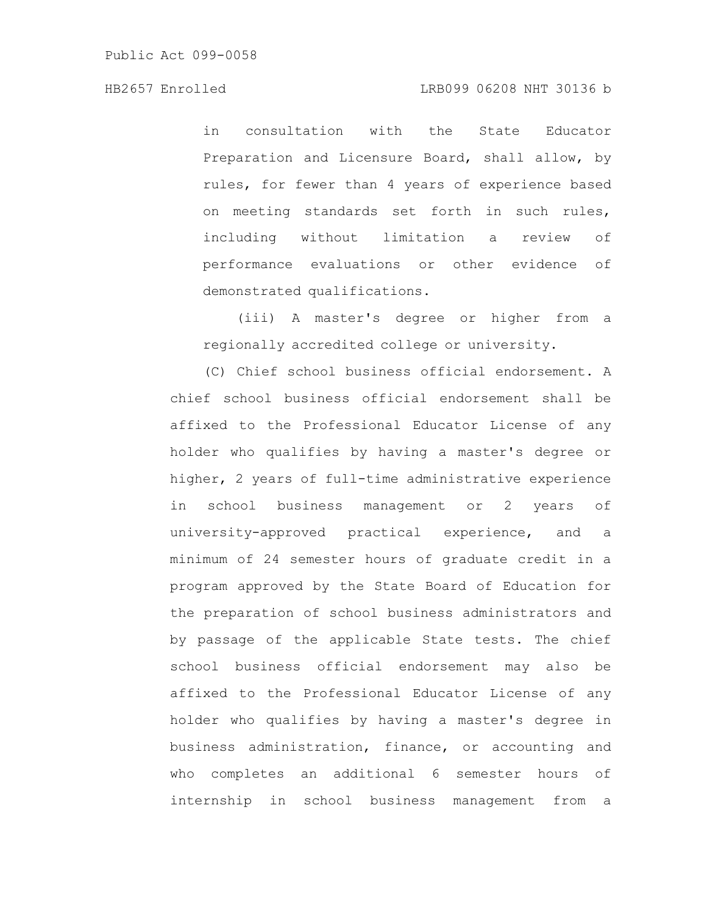in consultation with the State Educator Preparation and Licensure Board, shall allow, by rules, for fewer than 4 years of experience based on meeting standards set forth in such rules, including without limitation a review of performance evaluations or other evidence of demonstrated qualifications.

(iii) A master's degree or higher from a regionally accredited college or university.

(C) Chief school business official endorsement. A chief school business official endorsement shall be affixed to the Professional Educator License of any holder who qualifies by having a master's degree or higher, 2 years of full-time administrative experience in school business management or 2 years of university-approved practical experience, and a minimum of 24 semester hours of graduate credit in a program approved by the State Board of Education for the preparation of school business administrators and by passage of the applicable State tests. The chief school business official endorsement may also be affixed to the Professional Educator License of any holder who qualifies by having a master's degree in business administration, finance, or accounting and who completes an additional 6 semester hours of internship in school business management from a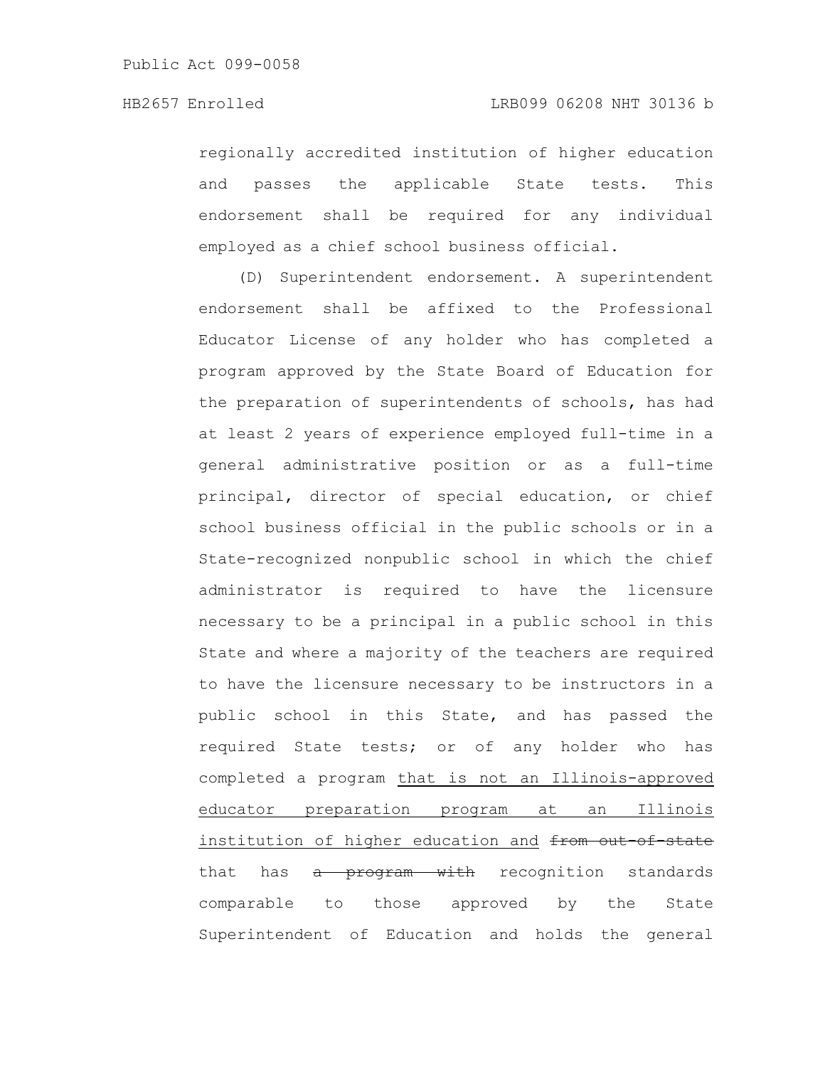regionally accredited institution of higher education and passes the applicable State tests. This endorsement shall be required for any individual employed as a chief school business official.

(D) Superintendent endorsement. A superintendent endorsement shall be affixed to the Professional Educator License of any holder who has completed a program approved by the State Board of Education for the preparation of superintendents of schools, has had at least 2 years of experience employed full-time in a general administrative position or as a full-time principal, director of special education, or chief school business official in the public schools or in a State-recognized nonpublic school in which the chief administrator is required to have the licensure necessary to be a principal in a public school in this State and where a majority of the teachers are required to have the licensure necessary to be instructors in a public school in this State, and has passed the required State tests; or of any holder who has completed a program that is not an Illinois-approved educator preparation program at an Illinois institution of higher education and ~~from out-of-state~~ that has ~~a program with~~ recognition standards comparable to those approved by the State Superintendent of Education and holds the general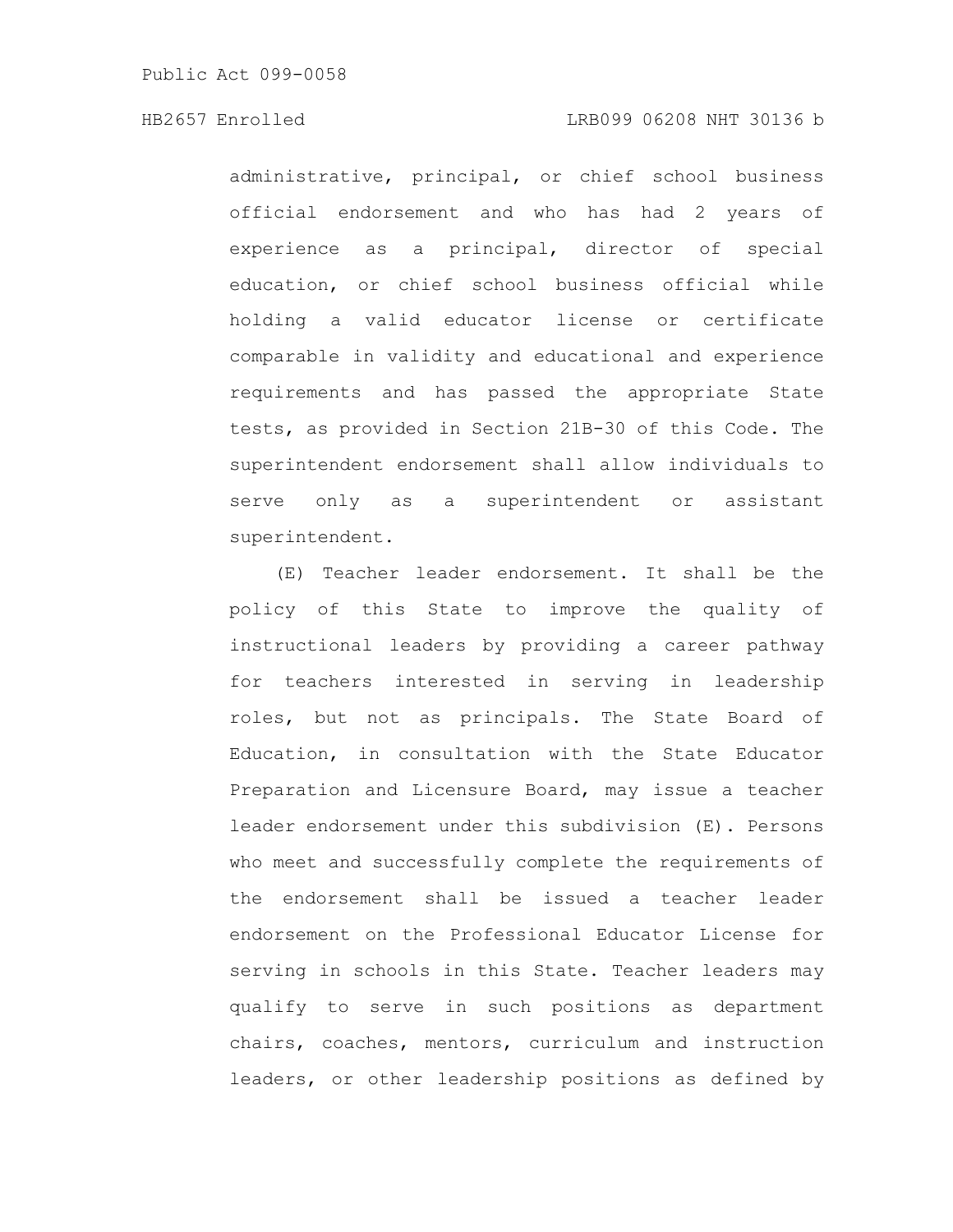administrative, principal, or chief school business official endorsement and who has had 2 years of experience as a principal, director of special education, or chief school business official while holding a valid educator license or certificate comparable in validity and educational and experience requirements and has passed the appropriate State tests, as provided in Section 21B-30 of this Code. The superintendent endorsement shall allow individuals to serve only as a superintendent or assistant superintendent.

(E) Teacher leader endorsement. It shall be the policy of this State to improve the quality of instructional leaders by providing a career pathway for teachers interested in serving in leadership roles, but not as principals. The State Board of Education, in consultation with the State Educator Preparation and Licensure Board, may issue a teacher leader endorsement under this subdivision (E). Persons who meet and successfully complete the requirements of the endorsement shall be issued a teacher leader endorsement on the Professional Educator License for serving in schools in this State. Teacher leaders may qualify to serve in such positions as department chairs, coaches, mentors, curriculum and instruction leaders, or other leadership positions as defined by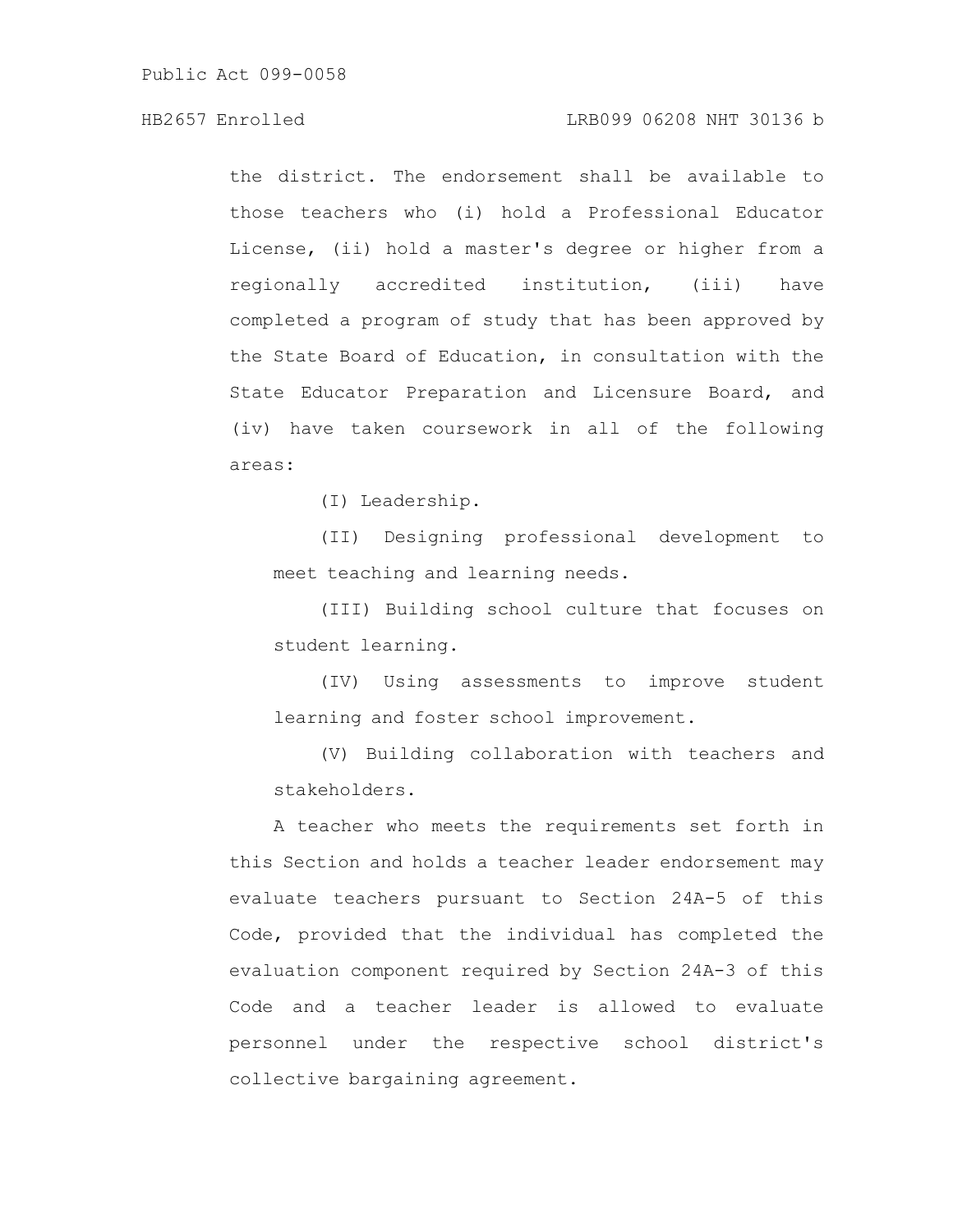the district. The endorsement shall be available to those teachers who (i) hold a Professional Educator License, (ii) hold a master's degree or higher from a regionally accredited institution, (iii) have completed a program of study that has been approved by the State Board of Education, in consultation with the State Educator Preparation and Licensure Board, and (iv) have taken coursework in all of the following areas:

(I) Leadership.

(II) Designing professional development to meet teaching and learning needs.

(III) Building school culture that focuses on student learning.

(IV) Using assessments to improve student learning and foster school improvement.

(V) Building collaboration with teachers and stakeholders.

A teacher who meets the requirements set forth in this Section and holds a teacher leader endorsement may evaluate teachers pursuant to Section 24A-5 of this Code, provided that the individual has completed the evaluation component required by Section 24A-3 of this Code and a teacher leader is allowed to evaluate personnel under the respective school district's collective bargaining agreement.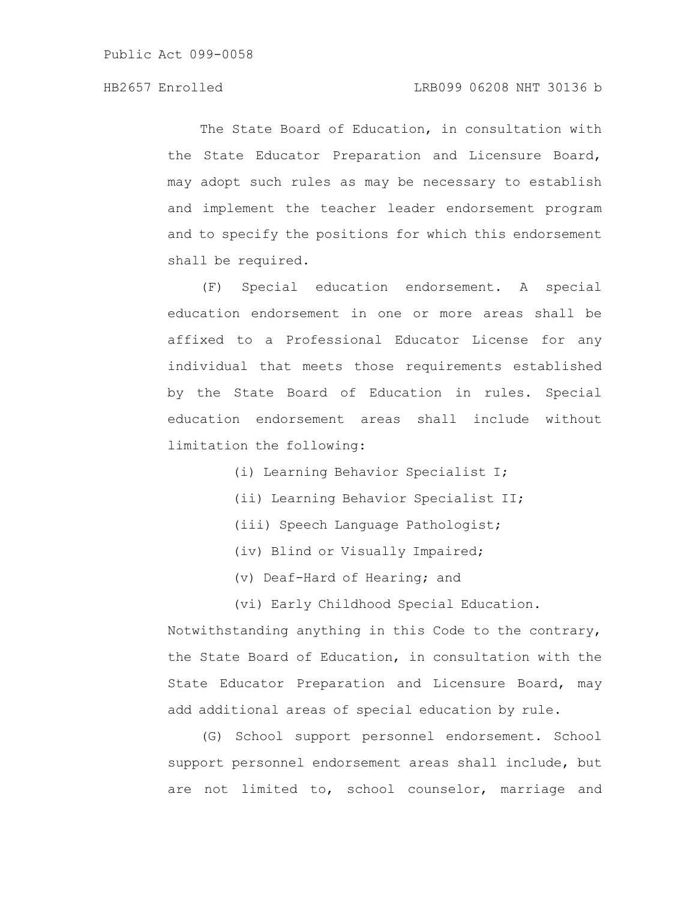The State Board of Education, in consultation with the State Educator Preparation and Licensure Board, may adopt such rules as may be necessary to establish and implement the teacher leader endorsement program and to specify the positions for which this endorsement shall be required.

(F) Special education endorsement. A special education endorsement in one or more areas shall be affixed to a Professional Educator License for any individual that meets those requirements established by the State Board of Education in rules. Special education endorsement areas shall include without limitation the following:

(i) Learning Behavior Specialist I;

(ii) Learning Behavior Specialist II;

(iii) Speech Language Pathologist;

(iv) Blind or Visually Impaired;

(v) Deaf-Hard of Hearing; and

(vi) Early Childhood Special Education.

Notwithstanding anything in this Code to the contrary, the State Board of Education, in consultation with the State Educator Preparation and Licensure Board, may add additional areas of special education by rule.

(G) School support personnel endorsement. School support personnel endorsement areas shall include, but are not limited to, school counselor, marriage and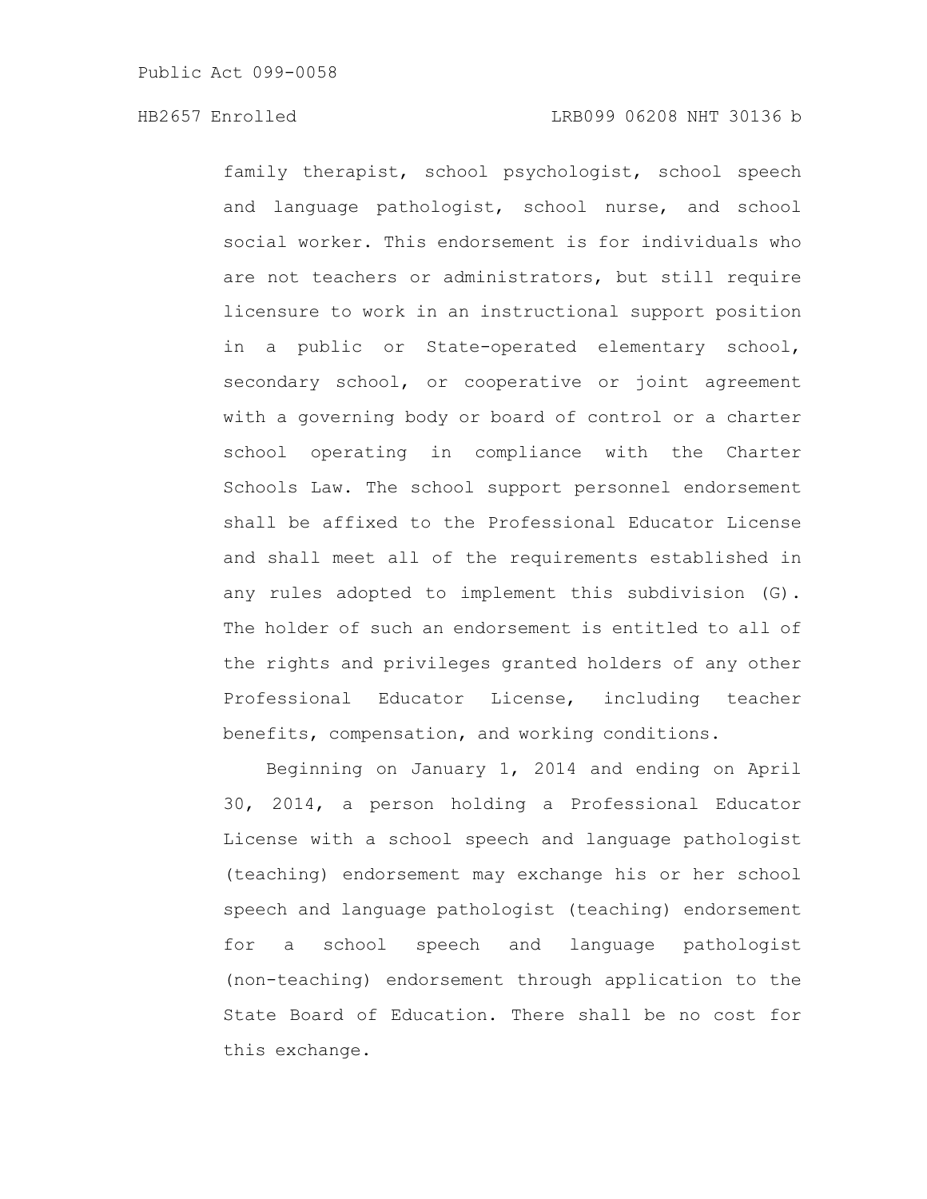family therapist, school psychologist, school speech and language pathologist, school nurse, and school social worker. This endorsement is for individuals who are not teachers or administrators, but still require licensure to work in an instructional support position in a public or State-operated elementary school, secondary school, or cooperative or joint agreement with a governing body or board of control or a charter school operating in compliance with the Charter Schools Law. The school support personnel endorsement shall be affixed to the Professional Educator License and shall meet all of the requirements established in any rules adopted to implement this subdivision (G). The holder of such an endorsement is entitled to all of the rights and privileges granted holders of any other Professional Educator License, including teacher benefits, compensation, and working conditions.

Beginning on January 1, 2014 and ending on April 30, 2014, a person holding a Professional Educator License with a school speech and language pathologist (teaching) endorsement may exchange his or her school speech and language pathologist (teaching) endorsement for a school speech and language pathologist (non-teaching) endorsement through application to the State Board of Education. There shall be no cost for this exchange.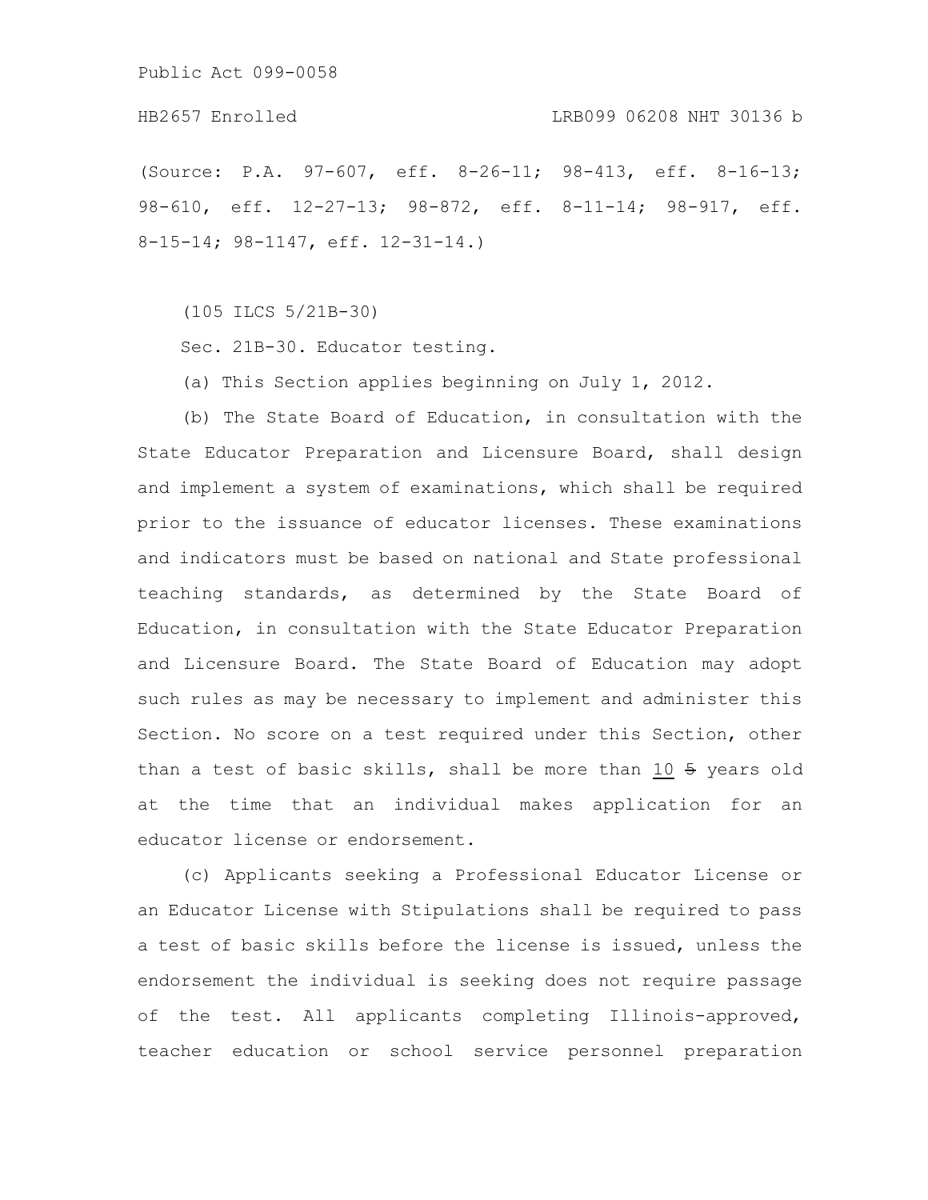(Source: P.A. 97-607, eff. 8-26-11; 98-413, eff. 8-16-13; 98-610, eff. 12-27-13; 98-872, eff. 8-11-14; 98-917, eff. 8-15-14; 98-1147, eff. 12-31-14.)

(105 ILCS 5/21B-30)

Sec. 21B-30. Educator testing.

(a) This Section applies beginning on July 1, 2012.

(b) The State Board of Education, in consultation with the State Educator Preparation and Licensure Board, shall design and implement a system of examinations, which shall be required prior to the issuance of educator licenses. These examinations and indicators must be based on national and State professional teaching standards, as determined by the State Board of Education, in consultation with the State Educator Preparation and Licensure Board. The State Board of Education may adopt such rules as may be necessary to implement and administer this Section. No score on a test required under this Section, other than a test of basic skills, shall be more than <u>10</u> ~~5~~ years old at the time that an individual makes application for an educator license or endorsement.

(c) Applicants seeking a Professional Educator License or an Educator License with Stipulations shall be required to pass a test of basic skills before the license is issued, unless the endorsement the individual is seeking does not require passage of the test. All applicants completing Illinois-approved, teacher education or school service personnel preparation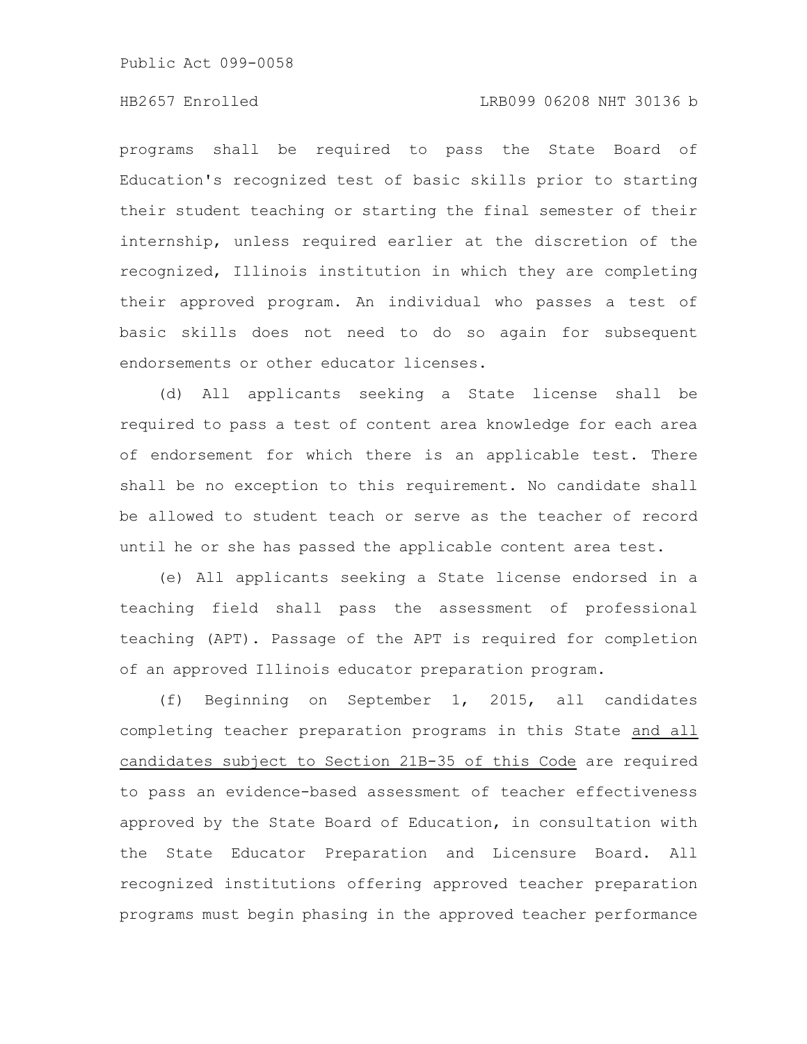programs shall be required to pass the State Board of Education's recognized test of basic skills prior to starting their student teaching or starting the final semester of their internship, unless required earlier at the discretion of the recognized, Illinois institution in which they are completing their approved program. An individual who passes a test of basic skills does not need to do so again for subsequent endorsements or other educator licenses.

(d) All applicants seeking a State license shall be required to pass a test of content area knowledge for each area of endorsement for which there is an applicable test. There shall be no exception to this requirement. No candidate shall be allowed to student teach or serve as the teacher of record until he or she has passed the applicable content area test.

(e) All applicants seeking a State license endorsed in a teaching field shall pass the assessment of professional teaching (APT). Passage of the APT is required for completion of an approved Illinois educator preparation program.

(f) Beginning on September 1, 2015, all candidates completing teacher preparation programs in this State and all candidates subject to Section 21B-35 of this Code are required to pass an evidence-based assessment of teacher effectiveness approved by the State Board of Education, in consultation with the State Educator Preparation and Licensure Board. All recognized institutions offering approved teacher preparation programs must begin phasing in the approved teacher performance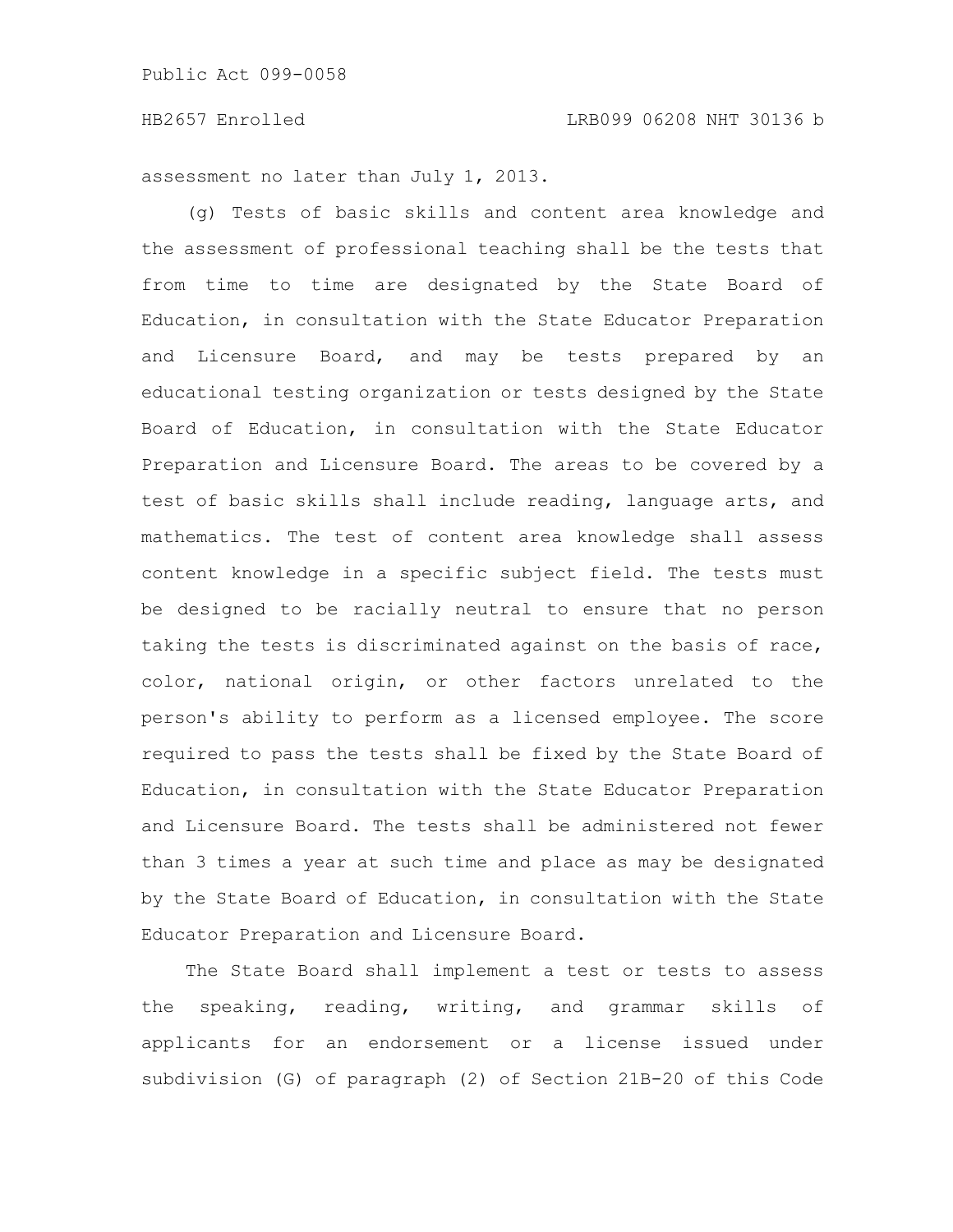assessment no later than July 1, 2013.

(g) Tests of basic skills and content area knowledge and the assessment of professional teaching shall be the tests that from time to time are designated by the State Board of Education, in consultation with the State Educator Preparation and Licensure Board, and may be tests prepared by an educational testing organization or tests designed by the State Board of Education, in consultation with the State Educator Preparation and Licensure Board. The areas to be covered by a test of basic skills shall include reading, language arts, and mathematics. The test of content area knowledge shall assess content knowledge in a specific subject field. The tests must be designed to be racially neutral to ensure that no person taking the tests is discriminated against on the basis of race, color, national origin, or other factors unrelated to the person's ability to perform as a licensed employee. The score required to pass the tests shall be fixed by the State Board of Education, in consultation with the State Educator Preparation and Licensure Board. The tests shall be administered not fewer than 3 times a year at such time and place as may be designated by the State Board of Education, in consultation with the State Educator Preparation and Licensure Board.

The State Board shall implement a test or tests to assess the speaking, reading, writing, and grammar skills of applicants for an endorsement or a license issued under subdivision (G) of paragraph (2) of Section 21B-20 of this Code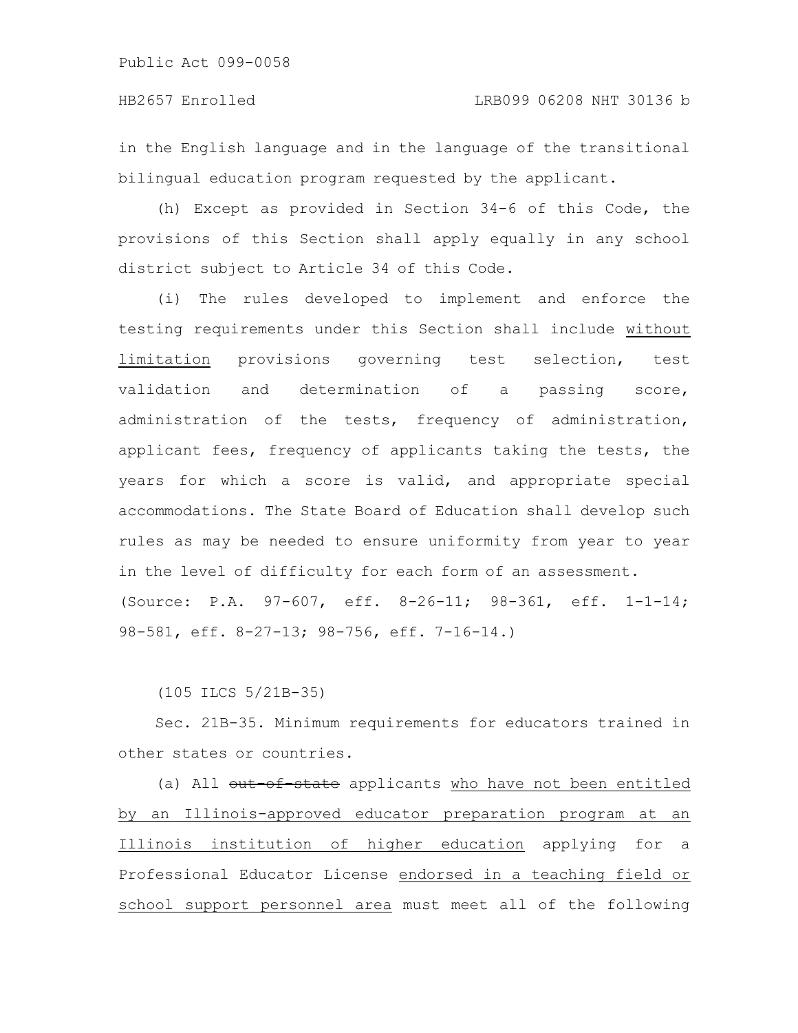in the English language and in the language of the transitional bilingual education program requested by the applicant.

(h) Except as provided in Section 34-6 of this Code, the provisions of this Section shall apply equally in any school district subject to Article 34 of this Code.

(i) The rules developed to implement and enforce the testing requirements under this Section shall include without limitation provisions governing test selection, test validation and determination of a passing score, administration of the tests, frequency of administration, applicant fees, frequency of applicants taking the tests, the years for which a score is valid, and appropriate special accommodations. The State Board of Education shall develop such rules as may be needed to ensure uniformity from year to year in the level of difficulty for each form of an assessment.

(Source: P.A. 97-607, eff. 8-26-11; 98-361, eff. 1-1-14; 98-581, eff. 8-27-13; 98-756, eff. 7-16-14.)

(105 ILCS 5/21B-35)

Sec. 21B-35. Minimum requirements for educators trained in other states or countries.

(a) All ~~out-of-state~~ applicants who have not been entitled by an Illinois-approved educator preparation program at an Illinois institution of higher education applying for a Professional Educator License endorsed in a teaching field or school support personnel area must meet all of the following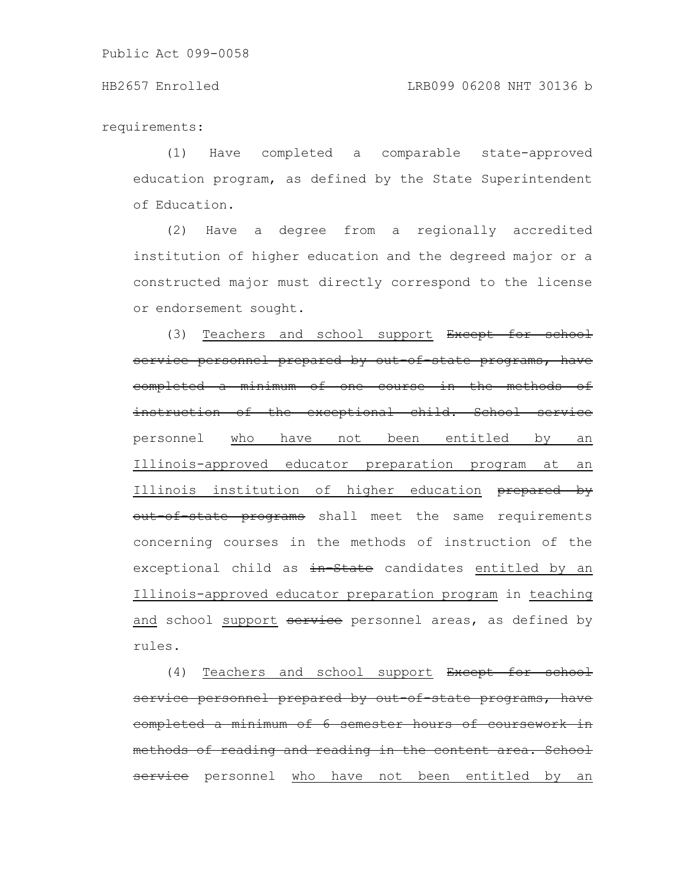requirements:

(1) Have completed a comparable state-approved education program, as defined by the State Superintendent of Education.

(2) Have a degree from a regionally accredited institution of higher education and the degreed major or a constructed major must directly correspond to the license or endorsement sought.

(3) <u>Teachers and school support</u> ~~Except for school service personnel prepared by out-of-state programs, have completed a minimum of one course in the methods of instruction of the exceptional child. School service~~ personnel <u>who have not been entitled by an Illinois-approved educator preparation program at an Illinois institution of higher education</u> ~~prepared by out-of-state programs~~ shall meet the same requirements concerning courses in the methods of instruction of the exceptional child as ~~in-State~~ candidates <u>entitled by an Illinois-approved educator preparation program</u> in <u>teaching and</u> school <u>support</u> ~~service~~ personnel areas, as defined by rules.

(4) <u>Teachers and school support</u> ~~Except for school service personnel prepared by out-of-state programs, have completed a minimum of 6 semester hours of coursework in methods of reading and reading in the content area. School service~~ personnel <u>who have not been entitled by an</u>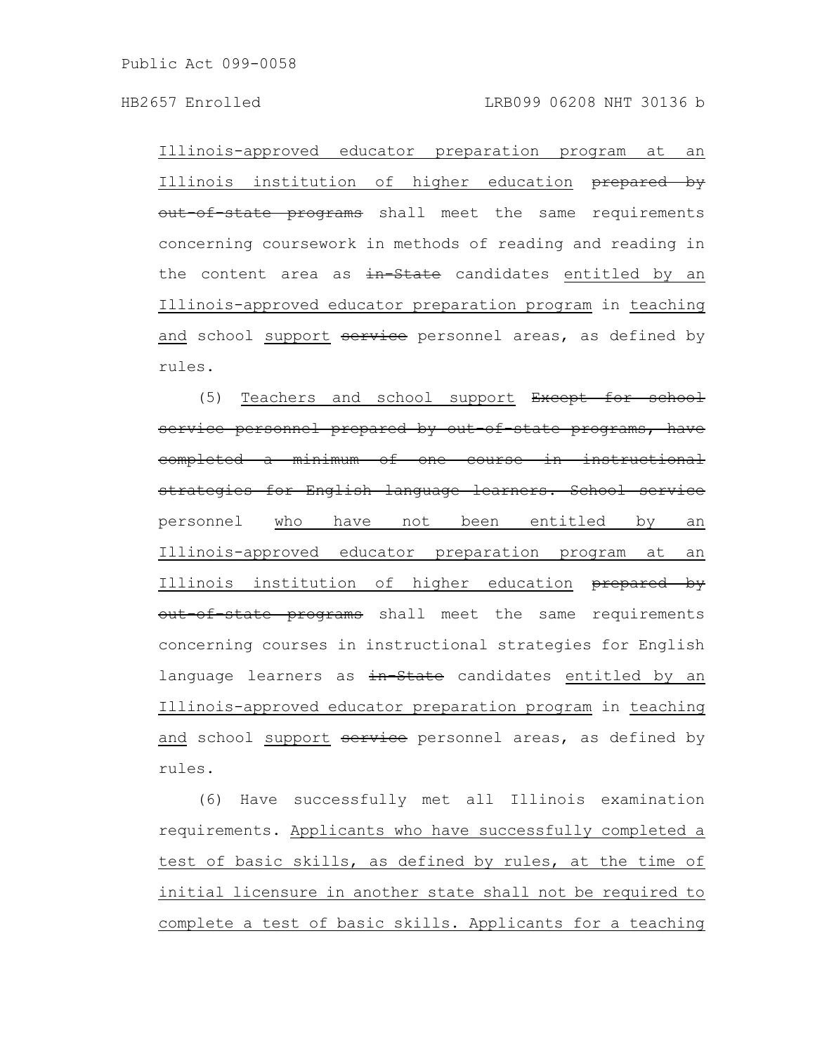Illinois-approved educator preparation program at an Illinois institution of higher education ~~prepared by out-of-state programs~~ shall meet the same requirements concerning coursework in methods of reading and reading in the content area as ~~in-State~~ candidates entitled by an Illinois-approved educator preparation program in teaching and school support ~~service~~ personnel areas, as defined by rules.

(5) Teachers and school support ~~Except for school service personnel prepared by out-of-state programs, have completed a minimum of one course in instructional strategies for English language learners. School service~~ personnel who have not been entitled by an Illinois-approved educator preparation program at an Illinois institution of higher education ~~prepared by out-of-state programs~~ shall meet the same requirements concerning courses in instructional strategies for English language learners as ~~in-State~~ candidates entitled by an Illinois-approved educator preparation program in teaching and school support ~~service~~ personnel areas, as defined by rules.

(6) Have successfully met all Illinois examination requirements. Applicants who have successfully completed a test of basic skills, as defined by rules, at the time of initial licensure in another state shall not be required to complete a test of basic skills. Applicants for a teaching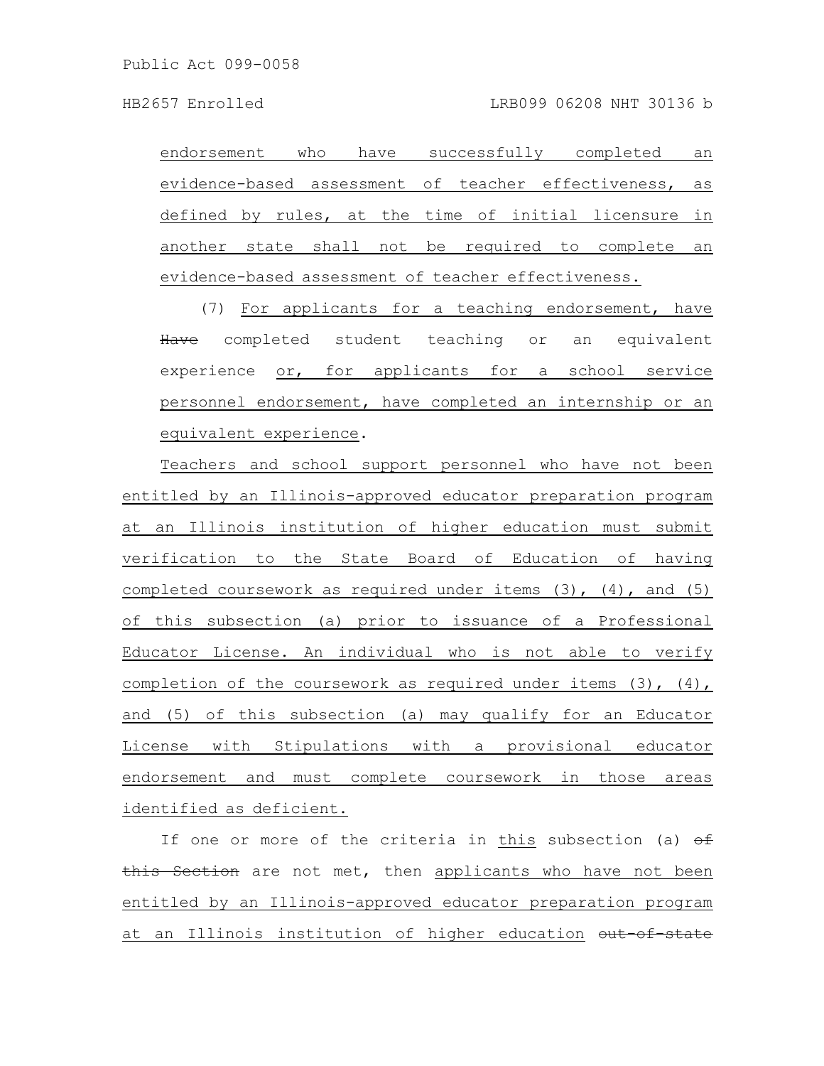endorsement who have successfully completed an evidence-based assessment of teacher effectiveness, as defined by rules, at the time of initial licensure in another state shall not be required to complete an evidence-based assessment of teacher effectiveness.

(7) For applicants for a teaching endorsement, have ~~Have~~ completed student teaching or an equivalent experience or, for applicants for a school service personnel endorsement, have completed an internship or an equivalent experience.

Teachers and school support personnel who have not been entitled by an Illinois-approved educator preparation program at an Illinois institution of higher education must submit verification to the State Board of Education of having completed coursework as required under items (3), (4), and (5) of this subsection (a) prior to issuance of a Professional Educator License. An individual who is not able to verify completion of the coursework as required under items (3), (4), and (5) of this subsection (a) may qualify for an Educator License with Stipulations with a provisional educator endorsement and must complete coursework in those areas identified as deficient.

If one or more of the criteria in this subsection (a) ~~of this Section~~ are not met, then applicants who have not been entitled by an Illinois-approved educator preparation program at an Illinois institution of higher education ~~out-of-state~~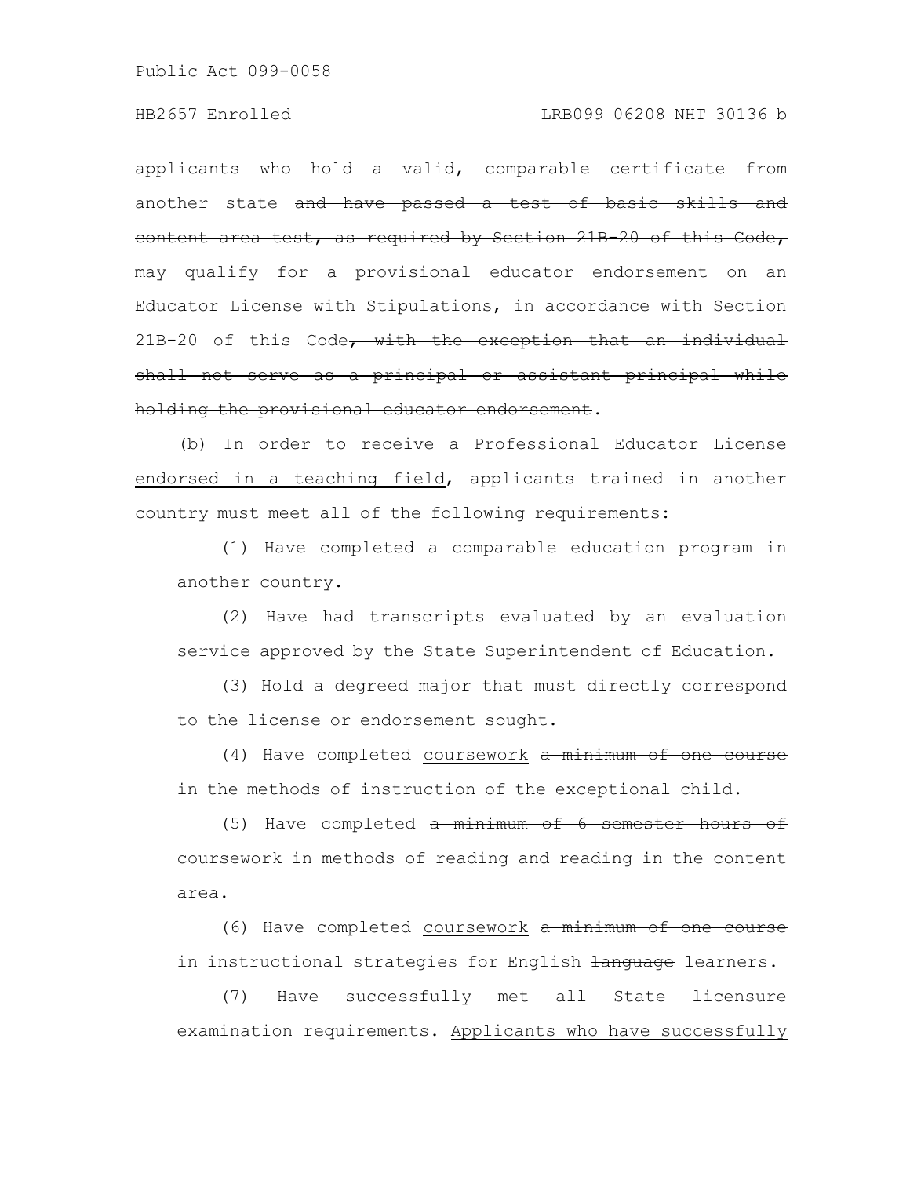~~applicants~~ who hold a valid, comparable certificate from another state ~~and have passed a test of basic skills and content area test, as required by Section 21B-20 of this Code,~~ may qualify for a provisional educator endorsement on an Educator License with Stipulations, in accordance with Section 21B-20 of this Code~~, with the exception that an individual shall not serve as a principal or assistant principal while holding the provisional educator endorsement~~.

(b) In order to receive a Professional Educator License <u>endorsed in a teaching field</u>, applicants trained in another country must meet all of the following requirements:

(1) Have completed a comparable education program in another country.

(2) Have had transcripts evaluated by an evaluation service approved by the State Superintendent of Education.

(3) Hold a degreed major that must directly correspond to the license or endorsement sought.

(4) Have completed <u>coursework</u> ~~a minimum of one course~~ in the methods of instruction of the exceptional child.

(5) Have completed ~~a minimum of 6 semester hours of~~ coursework in methods of reading and reading in the content area.

(6) Have completed <u>coursework</u> ~~a minimum of one course~~ in instructional strategies for English ~~language~~ learners.

(7) Have successfully met all State licensure examination requirements. <u>Applicants who have successfully</u>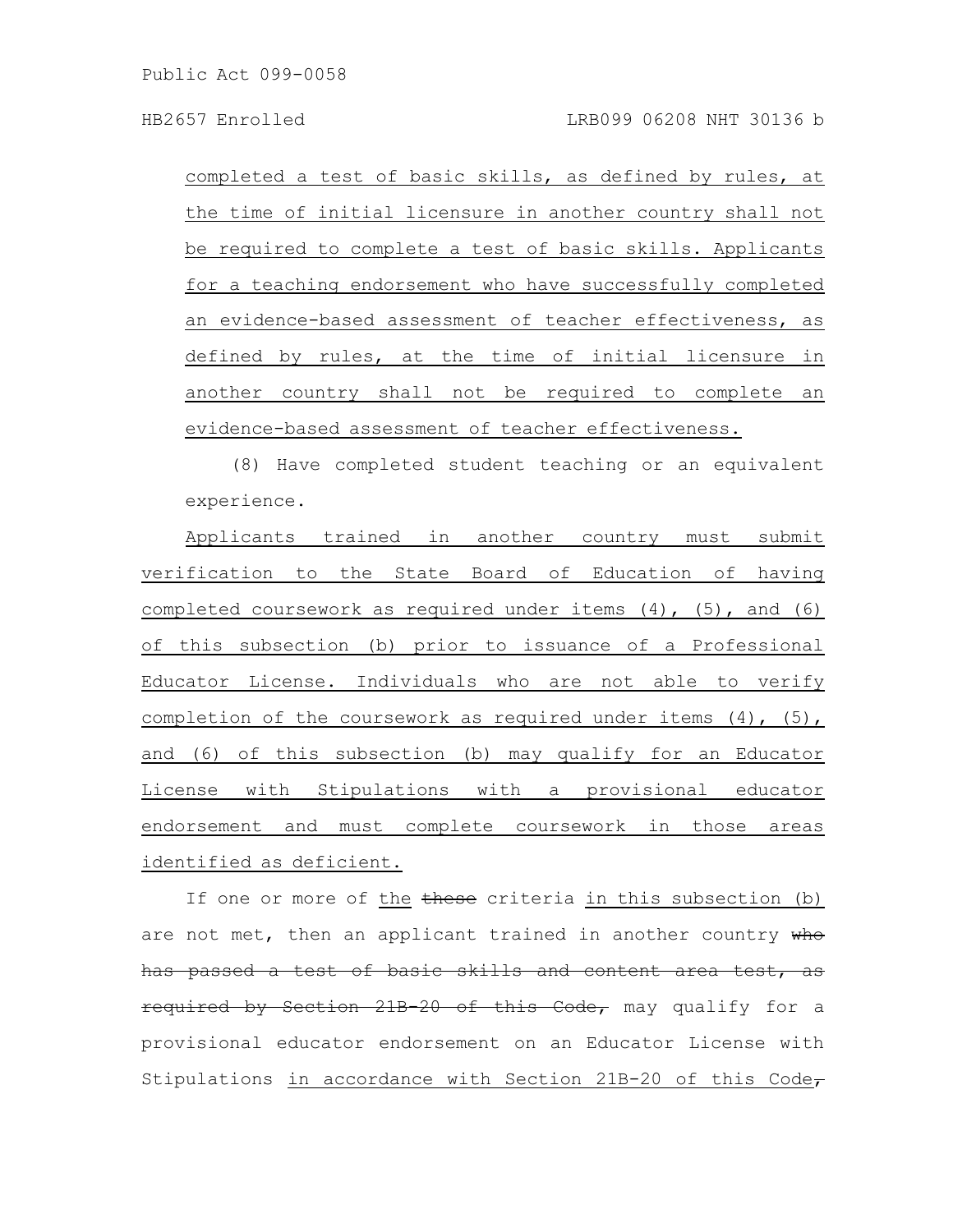completed a test of basic skills, as defined by rules, at the time of initial licensure in another country shall not be required to complete a test of basic skills. Applicants for a teaching endorsement who have successfully completed an evidence-based assessment of teacher effectiveness, as defined by rules, at the time of initial licensure in another country shall not be required to complete an evidence-based assessment of teacher effectiveness.

(8) Have completed student teaching or an equivalent experience.

Applicants trained in another country must submit verification to the State Board of Education of having completed coursework as required under items (4), (5), and (6) of this subsection (b) prior to issuance of a Professional Educator License. Individuals who are not able to verify completion of the coursework as required under items (4), (5), and (6) of this subsection (b) may qualify for an Educator License with Stipulations with a provisional educator endorsement and must complete coursework in those areas identified as deficient.

If one or more of the ~~these~~ criteria in this subsection (b) are not met, then an applicant trained in another country ~~who has passed a test of basic skills and content area test, as required by Section 21B-20 of this Code,~~ may qualify for a provisional educator endorsement on an Educator License with Stipulations in accordance with Section 21B-20 of this Code~~,~~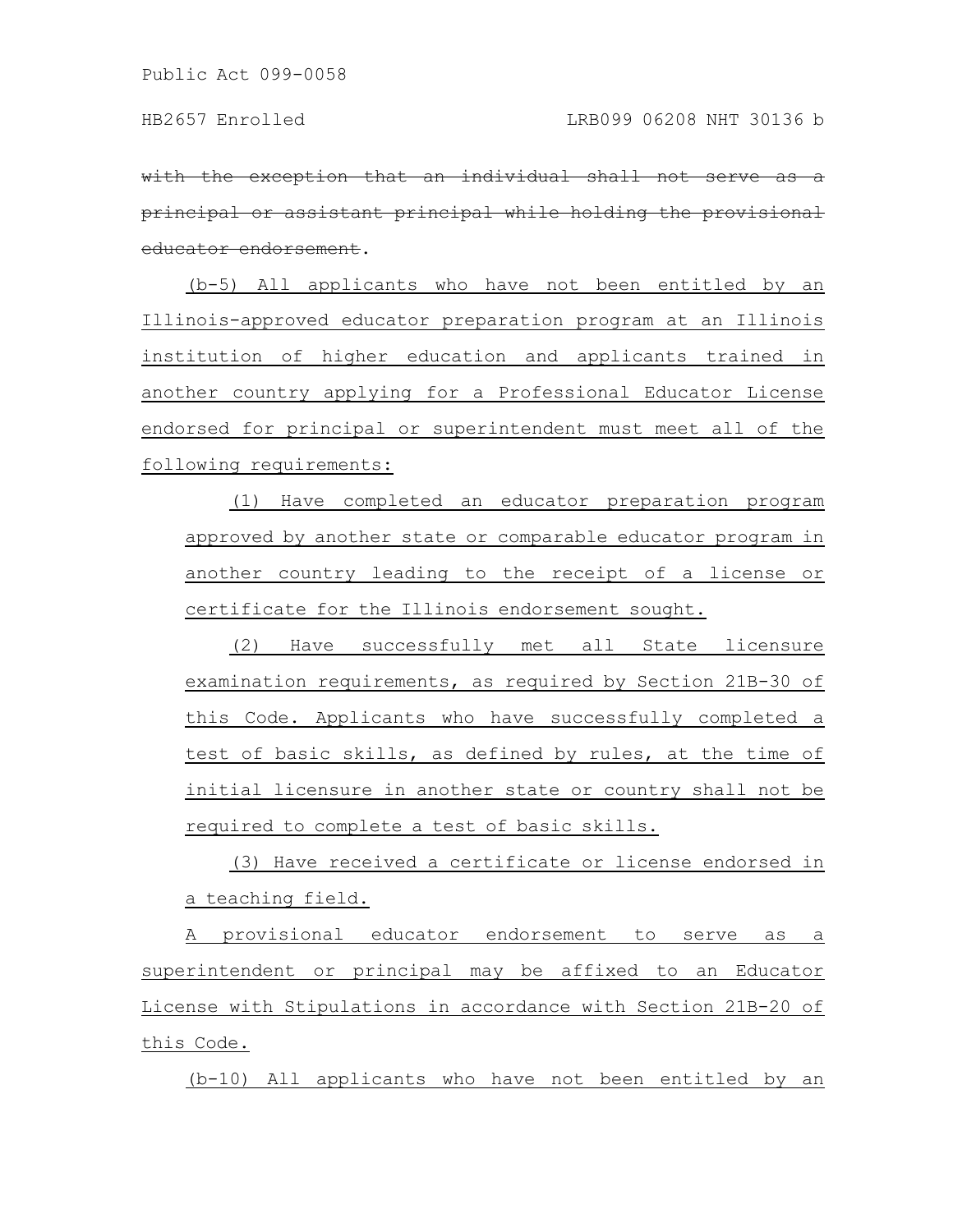~~with the exception that an individual shall not serve as a principal or assistant principal while holding the provisional educator endorsement~~.

<u>(b-5) All applicants who have not been entitled by an Illinois-approved educator preparation program at an Illinois institution of higher education and applicants trained in another country applying for a Professional Educator License endorsed for principal or superintendent must meet all of the following requirements:</u>

<u>(1) Have completed an educator preparation program approved by another state or comparable educator program in another country leading to the receipt of a license or certificate for the Illinois endorsement sought.</u>

<u>(2) Have successfully met all State licensure examination requirements, as required by Section 21B-30 of this Code. Applicants who have successfully completed a test of basic skills, as defined by rules, at the time of initial licensure in another state or country shall not be required to complete a test of basic skills.</u>

<u>(3) Have received a certificate or license endorsed in a teaching field.</u>

<u>A provisional educator endorsement to serve as a superintendent or principal may be affixed to an Educator License with Stipulations in accordance with Section 21B-20 of this Code.</u>

<u>(b-10) All applicants who have not been entitled by an</u>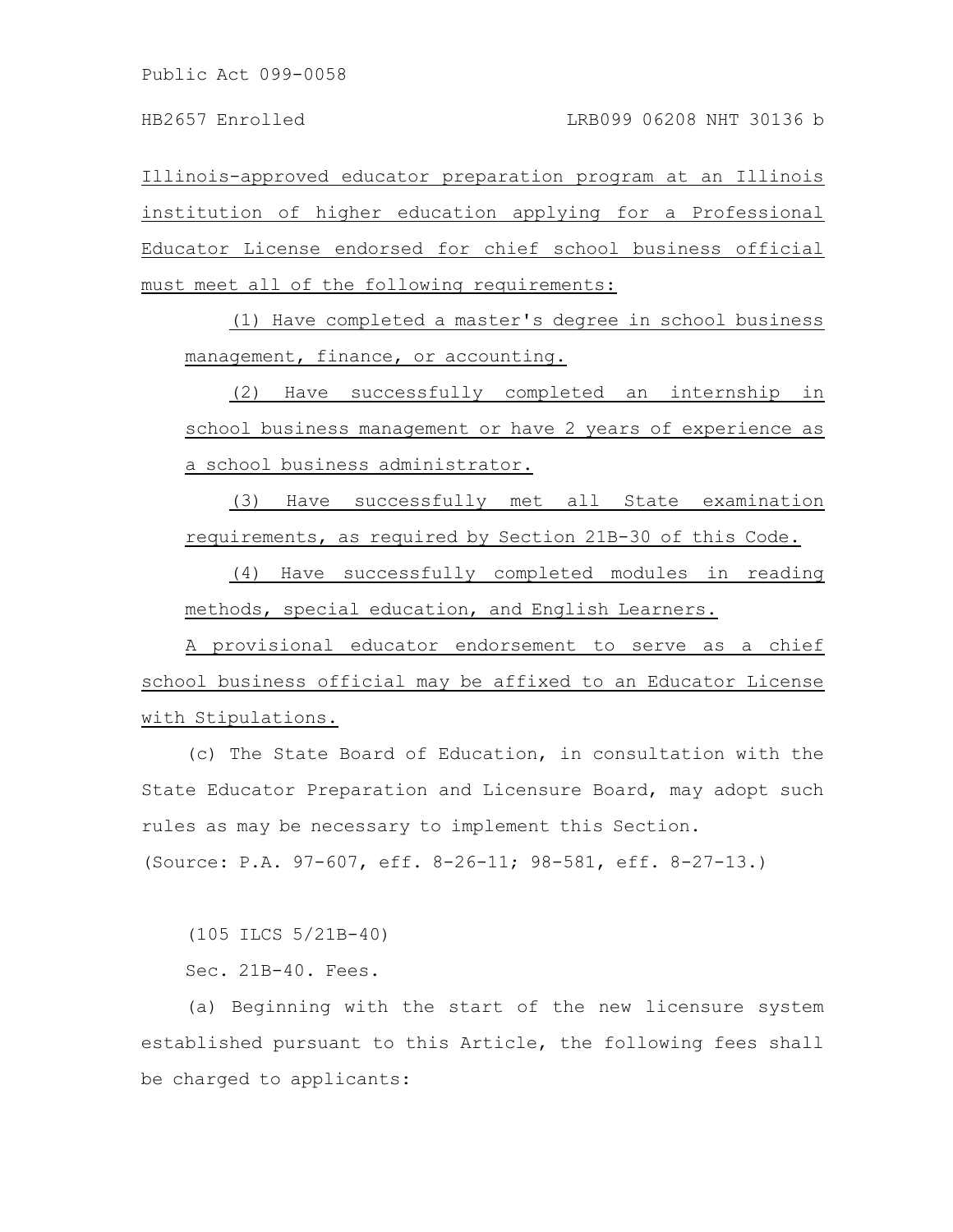Illinois-approved educator preparation program at an Illinois institution of higher education applying for a Professional Educator License endorsed for chief school business official must meet all of the following requirements:

(1) Have completed a master's degree in school business management, finance, or accounting.

(2) Have successfully completed an internship in school business management or have 2 years of experience as a school business administrator.

(3) Have successfully met all State examination requirements, as required by Section 21B-30 of this Code.

(4) Have successfully completed modules in reading methods, special education, and English Learners.

A provisional educator endorsement to serve as a chief school business official may be affixed to an Educator License with Stipulations.

(c) The State Board of Education, in consultation with the State Educator Preparation and Licensure Board, may adopt such rules as may be necessary to implement this Section.

(Source: P.A. 97-607, eff. 8-26-11; 98-581, eff. 8-27-13.)

(105 ILCS 5/21B-40)

Sec. 21B-40. Fees.

(a) Beginning with the start of the new licensure system established pursuant to this Article, the following fees shall be charged to applicants: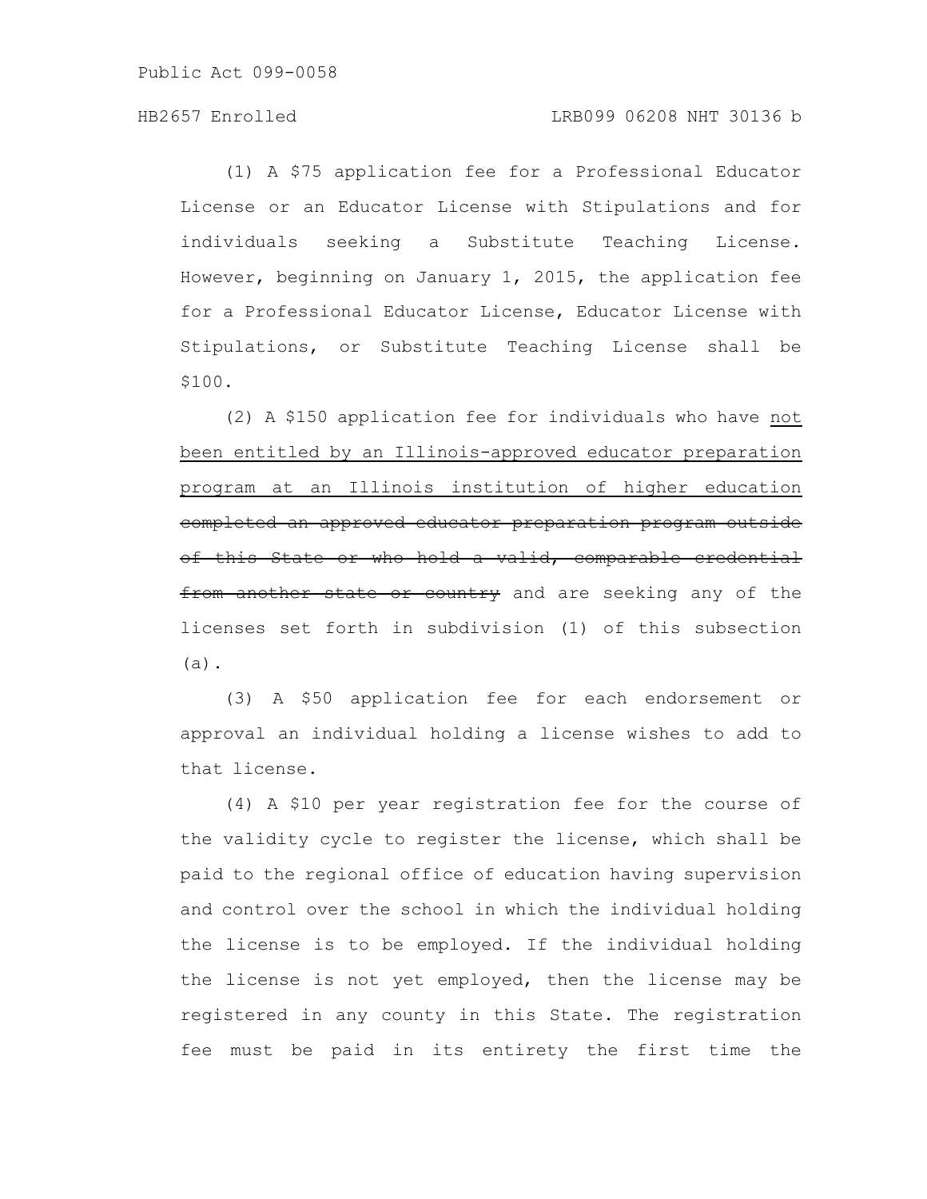(1) A $75 application fee for a Professional Educator License or an Educator License with Stipulations and for individuals seeking a Substitute Teaching License. However, beginning on January 1, 2015, the application fee for a Professional Educator License, Educator License with Stipulations, or Substitute Teaching License shall be $100.

(2) A $150 application fee for individuals who have <u>not been entitled by an Illinois-approved educator preparation program at an Illinois institution of higher education</u> ~~completed an approved educator preparation program outside of this State or who hold a valid, comparable credential from another state or country~~ and are seeking any of the licenses set forth in subdivision (1) of this subsection (a).

(3) A $50 application fee for each endorsement or approval an individual holding a license wishes to add to that license.

(4) A $10 per year registration fee for the course of the validity cycle to register the license, which shall be paid to the regional office of education having supervision and control over the school in which the individual holding the license is to be employed. If the individual holding the license is not yet employed, then the license may be registered in any county in this State. The registration fee must be paid in its entirety the first time the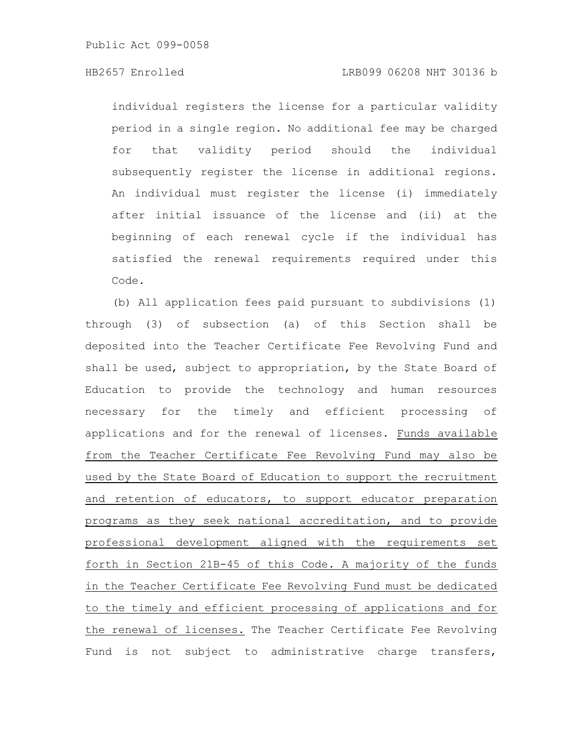individual registers the license for a particular validity period in a single region. No additional fee may be charged for that validity period should the individual subsequently register the license in additional regions. An individual must register the license (i) immediately after initial issuance of the license and (ii) at the beginning of each renewal cycle if the individual has satisfied the renewal requirements required under this Code.

(b) All application fees paid pursuant to subdivisions (1) through (3) of subsection (a) of this Section shall be deposited into the Teacher Certificate Fee Revolving Fund and shall be used, subject to appropriation, by the State Board of Education to provide the technology and human resources necessary for the timely and efficient processing of applications and for the renewal of licenses. Funds available from the Teacher Certificate Fee Revolving Fund may also be used by the State Board of Education to support the recruitment and retention of educators, to support educator preparation programs as they seek national accreditation, and to provide professional development aligned with the requirements set forth in Section 21B-45 of this Code. A majority of the funds in the Teacher Certificate Fee Revolving Fund must be dedicated to the timely and efficient processing of applications and for the renewal of licenses. The Teacher Certificate Fee Revolving Fund is not subject to administrative charge transfers,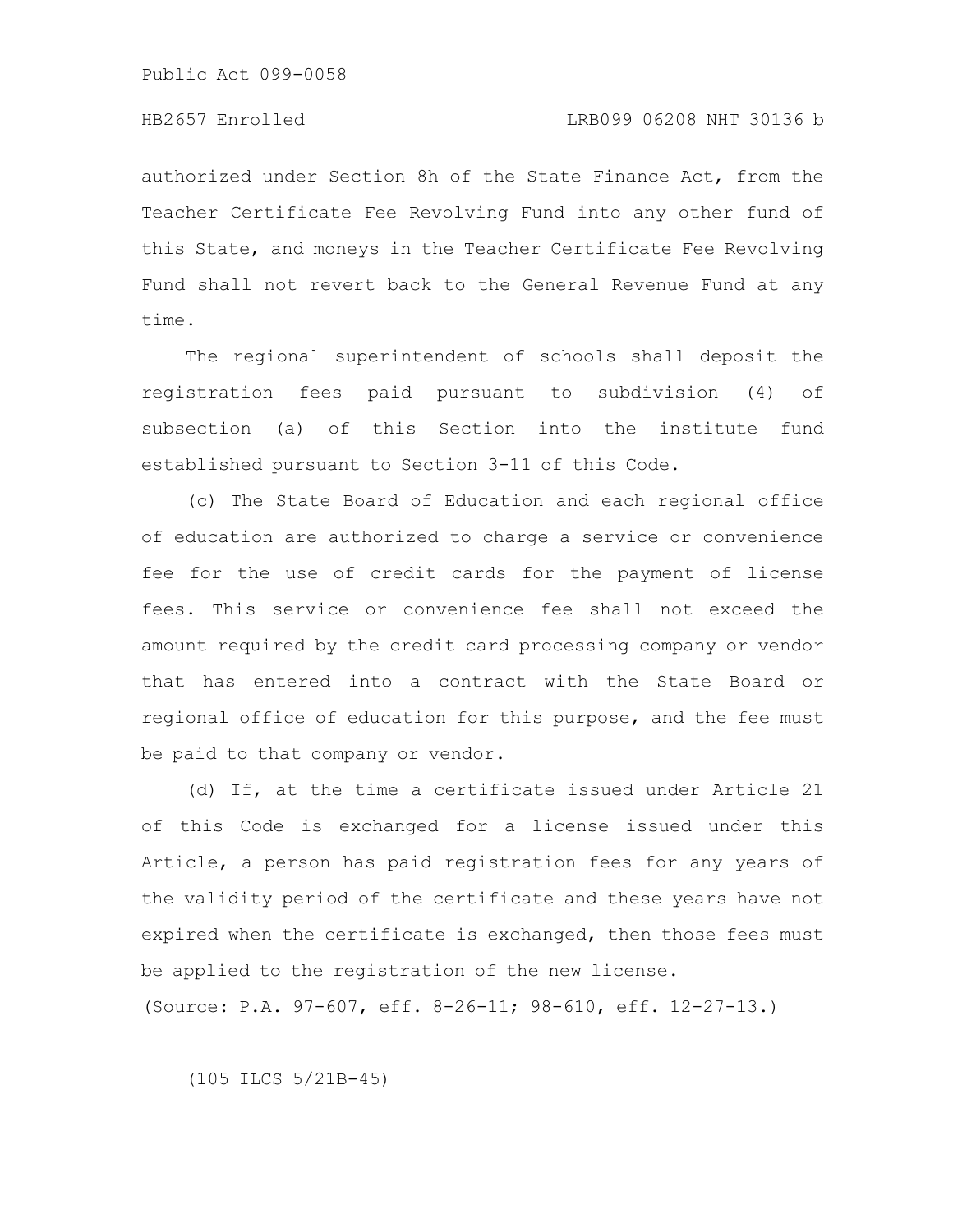authorized under Section 8h of the State Finance Act, from the Teacher Certificate Fee Revolving Fund into any other fund of this State, and moneys in the Teacher Certificate Fee Revolving Fund shall not revert back to the General Revenue Fund at any time.

The regional superintendent of schools shall deposit the registration fees paid pursuant to subdivision (4) of subsection (a) of this Section into the institute fund established pursuant to Section 3-11 of this Code.

(c) The State Board of Education and each regional office of education are authorized to charge a service or convenience fee for the use of credit cards for the payment of license fees. This service or convenience fee shall not exceed the amount required by the credit card processing company or vendor that has entered into a contract with the State Board or regional office of education for this purpose, and the fee must be paid to that company or vendor.

(d) If, at the time a certificate issued under Article 21 of this Code is exchanged for a license issued under this Article, a person has paid registration fees for any years of the validity period of the certificate and these years have not expired when the certificate is exchanged, then those fees must be applied to the registration of the new license.

(Source: P.A. 97-607, eff. 8-26-11; 98-610, eff. 12-27-13.)

(105 ILCS 5/21B-45)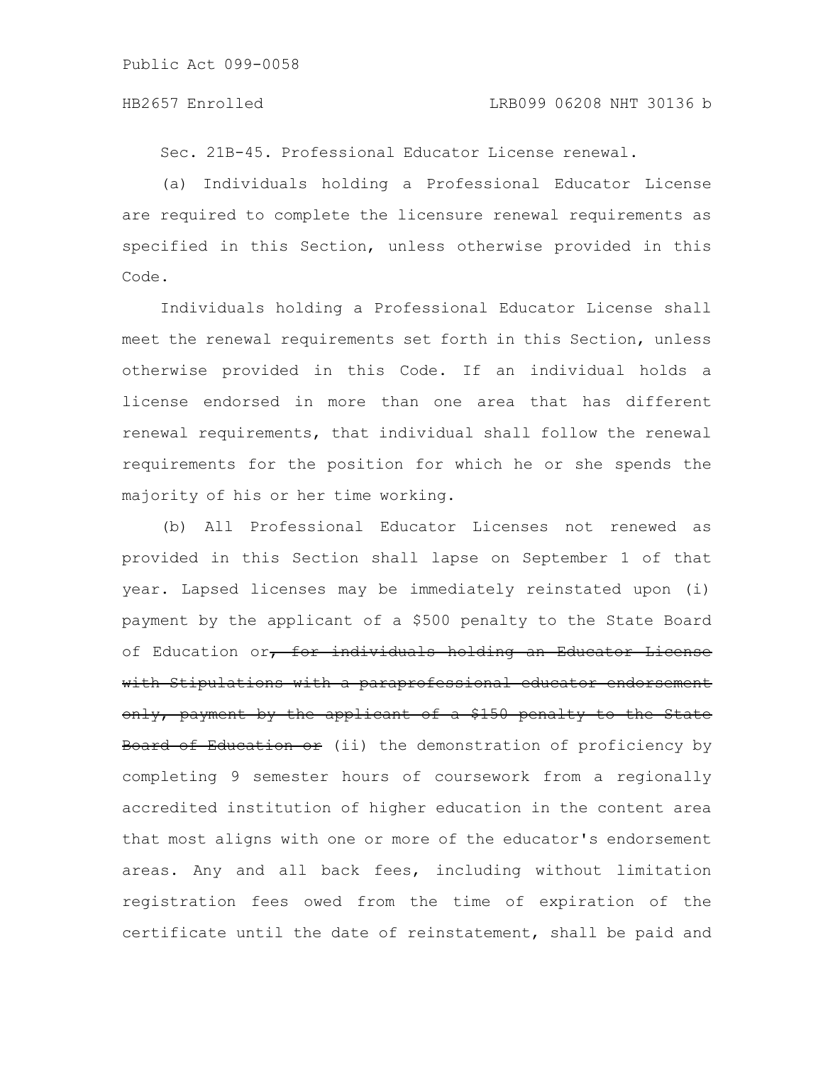Sec. 21B-45. Professional Educator License renewal.

(a) Individuals holding a Professional Educator License are required to complete the licensure renewal requirements as specified in this Section, unless otherwise provided in this Code.

Individuals holding a Professional Educator License shall meet the renewal requirements set forth in this Section, unless otherwise provided in this Code. If an individual holds a license endorsed in more than one area that has different renewal requirements, that individual shall follow the renewal requirements for the position for which he or she spends the majority of his or her time working.

(b) All Professional Educator Licenses not renewed as provided in this Section shall lapse on September 1 of that year. Lapsed licenses may be immediately reinstated upon (i) payment by the applicant of a $500 penalty to the State Board of Education or~~, for individuals holding an Educator License with Stipulations with a paraprofessional educator endorsement only, payment by the applicant of a $150 penalty to the State Board of Education or~~ (ii) the demonstration of proficiency by completing 9 semester hours of coursework from a regionally accredited institution of higher education in the content area that most aligns with one or more of the educator's endorsement areas. Any and all back fees, including without limitation registration fees owed from the time of expiration of the certificate until the date of reinstatement, shall be paid and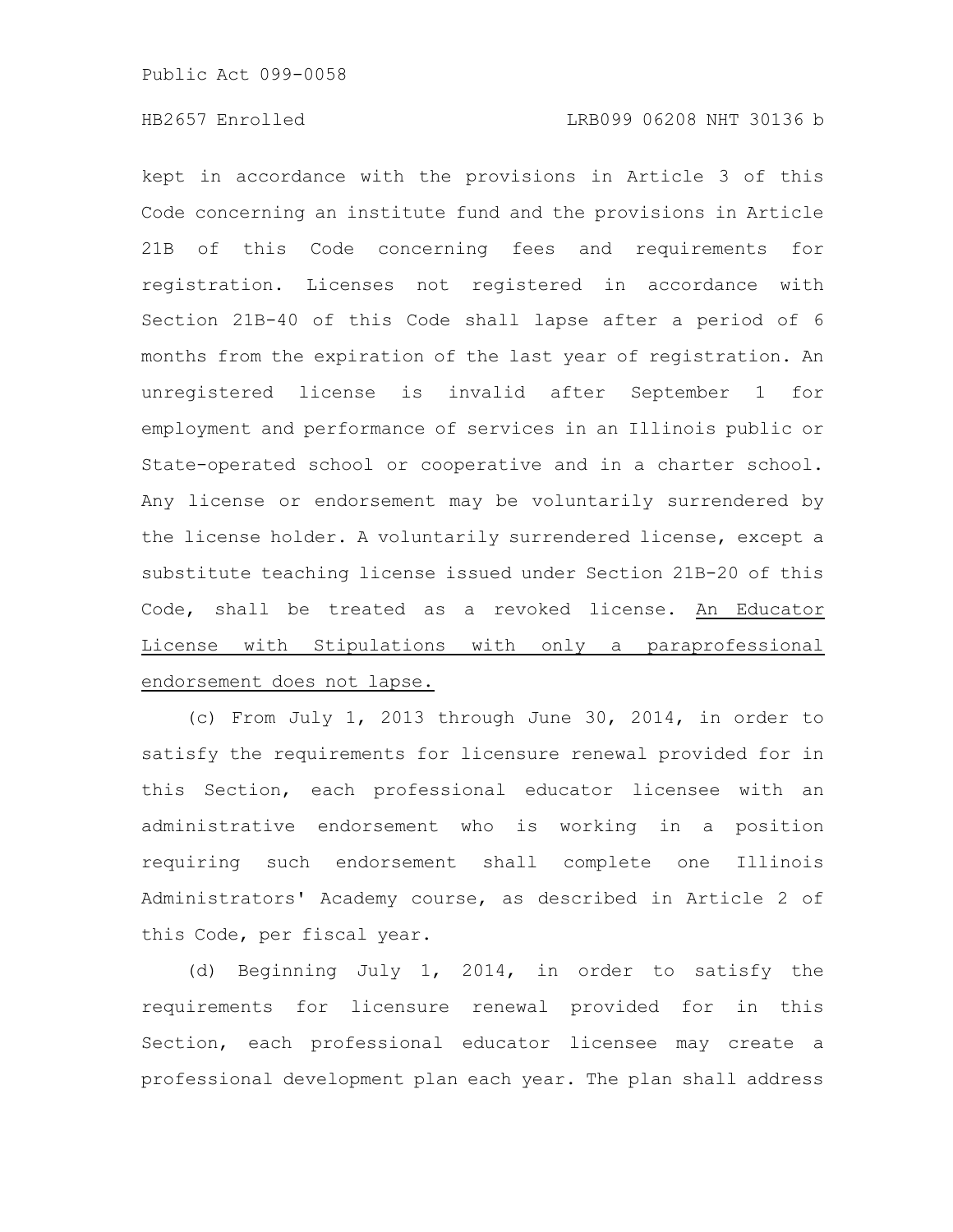kept in accordance with the provisions in Article 3 of this Code concerning an institute fund and the provisions in Article 21B of this Code concerning fees and requirements for registration. Licenses not registered in accordance with Section 21B-40 of this Code shall lapse after a period of 6 months from the expiration of the last year of registration. An unregistered license is invalid after September 1 for employment and performance of services in an Illinois public or State-operated school or cooperative and in a charter school. Any license or endorsement may be voluntarily surrendered by the license holder. A voluntarily surrendered license, except a substitute teaching license issued under Section 21B-20 of this Code, shall be treated as a revoked license. An Educator License with Stipulations with only a paraprofessional endorsement does not lapse.

(c) From July 1, 2013 through June 30, 2014, in order to satisfy the requirements for licensure renewal provided for in this Section, each professional educator licensee with an administrative endorsement who is working in a position requiring such endorsement shall complete one Illinois Administrators' Academy course, as described in Article 2 of this Code, per fiscal year.

(d) Beginning July 1, 2014, in order to satisfy the requirements for licensure renewal provided for in this Section, each professional educator licensee may create a professional development plan each year. The plan shall address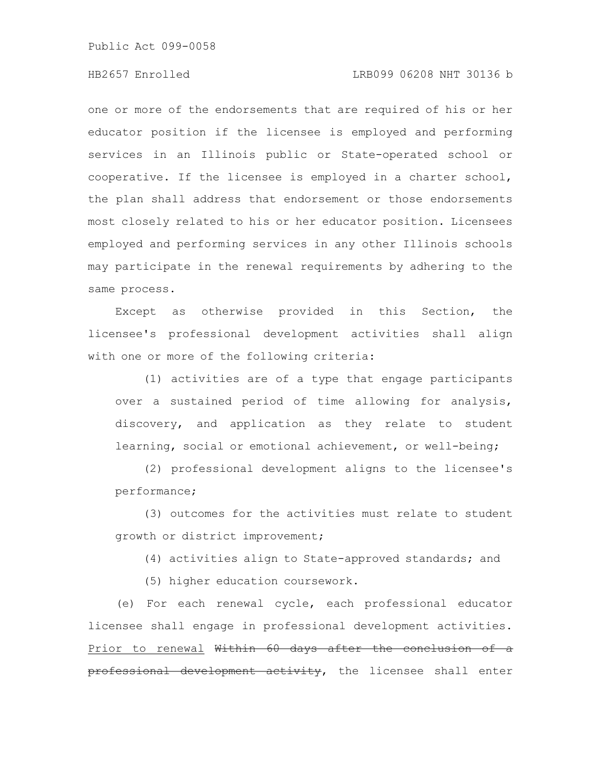one or more of the endorsements that are required of his or her educator position if the licensee is employed and performing services in an Illinois public or State-operated school or cooperative. If the licensee is employed in a charter school, the plan shall address that endorsement or those endorsements most closely related to his or her educator position. Licensees employed and performing services in any other Illinois schools may participate in the renewal requirements by adhering to the same process.

Except as otherwise provided in this Section, the licensee's professional development activities shall align with one or more of the following criteria:

(1) activities are of a type that engage participants over a sustained period of time allowing for analysis, discovery, and application as they relate to student learning, social or emotional achievement, or well-being;

(2) professional development aligns to the licensee's performance;

(3) outcomes for the activities must relate to student growth or district improvement;

(4) activities align to State-approved standards; and

(5) higher education coursework.

(e) For each renewal cycle, each professional educator licensee shall engage in professional development activities. <u>Prior to renewal</u> ~~Within 60 days after the conclusion of a professional development activity~~, the licensee shall enter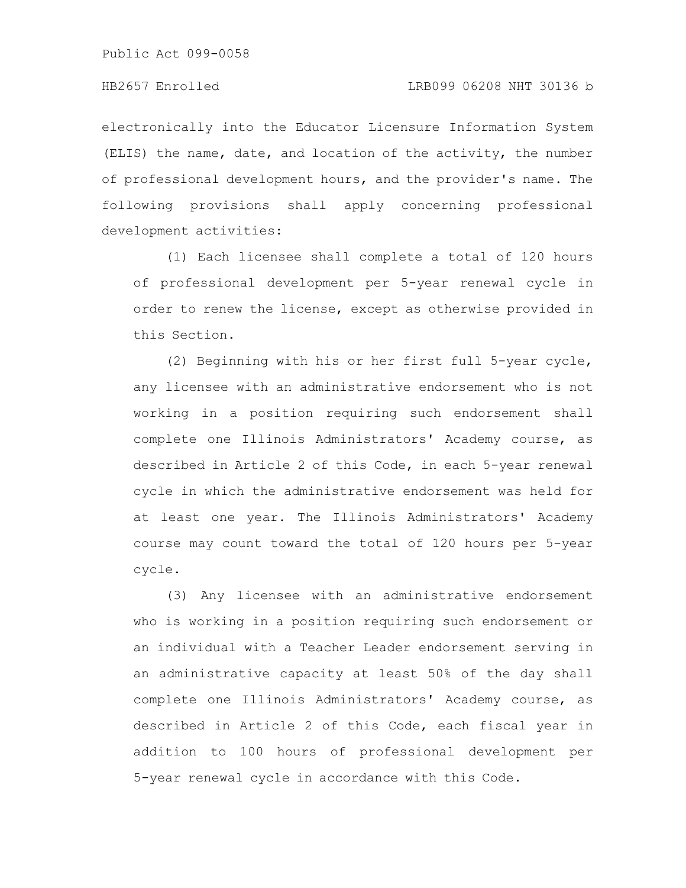electronically into the Educator Licensure Information System (ELIS) the name, date, and location of the activity, the number of professional development hours, and the provider's name. The following provisions shall apply concerning professional development activities:

(1) Each licensee shall complete a total of 120 hours of professional development per 5-year renewal cycle in order to renew the license, except as otherwise provided in this Section.

(2) Beginning with his or her first full 5-year cycle, any licensee with an administrative endorsement who is not working in a position requiring such endorsement shall complete one Illinois Administrators' Academy course, as described in Article 2 of this Code, in each 5-year renewal cycle in which the administrative endorsement was held for at least one year. The Illinois Administrators' Academy course may count toward the total of 120 hours per 5-year cycle.

(3) Any licensee with an administrative endorsement who is working in a position requiring such endorsement or an individual with a Teacher Leader endorsement serving in an administrative capacity at least 50% of the day shall complete one Illinois Administrators' Academy course, as described in Article 2 of this Code, each fiscal year in addition to 100 hours of professional development per 5-year renewal cycle in accordance with this Code.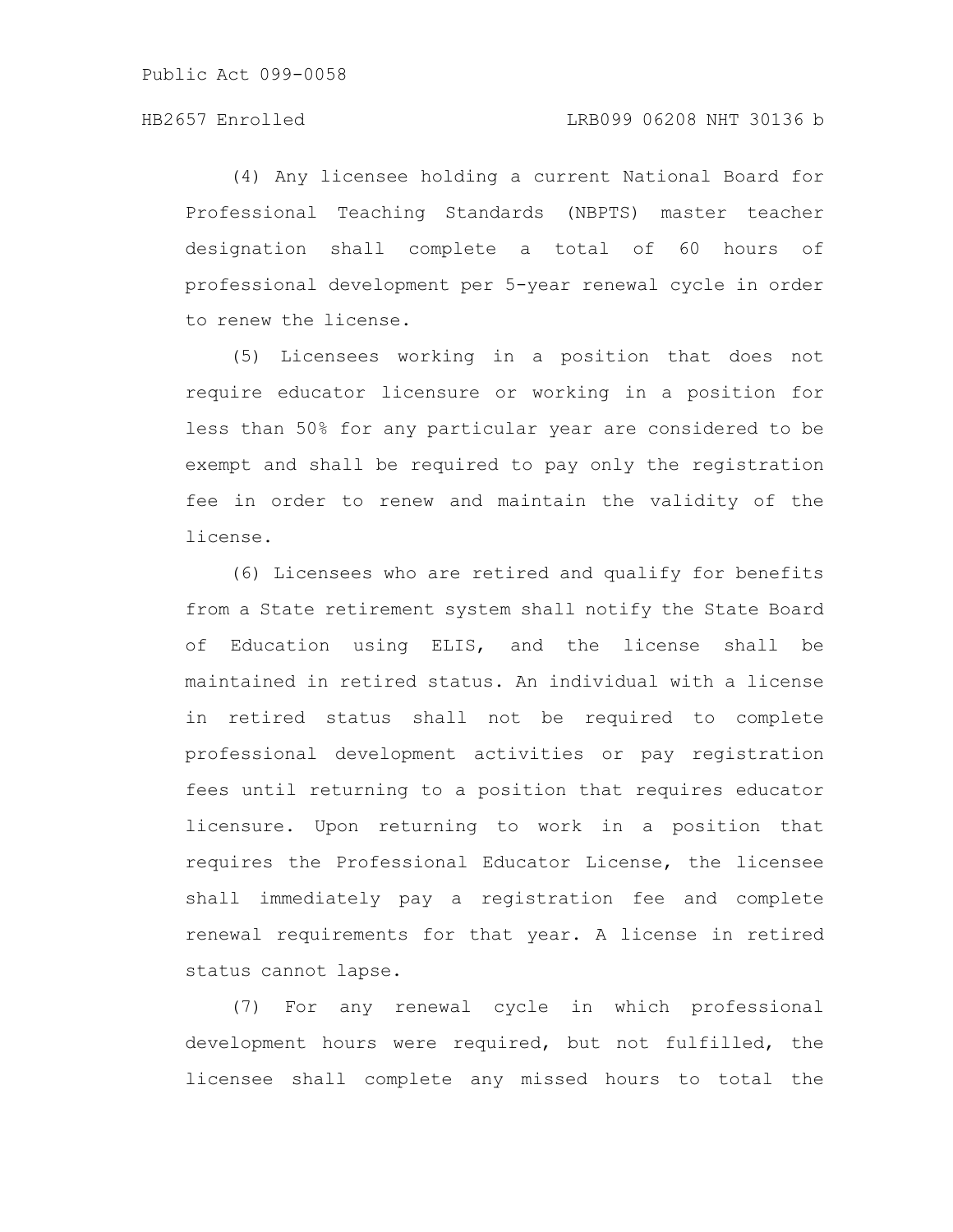(4) Any licensee holding a current National Board for Professional Teaching Standards (NBPTS) master teacher designation shall complete a total of 60 hours of professional development per 5-year renewal cycle in order to renew the license.

(5) Licensees working in a position that does not require educator licensure or working in a position for less than 50% for any particular year are considered to be exempt and shall be required to pay only the registration fee in order to renew and maintain the validity of the license.

(6) Licensees who are retired and qualify for benefits from a State retirement system shall notify the State Board of Education using ELIS, and the license shall be maintained in retired status. An individual with a license in retired status shall not be required to complete professional development activities or pay registration fees until returning to a position that requires educator licensure. Upon returning to work in a position that requires the Professional Educator License, the licensee shall immediately pay a registration fee and complete renewal requirements for that year. A license in retired status cannot lapse.

(7) For any renewal cycle in which professional development hours were required, but not fulfilled, the licensee shall complete any missed hours to total the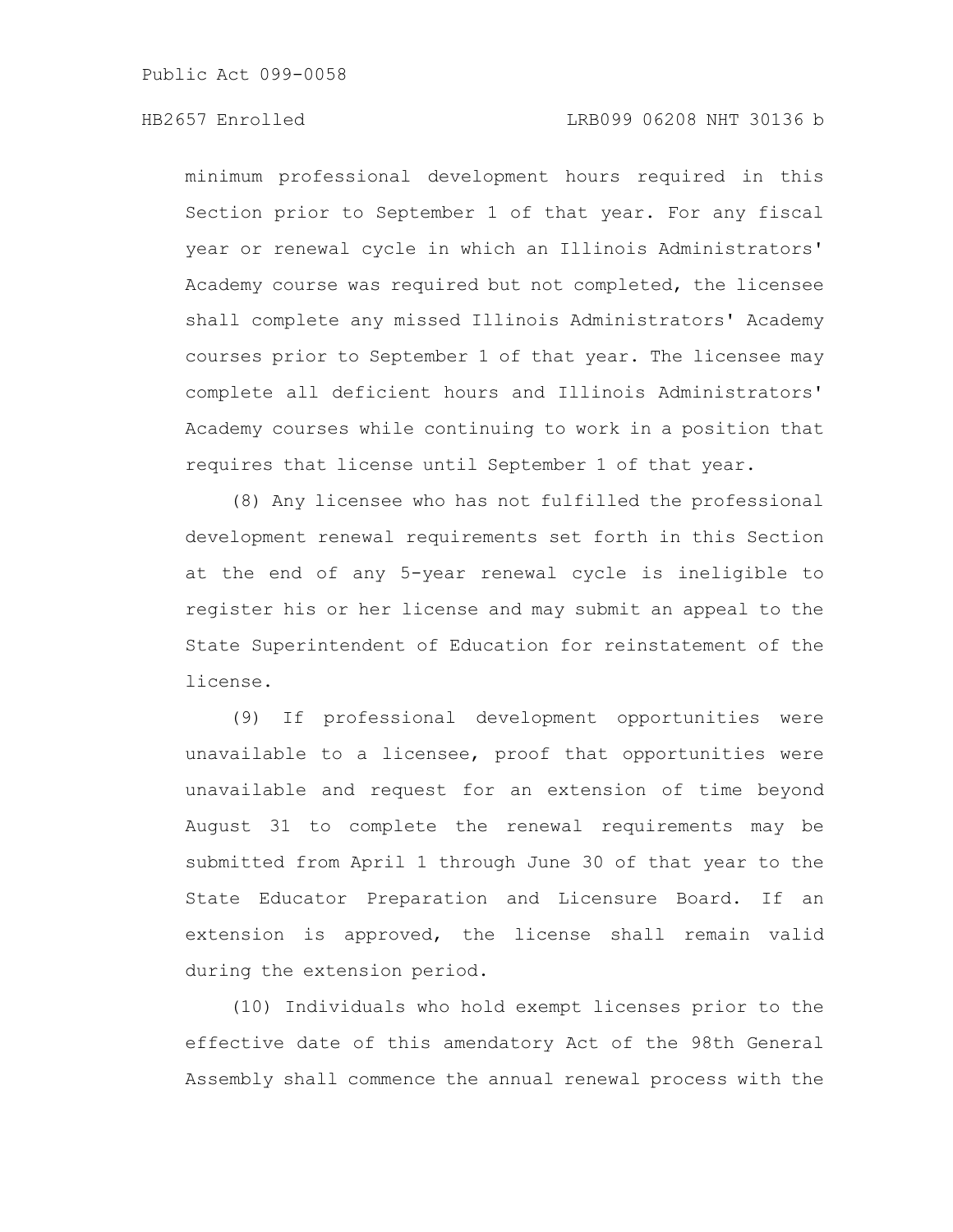minimum professional development hours required in this Section prior to September 1 of that year. For any fiscal year or renewal cycle in which an Illinois Administrators' Academy course was required but not completed, the licensee shall complete any missed Illinois Administrators' Academy courses prior to September 1 of that year. The licensee may complete all deficient hours and Illinois Administrators' Academy courses while continuing to work in a position that requires that license until September 1 of that year.

(8) Any licensee who has not fulfilled the professional development renewal requirements set forth in this Section at the end of any 5-year renewal cycle is ineligible to register his or her license and may submit an appeal to the State Superintendent of Education for reinstatement of the license.

(9) If professional development opportunities were unavailable to a licensee, proof that opportunities were unavailable and request for an extension of time beyond August 31 to complete the renewal requirements may be submitted from April 1 through June 30 of that year to the State Educator Preparation and Licensure Board. If an extension is approved, the license shall remain valid during the extension period.

(10) Individuals who hold exempt licenses prior to the effective date of this amendatory Act of the 98th General Assembly shall commence the annual renewal process with the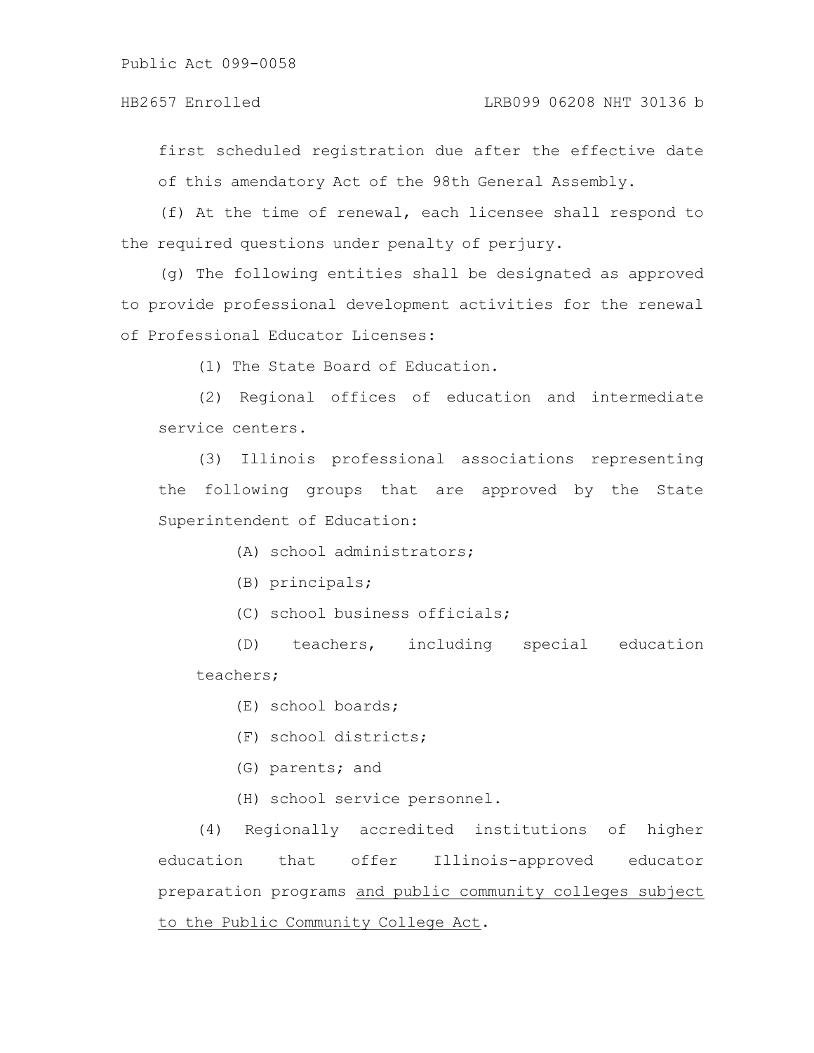first scheduled registration due after the effective date of this amendatory Act of the 98th General Assembly.

(f) At the time of renewal, each licensee shall respond to the required questions under penalty of perjury.

(g) The following entities shall be designated as approved to provide professional development activities for the renewal of Professional Educator Licenses:

(1) The State Board of Education.

(2) Regional offices of education and intermediate service centers.

(3) Illinois professional associations representing the following groups that are approved by the State Superintendent of Education:

(A) school administrators;

(B) principals;

(C) school business officials;

(D) teachers, including special education teachers;

(E) school boards;

(F) school districts;

(G) parents; and

(H) school service personnel.

(4) Regionally accredited institutions of higher education that offer Illinois-approved educator preparation programs and public community colleges subject to the Public Community College Act.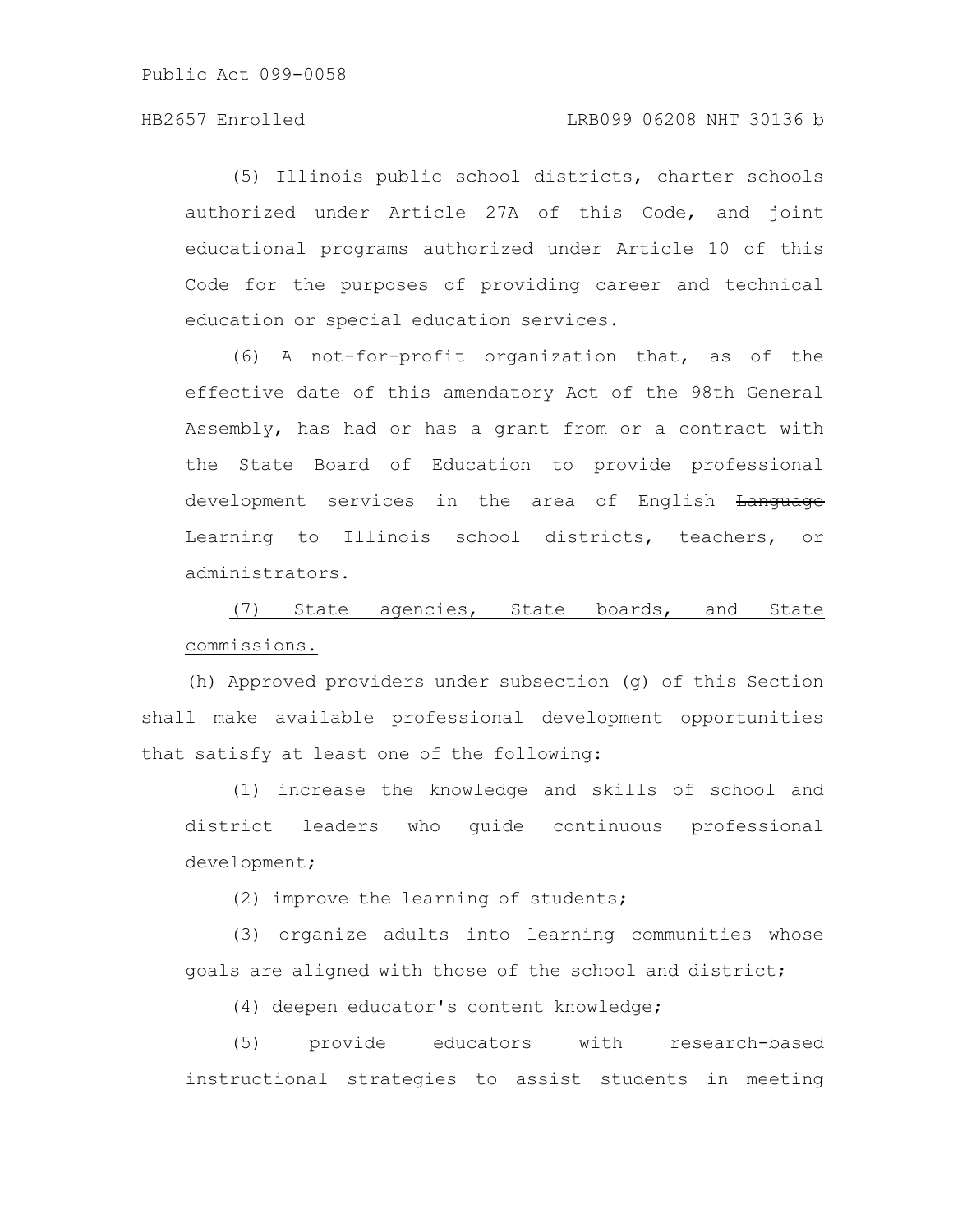(5) Illinois public school districts, charter schools authorized under Article 27A of this Code, and joint educational programs authorized under Article 10 of this Code for the purposes of providing career and technical education or special education services.

(6) A not-for-profit organization that, as of the effective date of this amendatory Act of the 98th General Assembly, has had or has a grant from or a contract with the State Board of Education to provide professional development services in the area of English ~~Language~~ Learning to Illinois school districts, teachers, or administrators.

(7) State agencies, State boards, and State commissions.

(h) Approved providers under subsection (g) of this Section shall make available professional development opportunities that satisfy at least one of the following:

(1) increase the knowledge and skills of school and district leaders who guide continuous professional development;

(2) improve the learning of students;

(3) organize adults into learning communities whose goals are aligned with those of the school and district;

(4) deepen educator's content knowledge;

(5) provide educators with research-based instructional strategies to assist students in meeting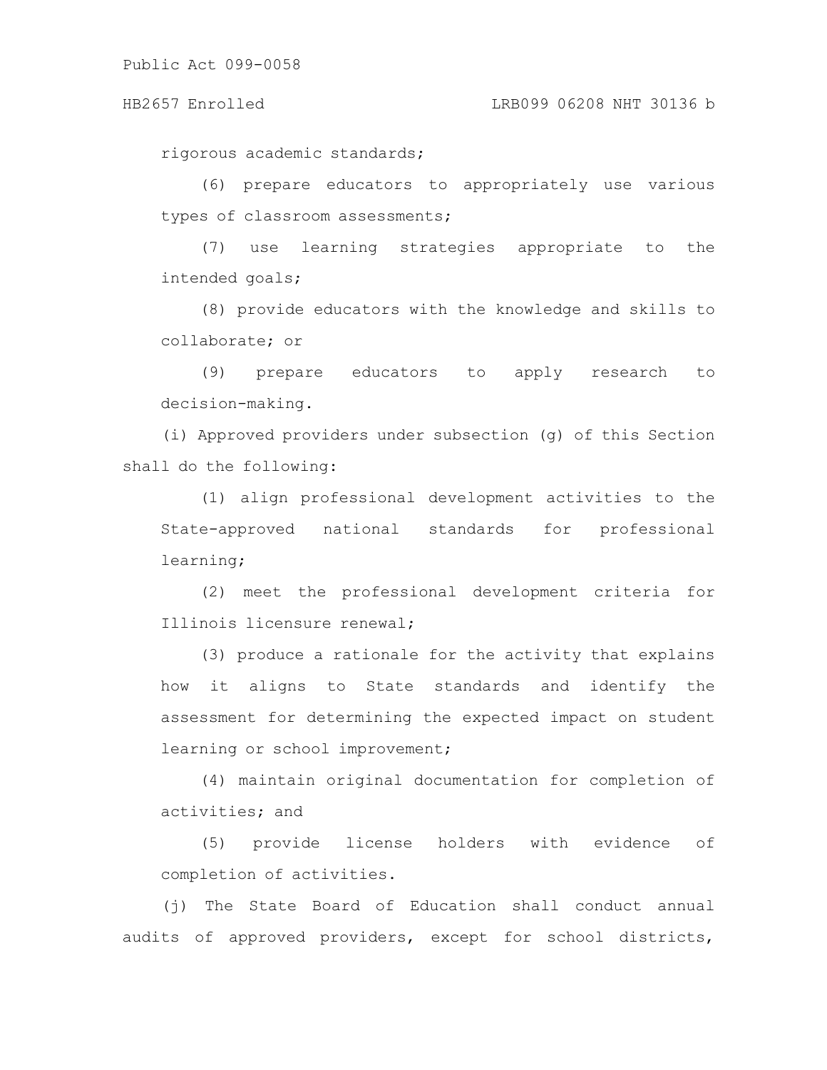rigorous academic standards;

(6) prepare educators to appropriately use various types of classroom assessments;

(7) use learning strategies appropriate to the intended goals;

(8) provide educators with the knowledge and skills to collaborate; or

(9) prepare educators to apply research to decision-making.

(i) Approved providers under subsection (g) of this Section shall do the following:

(1) align professional development activities to the State-approved national standards for professional learning;

(2) meet the professional development criteria for Illinois licensure renewal;

(3) produce a rationale for the activity that explains how it aligns to State standards and identify the assessment for determining the expected impact on student learning or school improvement;

(4) maintain original documentation for completion of activities; and

(5) provide license holders with evidence of completion of activities.

(j) The State Board of Education shall conduct annual audits of approved providers, except for school districts,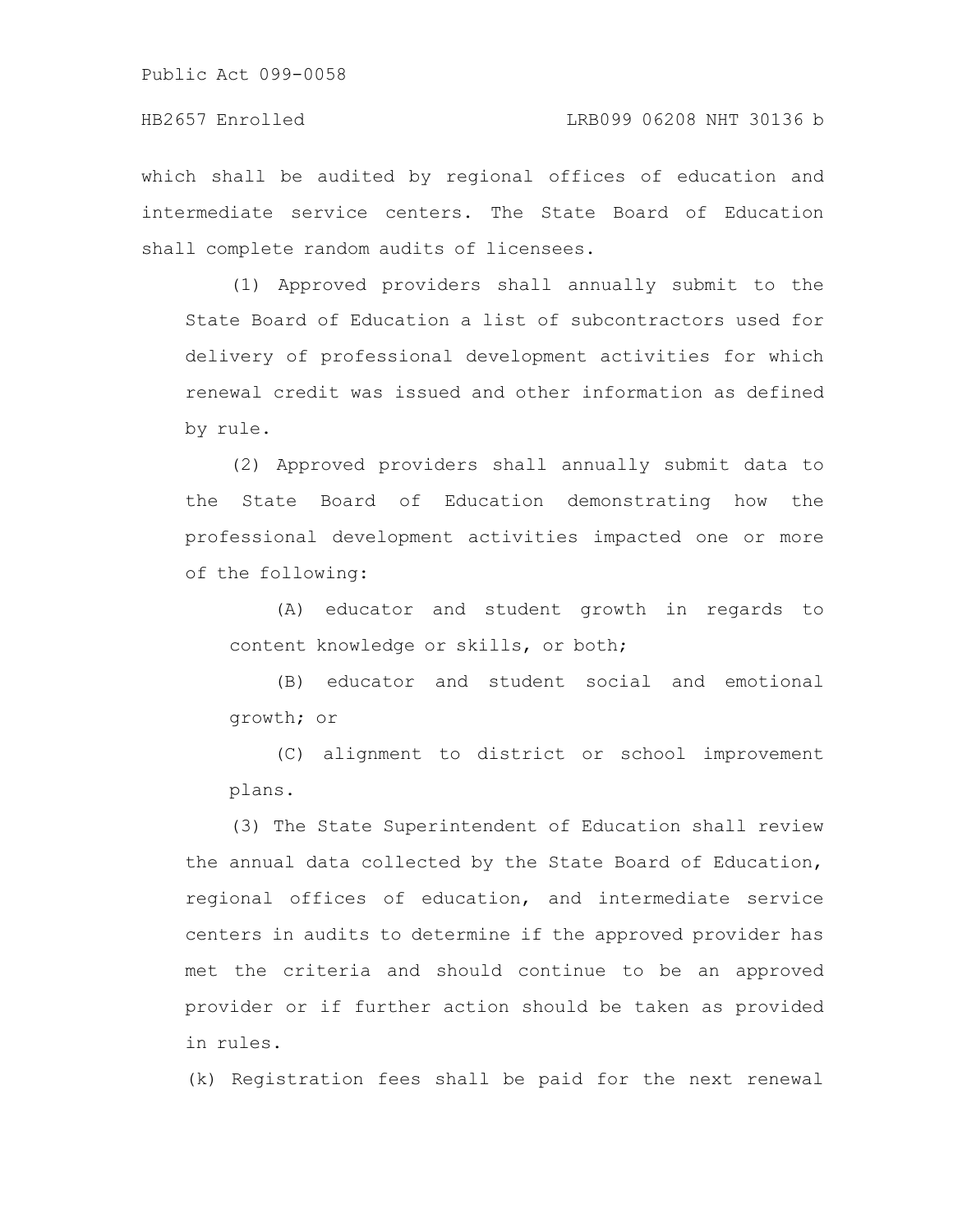which shall be audited by regional offices of education and intermediate service centers. The State Board of Education shall complete random audits of licensees.

(1) Approved providers shall annually submit to the State Board of Education a list of subcontractors used for delivery of professional development activities for which renewal credit was issued and other information as defined by rule.

(2) Approved providers shall annually submit data to the State Board of Education demonstrating how the professional development activities impacted one or more of the following:

(A) educator and student growth in regards to content knowledge or skills, or both;

(B) educator and student social and emotional growth; or

(C) alignment to district or school improvement plans.

(3) The State Superintendent of Education shall review the annual data collected by the State Board of Education, regional offices of education, and intermediate service centers in audits to determine if the approved provider has met the criteria and should continue to be an approved provider or if further action should be taken as provided in rules.

(k) Registration fees shall be paid for the next renewal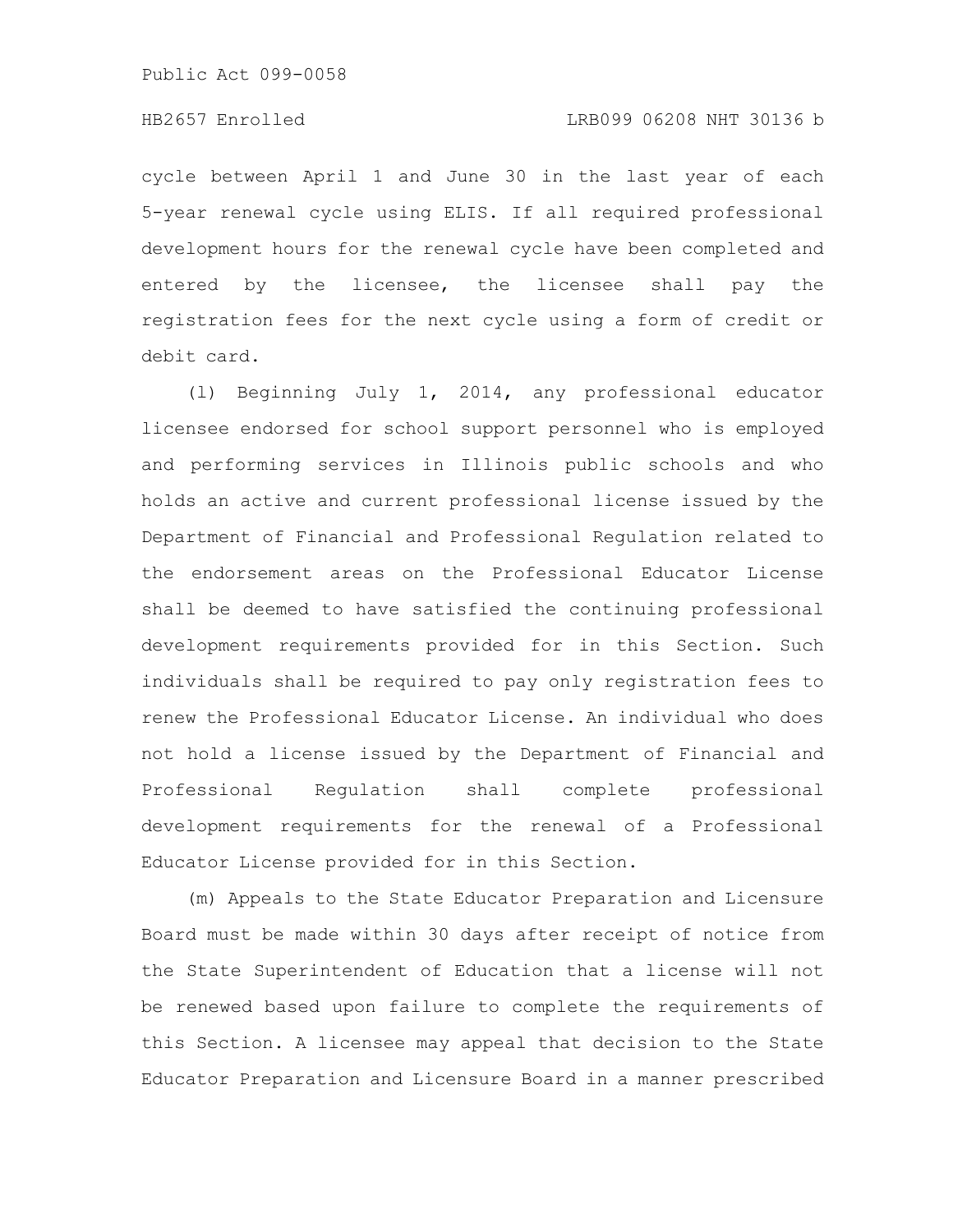cycle between April 1 and June 30 in the last year of each 5-year renewal cycle using ELIS. If all required professional development hours for the renewal cycle have been completed and entered by the licensee, the licensee shall pay the registration fees for the next cycle using a form of credit or debit card.

(l) Beginning July 1, 2014, any professional educator licensee endorsed for school support personnel who is employed and performing services in Illinois public schools and who holds an active and current professional license issued by the Department of Financial and Professional Regulation related to the endorsement areas on the Professional Educator License shall be deemed to have satisfied the continuing professional development requirements provided for in this Section. Such individuals shall be required to pay only registration fees to renew the Professional Educator License. An individual who does not hold a license issued by the Department of Financial and Professional Regulation shall complete professional development requirements for the renewal of a Professional Educator License provided for in this Section.

(m) Appeals to the State Educator Preparation and Licensure Board must be made within 30 days after receipt of notice from the State Superintendent of Education that a license will not be renewed based upon failure to complete the requirements of this Section. A licensee may appeal that decision to the State Educator Preparation and Licensure Board in a manner prescribed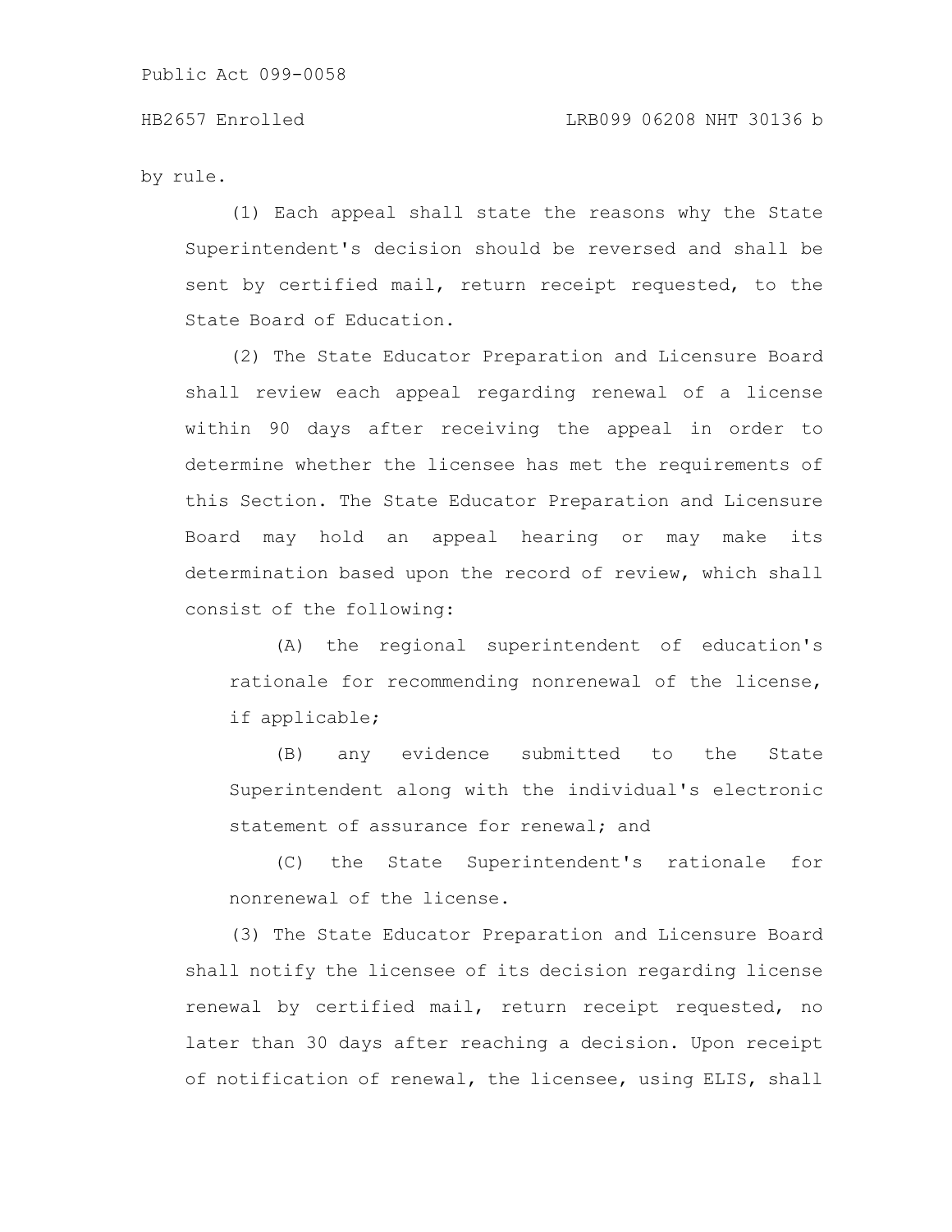by rule.

(1) Each appeal shall state the reasons why the State Superintendent's decision should be reversed and shall be sent by certified mail, return receipt requested, to the State Board of Education.

(2) The State Educator Preparation and Licensure Board shall review each appeal regarding renewal of a license within 90 days after receiving the appeal in order to determine whether the licensee has met the requirements of this Section. The State Educator Preparation and Licensure Board may hold an appeal hearing or may make its determination based upon the record of review, which shall consist of the following:

(A) the regional superintendent of education's rationale for recommending nonrenewal of the license, if applicable;

(B) any evidence submitted to the State Superintendent along with the individual's electronic statement of assurance for renewal; and

(C) the State Superintendent's rationale for nonrenewal of the license.

(3) The State Educator Preparation and Licensure Board shall notify the licensee of its decision regarding license renewal by certified mail, return receipt requested, no later than 30 days after reaching a decision. Upon receipt of notification of renewal, the licensee, using ELIS, shall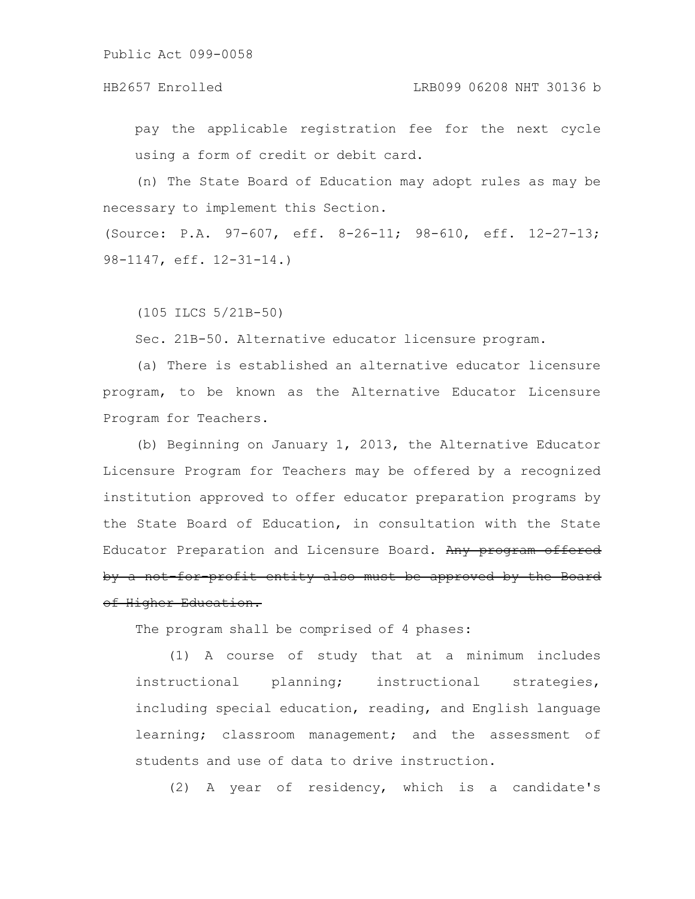pay the applicable registration fee for the next cycle using a form of credit or debit card.

(n) The State Board of Education may adopt rules as may be necessary to implement this Section.

(Source: P.A. 97-607, eff. 8-26-11; 98-610, eff. 12-27-13; 98-1147, eff. 12-31-14.)

(105 ILCS 5/21B-50)

Sec. 21B-50. Alternative educator licensure program.

(a) There is established an alternative educator licensure program, to be known as the Alternative Educator Licensure Program for Teachers.

(b) Beginning on January 1, 2013, the Alternative Educator Licensure Program for Teachers may be offered by a recognized institution approved to offer educator preparation programs by the State Board of Education, in consultation with the State Educator Preparation and Licensure Board. ~~Any program offered by a not-for-profit entity also must be approved by the Board of Higher Education.~~

The program shall be comprised of 4 phases:

(1) A course of study that at a minimum includes instructional planning; instructional strategies, including special education, reading, and English language learning; classroom management; and the assessment of students and use of data to drive instruction.

(2) A year of residency, which is a candidate's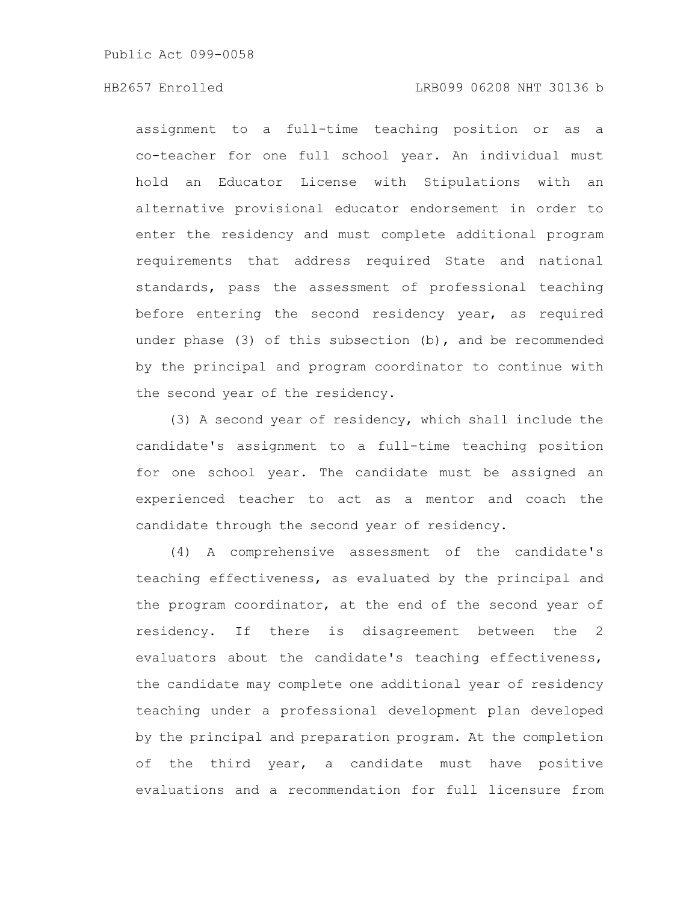assignment to a full-time teaching position or as a co-teacher for one full school year. An individual must hold an Educator License with Stipulations with an alternative provisional educator endorsement in order to enter the residency and must complete additional program requirements that address required State and national standards, pass the assessment of professional teaching before entering the second residency year, as required under phase (3) of this subsection (b), and be recommended by the principal and program coordinator to continue with the second year of the residency.

(3) A second year of residency, which shall include the candidate's assignment to a full-time teaching position for one school year. The candidate must be assigned an experienced teacher to act as a mentor and coach the candidate through the second year of residency.

(4) A comprehensive assessment of the candidate's teaching effectiveness, as evaluated by the principal and the program coordinator, at the end of the second year of residency. If there is disagreement between the 2 evaluators about the candidate's teaching effectiveness, the candidate may complete one additional year of residency teaching under a professional development plan developed by the principal and preparation program. At the completion of the third year, a candidate must have positive evaluations and a recommendation for full licensure from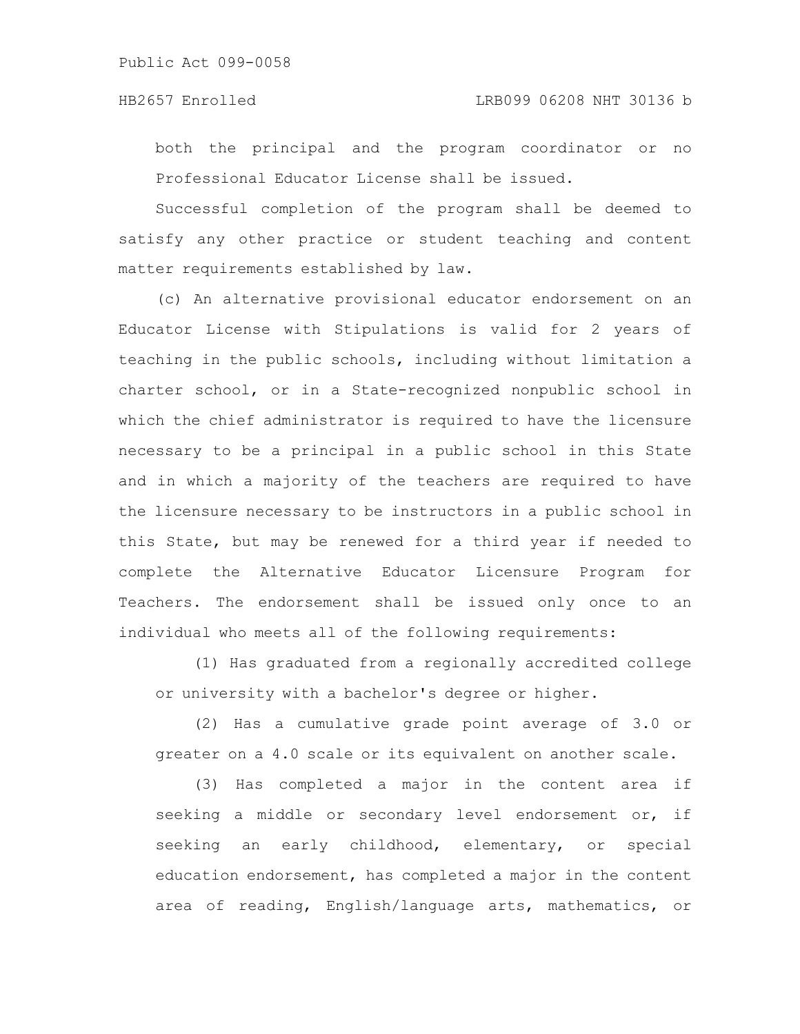both the principal and the program coordinator or no Professional Educator License shall be issued.

Successful completion of the program shall be deemed to satisfy any other practice or student teaching and content matter requirements established by law.

(c) An alternative provisional educator endorsement on an Educator License with Stipulations is valid for 2 years of teaching in the public schools, including without limitation a charter school, or in a State-recognized nonpublic school in which the chief administrator is required to have the licensure necessary to be a principal in a public school in this State and in which a majority of the teachers are required to have the licensure necessary to be instructors in a public school in this State, but may be renewed for a third year if needed to complete the Alternative Educator Licensure Program for Teachers. The endorsement shall be issued only once to an individual who meets all of the following requirements:

(1) Has graduated from a regionally accredited college or university with a bachelor's degree or higher.

(2) Has a cumulative grade point average of 3.0 or greater on a 4.0 scale or its equivalent on another scale.

(3) Has completed a major in the content area if seeking a middle or secondary level endorsement or, if seeking an early childhood, elementary, or special education endorsement, has completed a major in the content area of reading, English/language arts, mathematics, or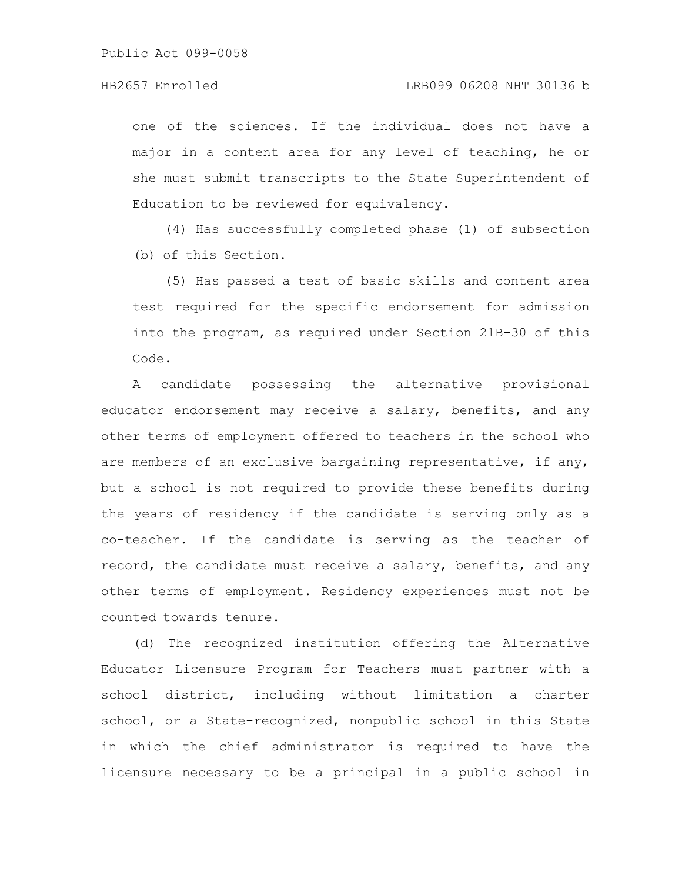one of the sciences. If the individual does not have a major in a content area for any level of teaching, he or she must submit transcripts to the State Superintendent of Education to be reviewed for equivalency.

(4) Has successfully completed phase (1) of subsection (b) of this Section.

(5) Has passed a test of basic skills and content area test required for the specific endorsement for admission into the program, as required under Section 21B-30 of this Code.

A candidate possessing the alternative provisional educator endorsement may receive a salary, benefits, and any other terms of employment offered to teachers in the school who are members of an exclusive bargaining representative, if any, but a school is not required to provide these benefits during the years of residency if the candidate is serving only as a co-teacher. If the candidate is serving as the teacher of record, the candidate must receive a salary, benefits, and any other terms of employment. Residency experiences must not be counted towards tenure.

(d) The recognized institution offering the Alternative Educator Licensure Program for Teachers must partner with a school district, including without limitation a charter school, or a State-recognized, nonpublic school in this State in which the chief administrator is required to have the licensure necessary to be a principal in a public school in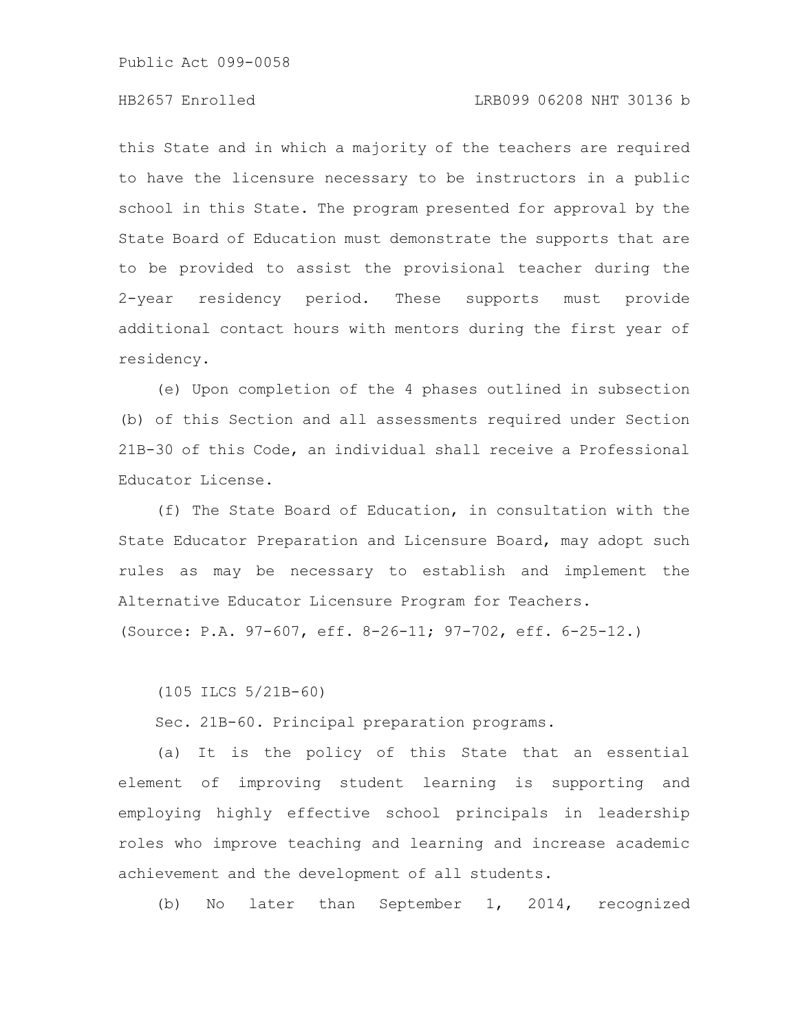this State and in which a majority of the teachers are required to have the licensure necessary to be instructors in a public school in this State. The program presented for approval by the State Board of Education must demonstrate the supports that are to be provided to assist the provisional teacher during the 2-year residency period. These supports must provide additional contact hours with mentors during the first year of residency.

(e) Upon completion of the 4 phases outlined in subsection (b) of this Section and all assessments required under Section 21B-30 of this Code, an individual shall receive a Professional Educator License.

(f) The State Board of Education, in consultation with the State Educator Preparation and Licensure Board, may adopt such rules as may be necessary to establish and implement the Alternative Educator Licensure Program for Teachers.

(Source: P.A. 97-607, eff. 8-26-11; 97-702, eff. 6-25-12.)

(105 ILCS 5/21B-60)

Sec. 21B-60. Principal preparation programs.

(a) It is the policy of this State that an essential element of improving student learning is supporting and employing highly effective school principals in leadership roles who improve teaching and learning and increase academic achievement and the development of all students.

(b) No later than September 1, 2014, recognized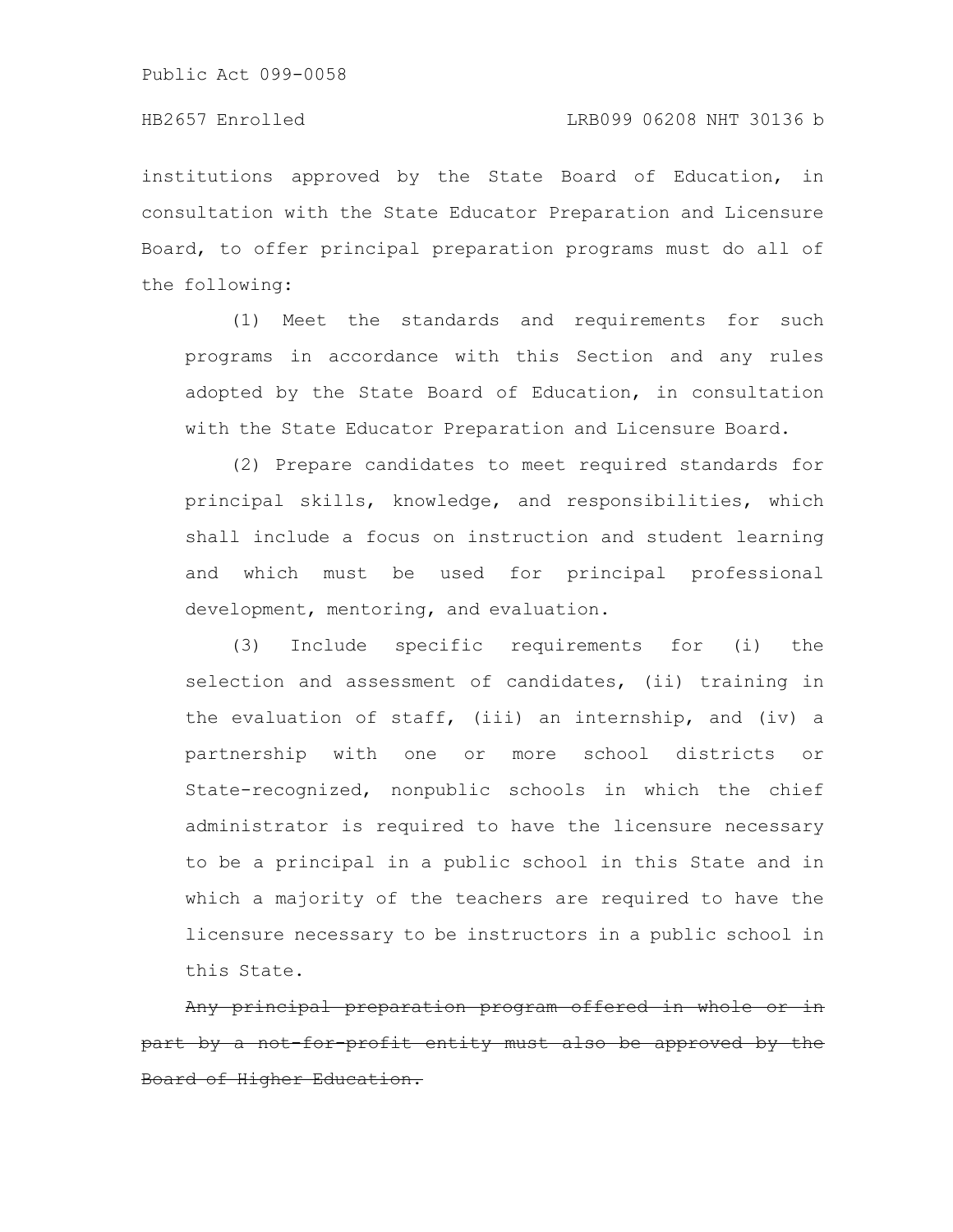institutions approved by the State Board of Education, in consultation with the State Educator Preparation and Licensure Board, to offer principal preparation programs must do all of the following:

(1) Meet the standards and requirements for such programs in accordance with this Section and any rules adopted by the State Board of Education, in consultation with the State Educator Preparation and Licensure Board.

(2) Prepare candidates to meet required standards for principal skills, knowledge, and responsibilities, which shall include a focus on instruction and student learning and which must be used for principal professional development, mentoring, and evaluation.

(3) Include specific requirements for (i) the selection and assessment of candidates, (ii) training in the evaluation of staff, (iii) an internship, and (iv) a partnership with one or more school districts or State-recognized, nonpublic schools in which the chief administrator is required to have the licensure necessary to be a principal in a public school in this State and in which a majority of the teachers are required to have the licensure necessary to be instructors in a public school in this State.

~~Any principal preparation program offered in whole or in part by a not-for-profit entity must also be approved by the Board of Higher Education.~~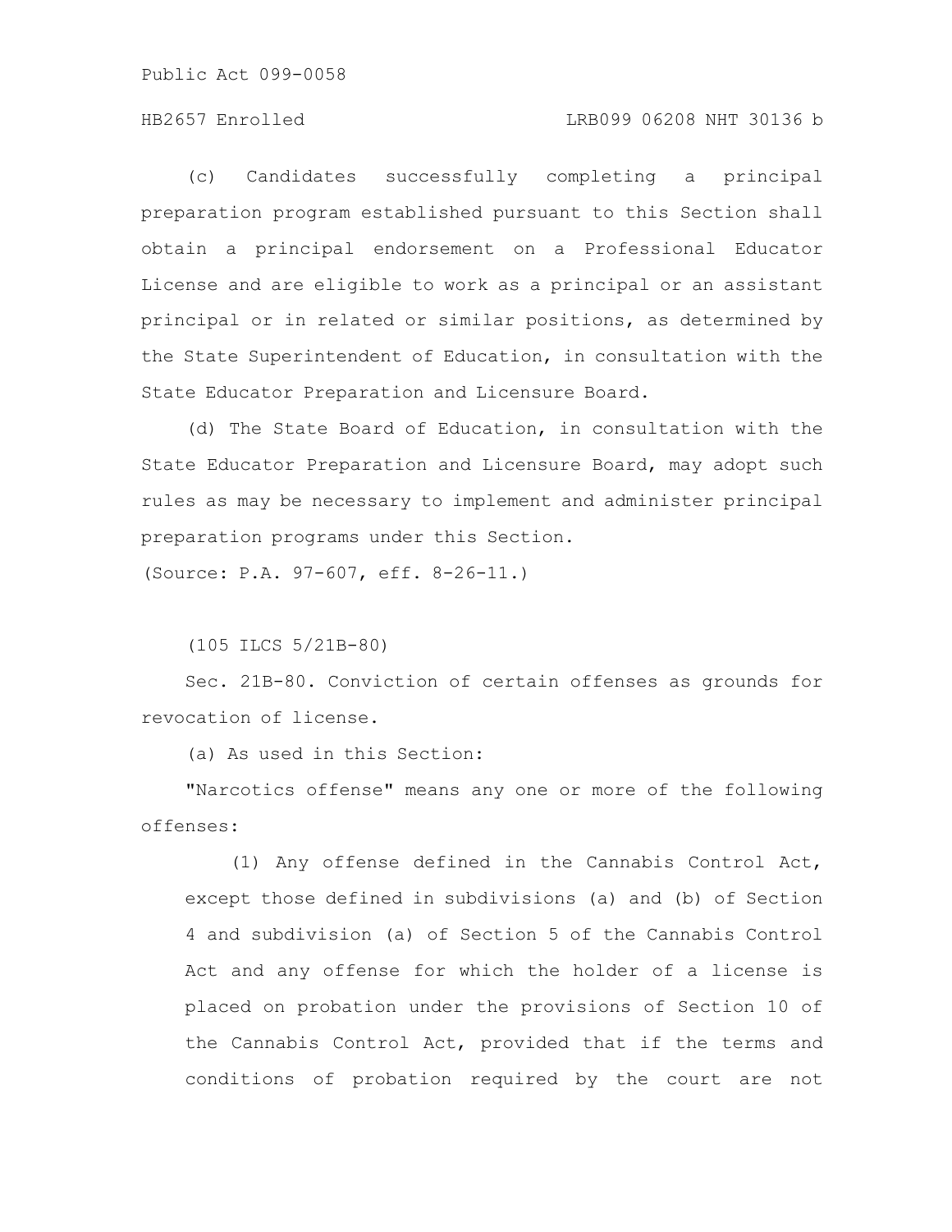(c) Candidates successfully completing a principal preparation program established pursuant to this Section shall obtain a principal endorsement on a Professional Educator License and are eligible to work as a principal or an assistant principal or in related or similar positions, as determined by the State Superintendent of Education, in consultation with the State Educator Preparation and Licensure Board.

(d) The State Board of Education, in consultation with the State Educator Preparation and Licensure Board, may adopt such rules as may be necessary to implement and administer principal preparation programs under this Section.

(Source: P.A. 97-607, eff. 8-26-11.)

(105 ILCS 5/21B-80)

Sec. 21B-80. Conviction of certain offenses as grounds for revocation of license.

(a) As used in this Section:

"Narcotics offense" means any one or more of the following offenses:

(1) Any offense defined in the Cannabis Control Act, except those defined in subdivisions (a) and (b) of Section 4 and subdivision (a) of Section 5 of the Cannabis Control Act and any offense for which the holder of a license is placed on probation under the provisions of Section 10 of the Cannabis Control Act, provided that if the terms and conditions of probation required by the court are not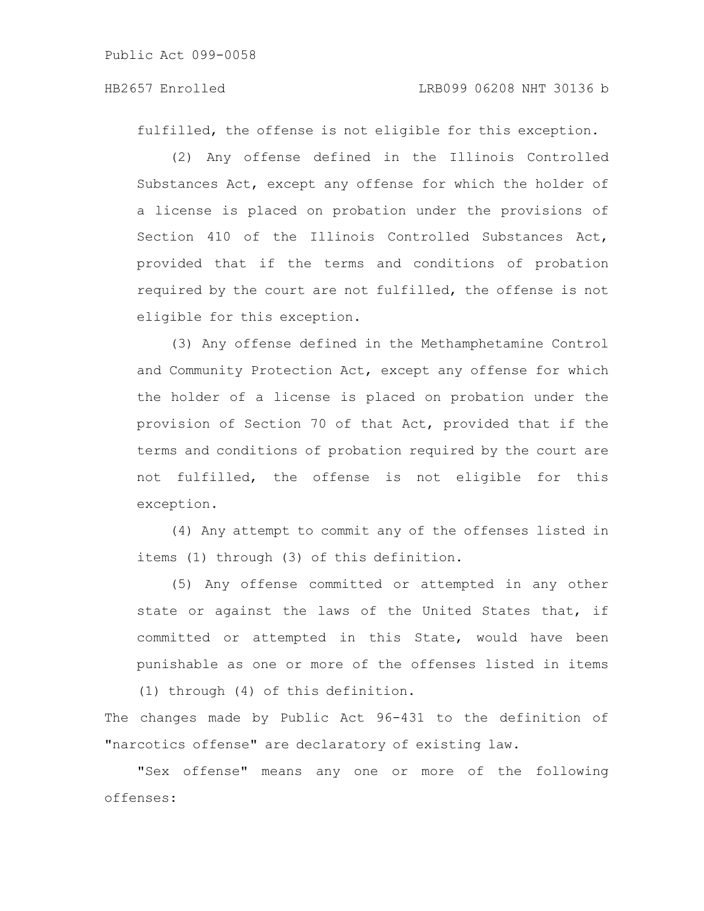fulfilled, the offense is not eligible for this exception.

(2) Any offense defined in the Illinois Controlled Substances Act, except any offense for which the holder of a license is placed on probation under the provisions of Section 410 of the Illinois Controlled Substances Act, provided that if the terms and conditions of probation required by the court are not fulfilled, the offense is not eligible for this exception.

(3) Any offense defined in the Methamphetamine Control and Community Protection Act, except any offense for which the holder of a license is placed on probation under the provision of Section 70 of that Act, provided that if the terms and conditions of probation required by the court are not fulfilled, the offense is not eligible for this exception.

(4) Any attempt to commit any of the offenses listed in items (1) through (3) of this definition.

(5) Any offense committed or attempted in any other state or against the laws of the United States that, if committed or attempted in this State, would have been punishable as one or more of the offenses listed in items (1) through (4) of this definition.

The changes made by Public Act 96-431 to the definition of "narcotics offense" are declaratory of existing law.

"Sex offense" means any one or more of the following offenses: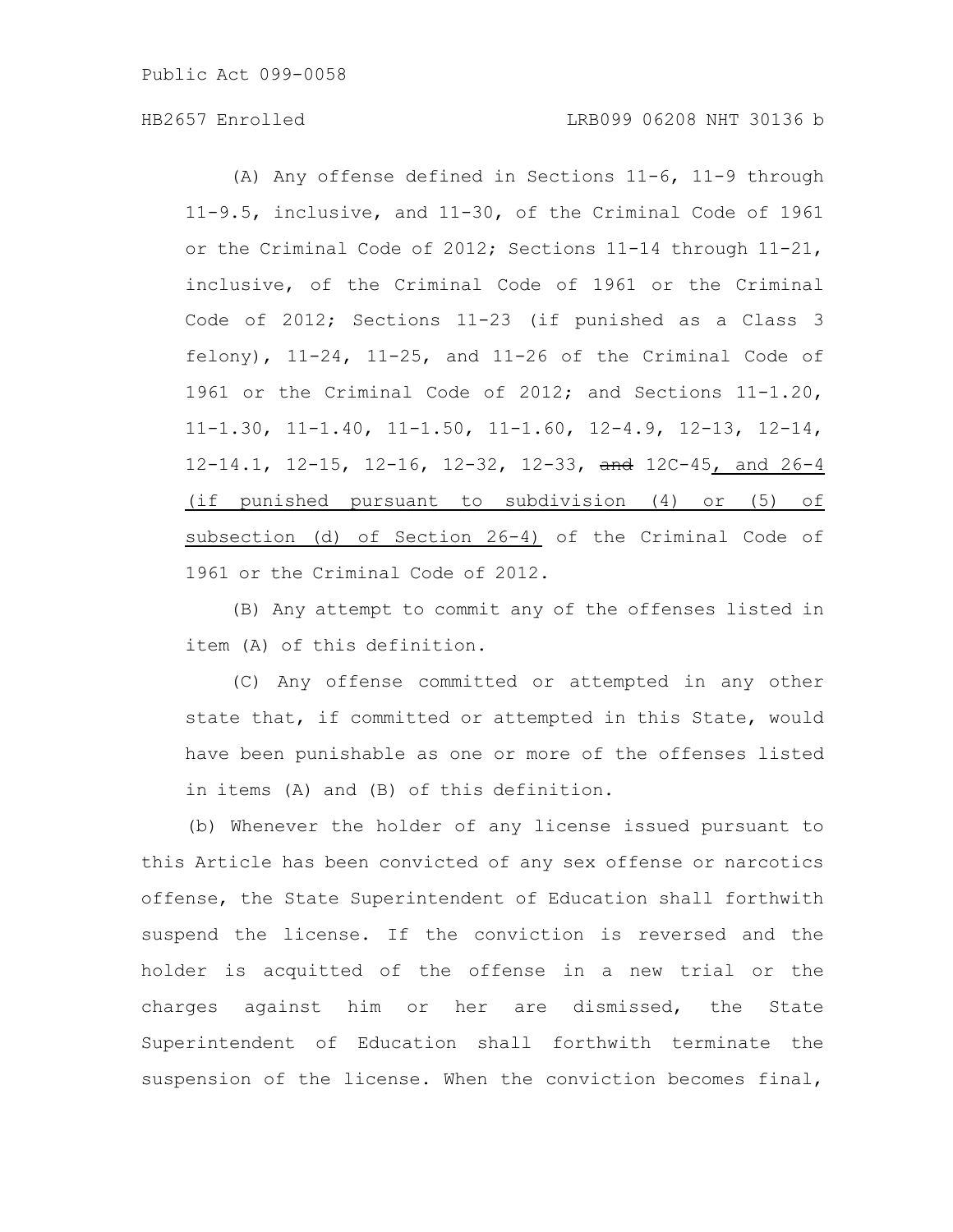(A) Any offense defined in Sections 11-6, 11-9 through 11-9.5, inclusive, and 11-30, of the Criminal Code of 1961 or the Criminal Code of 2012; Sections 11-14 through 11-21, inclusive, of the Criminal Code of 1961 or the Criminal Code of 2012; Sections 11-23 (if punished as a Class 3 felony), 11-24, 11-25, and 11-26 of the Criminal Code of 1961 or the Criminal Code of 2012; and Sections 11-1.20, 11-1.30, 11-1.40, 11-1.50, 11-1.60, 12-4.9, 12-13, 12-14, 12-14.1, 12-15, 12-16, 12-32, 12-33, ~~and~~ 12C-45, and 26-4 (if punished pursuant to subdivision (4) or (5) of subsection (d) of Section 26-4) of the Criminal Code of 1961 or the Criminal Code of 2012.

(B) Any attempt to commit any of the offenses listed in item (A) of this definition.

(C) Any offense committed or attempted in any other state that, if committed or attempted in this State, would have been punishable as one or more of the offenses listed in items (A) and (B) of this definition.

(b) Whenever the holder of any license issued pursuant to this Article has been convicted of any sex offense or narcotics offense, the State Superintendent of Education shall forthwith suspend the license. If the conviction is reversed and the holder is acquitted of the offense in a new trial or the charges against him or her are dismissed, the State Superintendent of Education shall forthwith terminate the suspension of the license. When the conviction becomes final,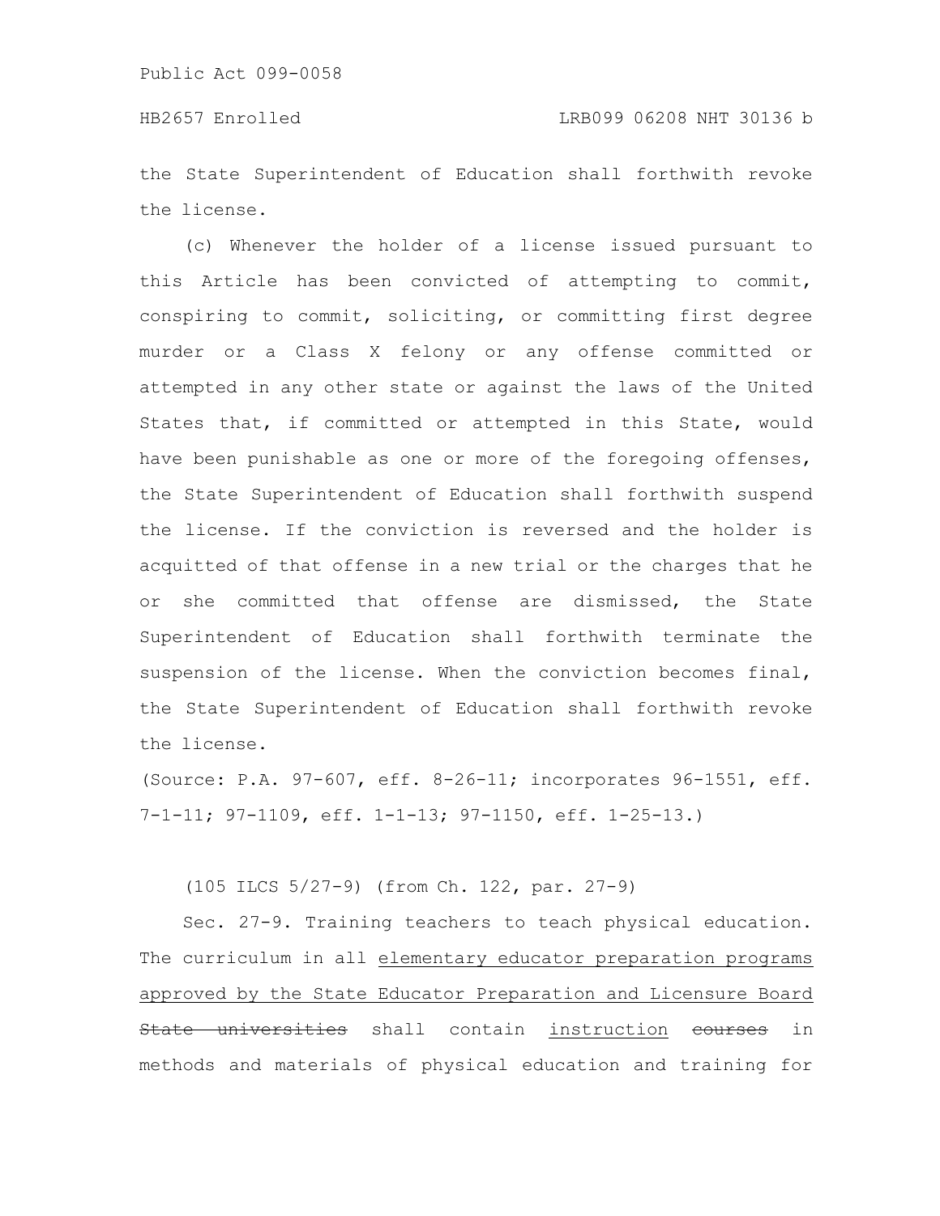the State Superintendent of Education shall forthwith revoke the license.

(c) Whenever the holder of a license issued pursuant to this Article has been convicted of attempting to commit, conspiring to commit, soliciting, or committing first degree murder or a Class X felony or any offense committed or attempted in any other state or against the laws of the United States that, if committed or attempted in this State, would have been punishable as one or more of the foregoing offenses, the State Superintendent of Education shall forthwith suspend the license. If the conviction is reversed and the holder is acquitted of that offense in a new trial or the charges that he or she committed that offense are dismissed, the State Superintendent of Education shall forthwith terminate the suspension of the license. When the conviction becomes final, the State Superintendent of Education shall forthwith revoke the license.

(Source: P.A. 97-607, eff. 8-26-11; incorporates 96-1551, eff. 7-1-11; 97-1109, eff. 1-1-13; 97-1150, eff. 1-25-13.)

(105 ILCS 5/27-9) (from Ch. 122, par. 27-9)

Sec. 27-9. Training teachers to teach physical education. The curriculum in all <u>elementary educator preparation programs approved by the State Educator Preparation and Licensure Board</u> ~~State universities~~ shall contain <u>instruction</u> ~~courses~~ in methods and materials of physical education and training for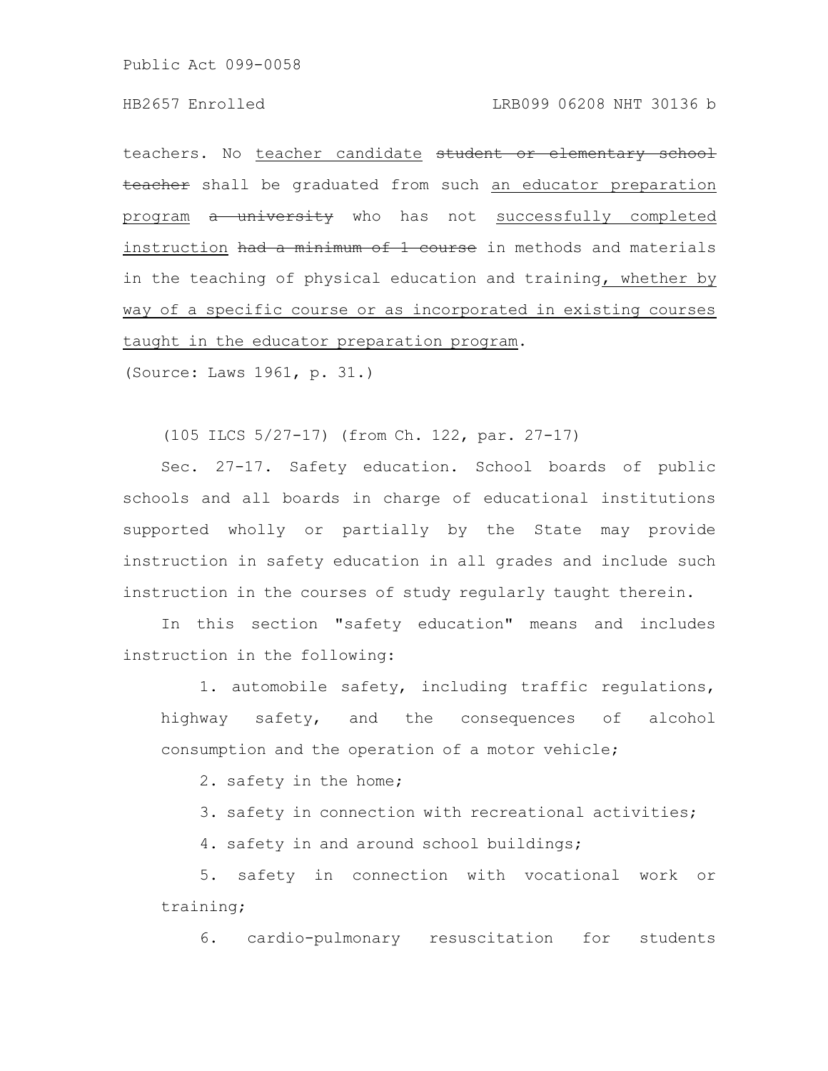teachers. No <u>teacher candidate</u> ~~student or elementary school teacher~~ shall be graduated from such <u>an educator preparation program</u> ~~a university~~ who has not <u>successfully completed instruction</u> ~~had a minimum of 1 course~~ in methods and materials in the teaching of physical education and training<u>, whether by way of a specific course or as incorporated in existing courses taught in the educator preparation program</u>.

(Source: Laws 1961, p. 31.)

(105 ILCS 5/27-17) (from Ch. 122, par. 27-17)

Sec. 27-17. Safety education. School boards of public schools and all boards in charge of educational institutions supported wholly or partially by the State may provide instruction in safety education in all grades and include such instruction in the courses of study regularly taught therein.

In this section "safety education" means and includes instruction in the following:

1. automobile safety, including traffic regulations, highway safety, and the consequences of alcohol consumption and the operation of a motor vehicle;

2. safety in the home;

3. safety in connection with recreational activities;

4. safety in and around school buildings;

5. safety in connection with vocational work or training;

6. cardio-pulmonary resuscitation for students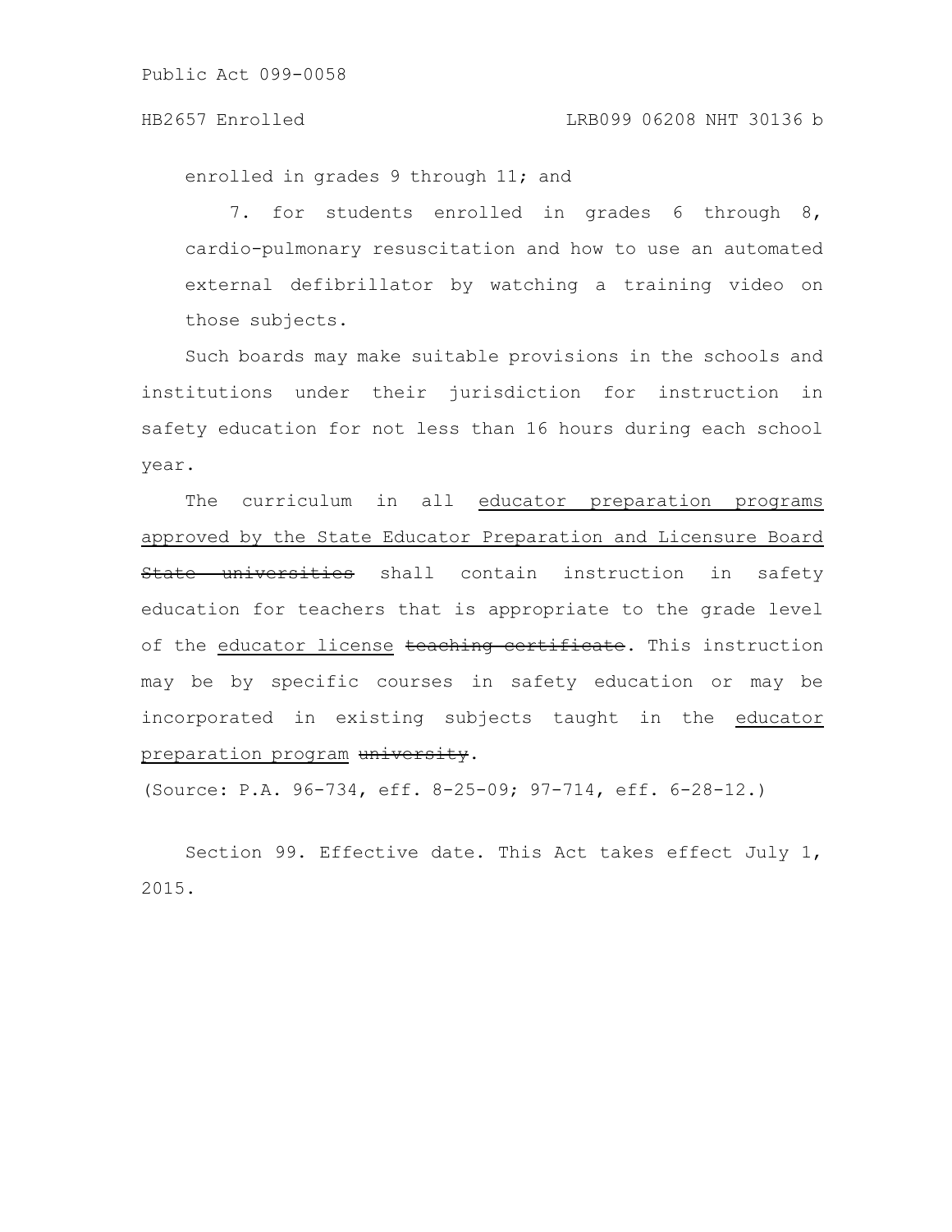enrolled in grades 9 through 11; and

7. for students enrolled in grades 6 through 8, cardio-pulmonary resuscitation and how to use an automated external defibrillator by watching a training video on those subjects.

Such boards may make suitable provisions in the schools and institutions under their jurisdiction for instruction in safety education for not less than 16 hours during each school year.

The curriculum in all educator preparation programs approved by the State Educator Preparation and Licensure Board ~~State universities~~ shall contain instruction in safety education for teachers that is appropriate to the grade level of the educator license ~~teaching certificate~~. This instruction may be by specific courses in safety education or may be incorporated in existing subjects taught in the educator preparation program ~~university~~.

(Source: P.A. 96-734, eff. 8-25-09; 97-714, eff. 6-28-12.)

Section 99. Effective date. This Act takes effect July 1, 2015.